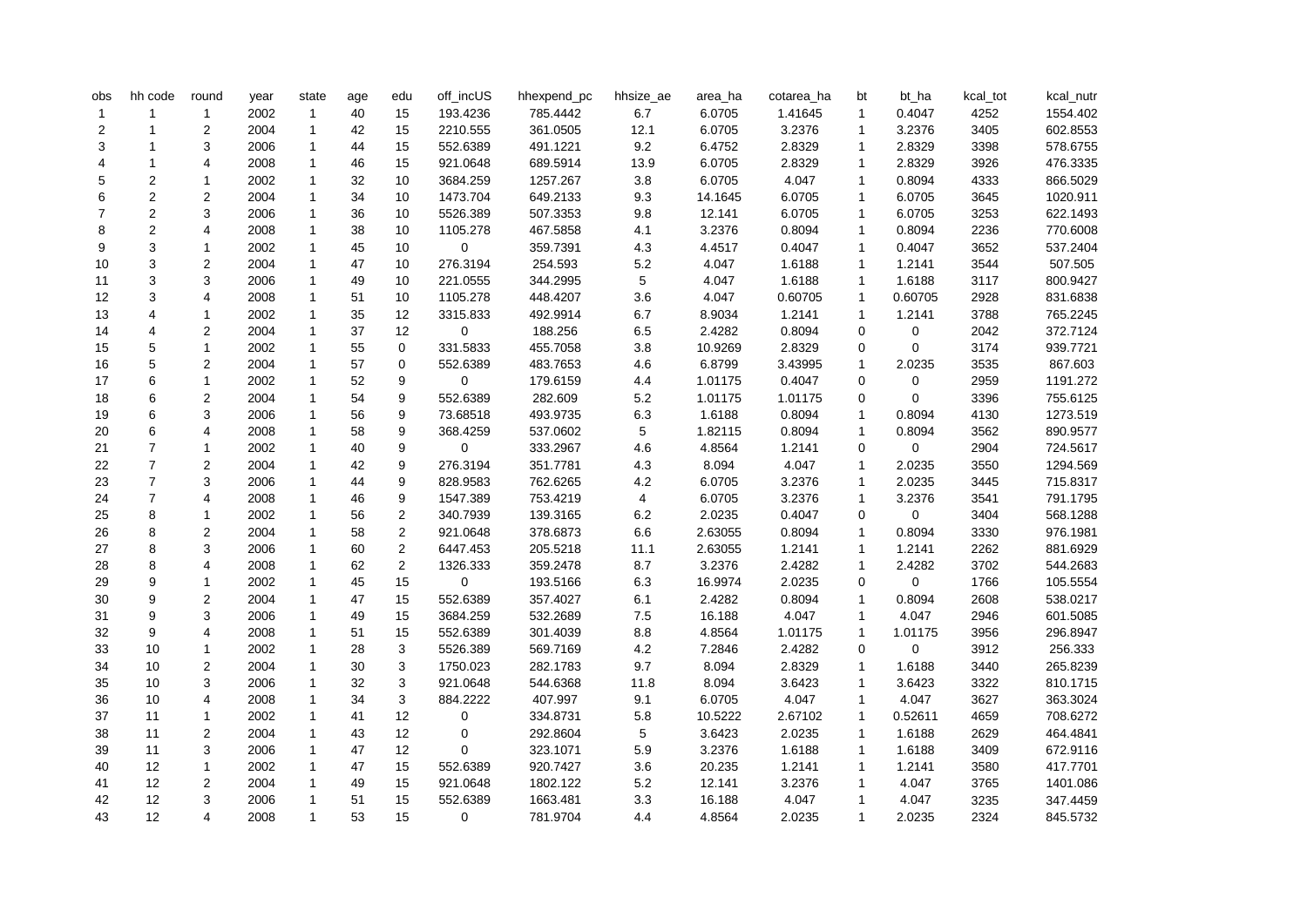| obs | hh code | round | year | state | age | edu | off_incUS | hhexpend_pc | hhsize_ae | area_ha | cotarea_ha | bt | bt_ha | kcal_tot | kcal_nutr |
|---|---|---|---|---|---|---|---|---|---|---|---|---|---|---|---|
| 1 | 1 | 1 | 2002 | 1 | 40 | 15 | 193.4236 | 785.4442 | 6.7 | 6.0705 | 1.41645 | 1 | 0.4047 | 4252 | 1554.402 |
| 2 | 1 | 2 | 2004 | 1 | 42 | 15 | 2210.555 | 361.0505 | 12.1 | 6.0705 | 3.2376 | 1 | 3.2376 | 3405 | 602.8553 |
| 3 | 1 | 3 | 2006 | 1 | 44 | 15 | 552.6389 | 491.1221 | 9.2 | 6.4752 | 2.8329 | 1 | 2.8329 | 3398 | 578.6755 |
| 4 | 1 | 4 | 2008 | 1 | 46 | 15 | 921.0648 | 689.5914 | 13.9 | 6.0705 | 2.8329 | 1 | 2.8329 | 3926 | 476.3335 |
| 5 | 2 | 1 | 2002 | 1 | 32 | 10 | 3684.259 | 1257.267 | 3.8 | 6.0705 | 4.047 | 1 | 0.8094 | 4333 | 866.5029 |
| 6 | 2 | 2 | 2004 | 1 | 34 | 10 | 1473.704 | 649.2133 | 9.3 | 14.1645 | 6.0705 | 1 | 6.0705 | 3645 | 1020.911 |
| 7 | 2 | 3 | 2006 | 1 | 36 | 10 | 5526.389 | 507.3353 | 9.8 | 12.141 | 6.0705 | 1 | 6.0705 | 3253 | 622.1493 |
| 8 | 2 | 4 | 2008 | 1 | 38 | 10 | 1105.278 | 467.5858 | 4.1 | 3.2376 | 0.8094 | 1 | 0.8094 | 2236 | 770.6008 |
| 9 | 3 | 1 | 2002 | 1 | 45 | 10 | 0 | 359.7391 | 4.3 | 4.4517 | 0.4047 | 1 | 0.4047 | 3652 | 537.2404 |
| 10 | 3 | 2 | 2004 | 1 | 47 | 10 | 276.3194 | 254.593 | 5.2 | 4.047 | 1.6188 | 1 | 1.2141 | 3544 | 507.505 |
| 11 | 3 | 3 | 2006 | 1 | 49 | 10 | 221.0555 | 344.2995 | 5 | 4.047 | 1.6188 | 1 | 1.6188 | 3117 | 800.9427 |
| 12 | 3 | 4 | 2008 | 1 | 51 | 10 | 1105.278 | 448.4207 | 3.6 | 4.047 | 0.60705 | 1 | 0.60705 | 2928 | 831.6838 |
| 13 | 4 | 1 | 2002 | 1 | 35 | 12 | 3315.833 | 492.9914 | 6.7 | 8.9034 | 1.2141 | 1 | 1.2141 | 3788 | 765.2245 |
| 14 | 4 | 2 | 2004 | 1 | 37 | 12 | 0 | 188.256 | 6.5 | 2.4282 | 0.8094 | 0 | 0 | 2042 | 372.7124 |
| 15 | 5 | 1 | 2002 | 1 | 55 | 0 | 331.5833 | 455.7058 | 3.8 | 10.9269 | 2.8329 | 0 | 0 | 3174 | 939.7721 |
| 16 | 5 | 2 | 2004 | 1 | 57 | 0 | 552.6389 | 483.7653 | 4.6 | 6.8799 | 3.43995 | 1 | 2.0235 | 3535 | 867.603 |
| 17 | 6 | 1 | 2002 | 1 | 52 | 9 | 0 | 179.6159 | 4.4 | 1.01175 | 0.4047 | 0 | 0 | 2959 | 1191.272 |
| 18 | 6 | 2 | 2004 | 1 | 54 | 9 | 552.6389 | 282.609 | 5.2 | 1.01175 | 1.01175 | 0 | 0 | 3396 | 755.6125 |
| 19 | 6 | 3 | 2006 | 1 | 56 | 9 | 73.68518 | 493.9735 | 6.3 | 1.6188 | 0.8094 | 1 | 0.8094 | 4130 | 1273.519 |
| 20 | 6 | 4 | 2008 | 1 | 58 | 9 | 368.4259 | 537.0602 | 5 | 1.82115 | 0.8094 | 1 | 0.8094 | 3562 | 890.9577 |
| 21 | 7 | 1 | 2002 | 1 | 40 | 9 | 0 | 333.2967 | 4.6 | 4.8564 | 1.2141 | 0 | 0 | 2904 | 724.5617 |
| 22 | 7 | 2 | 2004 | 1 | 42 | 9 | 276.3194 | 351.7781 | 4.3 | 8.094 | 4.047 | 1 | 2.0235 | 3550 | 1294.569 |
| 23 | 7 | 3 | 2006 | 1 | 44 | 9 | 828.9583 | 762.6265 | 4.2 | 6.0705 | 3.2376 | 1 | 2.0235 | 3445 | 715.8317 |
| 24 | 7 | 4 | 2008 | 1 | 46 | 9 | 1547.389 | 753.4219 | 4 | 6.0705 | 3.2376 | 1 | 3.2376 | 3541 | 791.1795 |
| 25 | 8 | 1 | 2002 | 1 | 56 | 2 | 340.7939 | 139.3165 | 6.2 | 2.0235 | 0.4047 | 0 | 0 | 3404 | 568.1288 |
| 26 | 8 | 2 | 2004 | 1 | 58 | 2 | 921.0648 | 378.6873 | 6.6 | 2.63055 | 0.8094 | 1 | 0.8094 | 3330 | 976.1981 |
| 27 | 8 | 3 | 2006 | 1 | 60 | 2 | 6447.453 | 205.5218 | 11.1 | 2.63055 | 1.2141 | 1 | 1.2141 | 2262 | 881.6929 |
| 28 | 8 | 4 | 2008 | 1 | 62 | 2 | 1326.333 | 359.2478 | 8.7 | 3.2376 | 2.4282 | 1 | 2.4282 | 3702 | 544.2683 |
| 29 | 9 | 1 | 2002 | 1 | 45 | 15 | 0 | 193.5166 | 6.3 | 16.9974 | 2.0235 | 0 | 0 | 1766 | 105.5554 |
| 30 | 9 | 2 | 2004 | 1 | 47 | 15 | 552.6389 | 357.4027 | 6.1 | 2.4282 | 0.8094 | 1 | 0.8094 | 2608 | 538.0217 |
| 31 | 9 | 3 | 2006 | 1 | 49 | 15 | 3684.259 | 532.2689 | 7.5 | 16.188 | 4.047 | 1 | 4.047 | 2946 | 601.5085 |
| 32 | 9 | 4 | 2008 | 1 | 51 | 15 | 552.6389 | 301.4039 | 8.8 | 4.8564 | 1.01175 | 1 | 1.01175 | 3956 | 296.8947 |
| 33 | 10 | 1 | 2002 | 1 | 28 | 3 | 5526.389 | 569.7169 | 4.2 | 7.2846 | 2.4282 | 0 | 0 | 3912 | 256.333 |
| 34 | 10 | 2 | 2004 | 1 | 30 | 3 | 1750.023 | 282.1783 | 9.7 | 8.094 | 2.8329 | 1 | 1.6188 | 3440 | 265.8239 |
| 35 | 10 | 3 | 2006 | 1 | 32 | 3 | 921.0648 | 544.6368 | 11.8 | 8.094 | 3.6423 | 1 | 3.6423 | 3322 | 810.1715 |
| 36 | 10 | 4 | 2008 | 1 | 34 | 3 | 884.2222 | 407.997 | 9.1 | 6.0705 | 4.047 | 1 | 4.047 | 3627 | 363.3024 |
| 37 | 11 | 1 | 2002 | 1 | 41 | 12 | 0 | 334.8731 | 5.8 | 10.5222 | 2.67102 | 1 | 0.52611 | 4659 | 708.6272 |
| 38 | 11 | 2 | 2004 | 1 | 43 | 12 | 0 | 292.8604 | 5 | 3.6423 | 2.0235 | 1 | 1.6188 | 2629 | 464.4841 |
| 39 | 11 | 3 | 2006 | 1 | 47 | 12 | 0 | 323.1071 | 5.9 | 3.2376 | 1.6188 | 1 | 1.6188 | 3409 | 672.9116 |
| 40 | 12 | 1 | 2002 | 1 | 47 | 15 | 552.6389 | 920.7427 | 3.6 | 20.235 | 1.2141 | 1 | 1.2141 | 3580 | 417.7701 |
| 41 | 12 | 2 | 2004 | 1 | 49 | 15 | 921.0648 | 1802.122 | 5.2 | 12.141 | 3.2376 | 1 | 4.047 | 3765 | 1401.086 |
| 42 | 12 | 3 | 2006 | 1 | 51 | 15 | 552.6389 | 1663.481 | 3.3 | 16.188 | 4.047 | 1 | 4.047 | 3235 | 347.4459 |
| 43 | 12 | 4 | 2008 | 1 | 53 | 15 | 0 | 781.9704 | 4.4 | 4.8564 | 2.0235 | 1 | 2.0235 | 2324 | 845.5732 |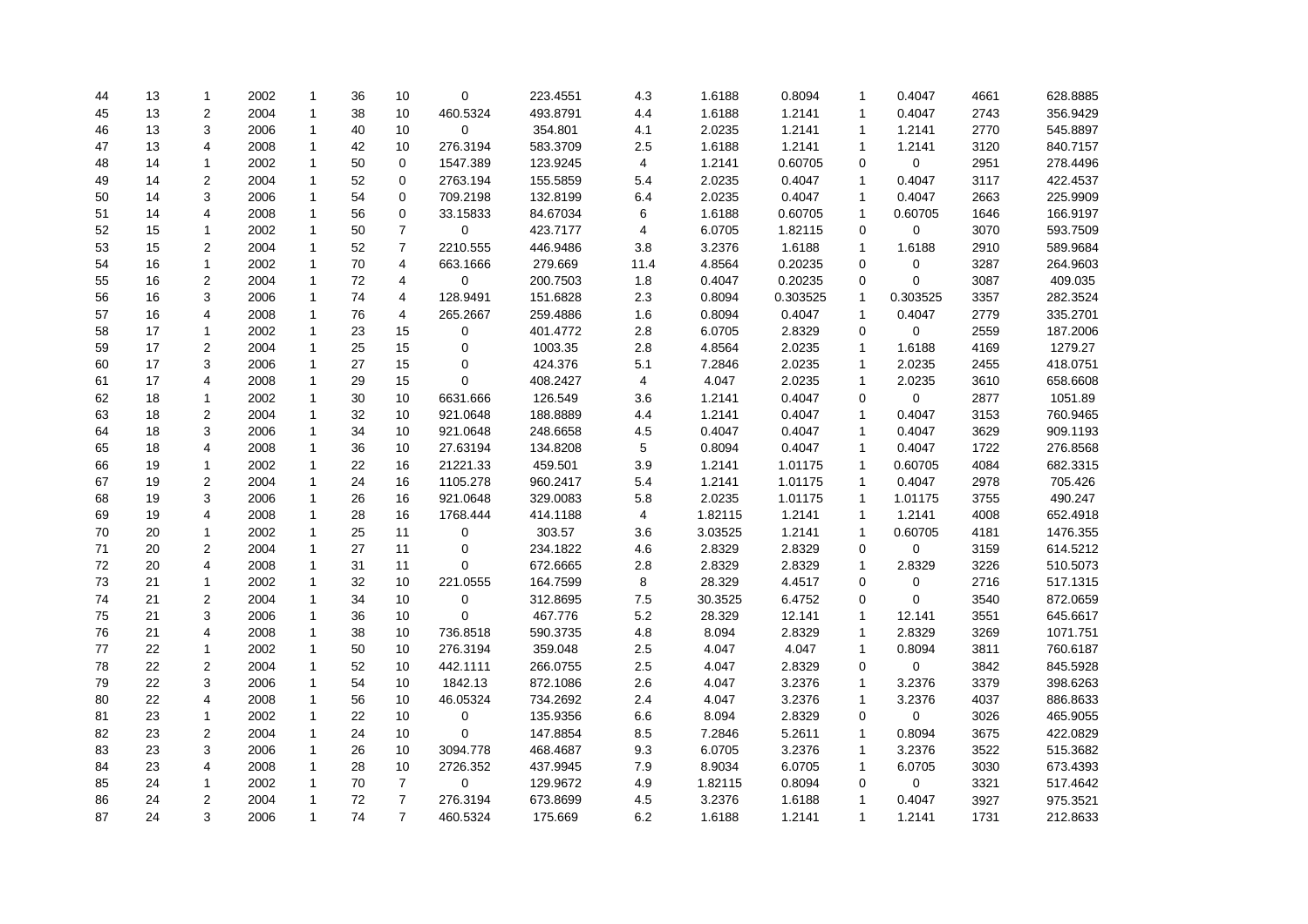| | | | | | | | | | | | | | | | |
|---|---|---|---|---|---|---|---|---|---|---|---|---|---|---|---|
| 44 | 13 | 1 | 2002 | 1 | 36 | 10 | 0 | 223.4551 | 4.3 | 1.6188 | 0.8094 | 1 | 0.4047 | 4661 | 628.8885 |
| 45 | 13 | 2 | 2004 | 1 | 38 | 10 | 460.5324 | 493.8791 | 4.4 | 1.6188 | 1.2141 | 1 | 0.4047 | 2743 | 356.9429 |
| 46 | 13 | 3 | 2006 | 1 | 40 | 10 | 0 | 354.801 | 4.1 | 2.0235 | 1.2141 | 1 | 1.2141 | 2770 | 545.8897 |
| 47 | 13 | 4 | 2008 | 1 | 42 | 10 | 276.3194 | 583.3709 | 2.5 | 1.6188 | 1.2141 | 1 | 1.2141 | 3120 | 840.7157 |
| 48 | 14 | 1 | 2002 | 1 | 50 | 0 | 1547.389 | 123.9245 | 4 | 1.2141 | 0.60705 | 0 | 0 | 2951 | 278.4496 |
| 49 | 14 | 2 | 2004 | 1 | 52 | 0 | 2763.194 | 155.5859 | 5.4 | 2.0235 | 0.4047 | 1 | 0.4047 | 3117 | 422.4537 |
| 50 | 14 | 3 | 2006 | 1 | 54 | 0 | 709.2198 | 132.8199 | 6.4 | 2.0235 | 0.4047 | 1 | 0.4047 | 2663 | 225.9909 |
| 51 | 14 | 4 | 2008 | 1 | 56 | 0 | 33.15833 | 84.67034 | 6 | 1.6188 | 0.60705 | 1 | 0.60705 | 1646 | 166.9197 |
| 52 | 15 | 1 | 2002 | 1 | 50 | 7 | 0 | 423.7177 | 4 | 6.0705 | 1.82115 | 0 | 0 | 3070 | 593.7509 |
| 53 | 15 | 2 | 2004 | 1 | 52 | 7 | 2210.555 | 446.9486 | 3.8 | 3.2376 | 1.6188 | 1 | 1.6188 | 2910 | 589.9684 |
| 54 | 16 | 1 | 2002 | 1 | 70 | 4 | 663.1666 | 279.669 | 11.4 | 4.8564 | 0.20235 | 0 | 0 | 3287 | 264.9603 |
| 55 | 16 | 2 | 2004 | 1 | 72 | 4 | 0 | 200.7503 | 1.8 | 0.4047 | 0.20235 | 0 | 0 | 3087 | 409.035 |
| 56 | 16 | 3 | 2006 | 1 | 74 | 4 | 128.9491 | 151.6828 | 2.3 | 0.8094 | 0.303525 | 1 | 0.303525 | 3357 | 282.3524 |
| 57 | 16 | 4 | 2008 | 1 | 76 | 4 | 265.2667 | 259.4886 | 1.6 | 0.8094 | 0.4047 | 1 | 0.4047 | 2779 | 335.2701 |
| 58 | 17 | 1 | 2002 | 1 | 23 | 15 | 0 | 401.4772 | 2.8 | 6.0705 | 2.8329 | 0 | 0 | 2559 | 187.2006 |
| 59 | 17 | 2 | 2004 | 1 | 25 | 15 | 0 | 1003.35 | 2.8 | 4.8564 | 2.0235 | 1 | 1.6188 | 4169 | 1279.27 |
| 60 | 17 | 3 | 2006 | 1 | 27 | 15 | 0 | 424.376 | 5.1 | 7.2846 | 2.0235 | 1 | 2.0235 | 2455 | 418.0751 |
| 61 | 17 | 4 | 2008 | 1 | 29 | 15 | 0 | 408.2427 | 4 | 4.047 | 2.0235 | 1 | 2.0235 | 3610 | 658.6608 |
| 62 | 18 | 1 | 2002 | 1 | 30 | 10 | 6631.666 | 126.549 | 3.6 | 1.2141 | 0.4047 | 0 | 0 | 2877 | 1051.89 |
| 63 | 18 | 2 | 2004 | 1 | 32 | 10 | 921.0648 | 188.8889 | 4.4 | 1.2141 | 0.4047 | 1 | 0.4047 | 3153 | 760.9465 |
| 64 | 18 | 3 | 2006 | 1 | 34 | 10 | 921.0648 | 248.6658 | 4.5 | 0.4047 | 0.4047 | 1 | 0.4047 | 3629 | 909.1193 |
| 65 | 18 | 4 | 2008 | 1 | 36 | 10 | 27.63194 | 134.8208 | 5 | 0.8094 | 0.4047 | 1 | 0.4047 | 1722 | 276.8568 |
| 66 | 19 | 1 | 2002 | 1 | 22 | 16 | 21221.33 | 459.501 | 3.9 | 1.2141 | 1.01175 | 1 | 0.60705 | 4084 | 682.3315 |
| 67 | 19 | 2 | 2004 | 1 | 24 | 16 | 1105.278 | 960.2417 | 5.4 | 1.2141 | 1.01175 | 1 | 0.4047 | 2978 | 705.426 |
| 68 | 19 | 3 | 2006 | 1 | 26 | 16 | 921.0648 | 329.0083 | 5.8 | 2.0235 | 1.01175 | 1 | 1.01175 | 3755 | 490.247 |
| 69 | 19 | 4 | 2008 | 1 | 28 | 16 | 1768.444 | 414.1188 | 4 | 1.82115 | 1.2141 | 1 | 1.2141 | 4008 | 652.4918 |
| 70 | 20 | 1 | 2002 | 1 | 25 | 11 | 0 | 303.57 | 3.6 | 3.03525 | 1.2141 | 1 | 0.60705 | 4181 | 1476.355 |
| 71 | 20 | 2 | 2004 | 1 | 27 | 11 | 0 | 234.1822 | 4.6 | 2.8329 | 2.8329 | 0 | 0 | 3159 | 614.5212 |
| 72 | 20 | 4 | 2008 | 1 | 31 | 11 | 0 | 672.6665 | 2.8 | 2.8329 | 2.8329 | 1 | 2.8329 | 3226 | 510.5073 |
| 73 | 21 | 1 | 2002 | 1 | 32 | 10 | 221.0555 | 164.7599 | 8 | 28.329 | 4.4517 | 0 | 0 | 2716 | 517.1315 |
| 74 | 21 | 2 | 2004 | 1 | 34 | 10 | 0 | 312.8695 | 7.5 | 30.3525 | 6.4752 | 0 | 0 | 3540 | 872.0659 |
| 75 | 21 | 3 | 2006 | 1 | 36 | 10 | 0 | 467.776 | 5.2 | 28.329 | 12.141 | 1 | 12.141 | 3551 | 645.6617 |
| 76 | 21 | 4 | 2008 | 1 | 38 | 10 | 736.8518 | 590.3735 | 4.8 | 8.094 | 2.8329 | 1 | 2.8329 | 3269 | 1071.751 |
| 77 | 22 | 1 | 2002 | 1 | 50 | 10 | 276.3194 | 359.048 | 2.5 | 4.047 | 4.047 | 1 | 0.8094 | 3811 | 760.6187 |
| 78 | 22 | 2 | 2004 | 1 | 52 | 10 | 442.1111 | 266.0755 | 2.5 | 4.047 | 2.8329 | 0 | 0 | 3842 | 845.5928 |
| 79 | 22 | 3 | 2006 | 1 | 54 | 10 | 1842.13 | 872.1086 | 2.6 | 4.047 | 3.2376 | 1 | 3.2376 | 3379 | 398.6263 |
| 80 | 22 | 4 | 2008 | 1 | 56 | 10 | 46.05324 | 734.2692 | 2.4 | 4.047 | 3.2376 | 1 | 3.2376 | 4037 | 886.8633 |
| 81 | 23 | 1 | 2002 | 1 | 22 | 10 | 0 | 135.9356 | 6.6 | 8.094 | 2.8329 | 0 | 0 | 3026 | 465.9055 |
| 82 | 23 | 2 | 2004 | 1 | 24 | 10 | 0 | 147.8854 | 8.5 | 7.2846 | 5.2611 | 1 | 0.8094 | 3675 | 422.0829 |
| 83 | 23 | 3 | 2006 | 1 | 26 | 10 | 3094.778 | 468.4687 | 9.3 | 6.0705 | 3.2376 | 1 | 3.2376 | 3522 | 515.3682 |
| 84 | 23 | 4 | 2008 | 1 | 28 | 10 | 2726.352 | 437.9945 | 7.9 | 8.9034 | 6.0705 | 1 | 6.0705 | 3030 | 673.4393 |
| 85 | 24 | 1 | 2002 | 1 | 70 | 7 | 0 | 129.9672 | 4.9 | 1.82115 | 0.8094 | 0 | 0 | 3321 | 517.4642 |
| 86 | 24 | 2 | 2004 | 1 | 72 | 7 | 276.3194 | 673.8699 | 4.5 | 3.2376 | 1.6188 | 1 | 0.4047 | 3927 | 975.3521 |
| 87 | 24 | 3 | 2006 | 1 | 74 | 7 | 460.5324 | 175.669 | 6.2 | 1.6188 | 1.2141 | 1 | 1.2141 | 1731 | 212.8633 |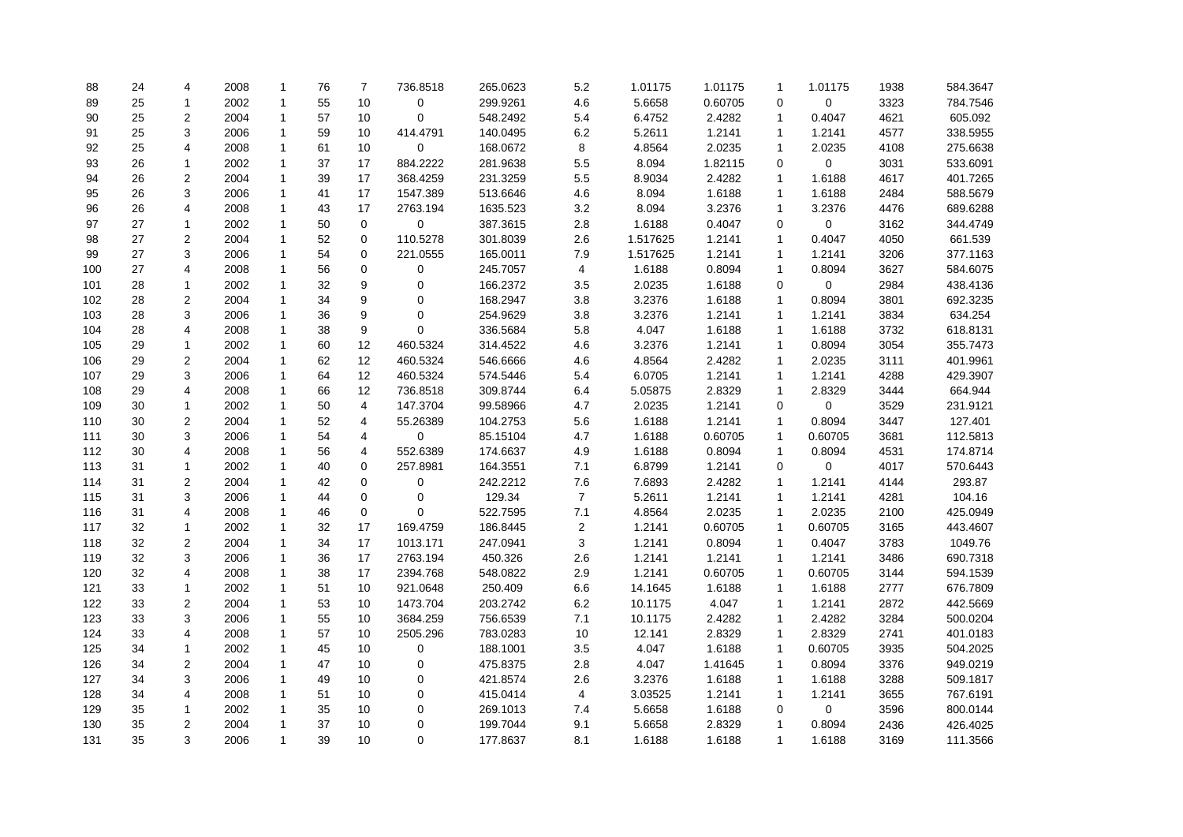| | | | | | | | | | | | | | | | |
|---|---|---|---|---|---|---|---|---|---|---|---|---|---|---|---|
| 88 | 24 | 4 | 2008 | 1 | 76 | 7 | 736.8518 | 265.0623 | 5.2 | 1.01175 | 1.01175 | 1 | 1.01175 | 1938 | 584.3647 |
| 89 | 25 | 1 | 2002 | 1 | 55 | 10 | 0 | 299.9261 | 4.6 | 5.6658 | 0.60705 | 0 | 0 | 3323 | 784.7546 |
| 90 | 25 | 2 | 2004 | 1 | 57 | 10 | 0 | 548.2492 | 5.4 | 6.4752 | 2.4282 | 1 | 0.4047 | 4621 | 605.092 |
| 91 | 25 | 3 | 2006 | 1 | 59 | 10 | 414.4791 | 140.0495 | 6.2 | 5.2611 | 1.2141 | 1 | 1.2141 | 4577 | 338.5955 |
| 92 | 25 | 4 | 2008 | 1 | 61 | 10 | 0 | 168.0672 | 8 | 4.8564 | 2.0235 | 1 | 2.0235 | 4108 | 275.6638 |
| 93 | 26 | 1 | 2002 | 1 | 37 | 17 | 884.2222 | 281.9638 | 5.5 | 8.094 | 1.82115 | 0 | 0 | 3031 | 533.6091 |
| 94 | 26 | 2 | 2004 | 1 | 39 | 17 | 368.4259 | 231.3259 | 5.5 | 8.9034 | 2.4282 | 1 | 1.6188 | 4617 | 401.7265 |
| 95 | 26 | 3 | 2006 | 1 | 41 | 17 | 1547.389 | 513.6646 | 4.6 | 8.094 | 1.6188 | 1 | 1.6188 | 2484 | 588.5679 |
| 96 | 26 | 4 | 2008 | 1 | 43 | 17 | 2763.194 | 1635.523 | 3.2 | 8.094 | 3.2376 | 1 | 3.2376 | 4476 | 689.6288 |
| 97 | 27 | 1 | 2002 | 1 | 50 | 0 | 0 | 387.3615 | 2.8 | 1.6188 | 0.4047 | 0 | 0 | 3162 | 344.4749 |
| 98 | 27 | 2 | 2004 | 1 | 52 | 0 | 110.5278 | 301.8039 | 2.6 | 1.517625 | 1.2141 | 1 | 0.4047 | 4050 | 661.539 |
| 99 | 27 | 3 | 2006 | 1 | 54 | 0 | 221.0555 | 165.0011 | 7.9 | 1.517625 | 1.2141 | 1 | 1.2141 | 3206 | 377.1163 |
| 100 | 27 | 4 | 2008 | 1 | 56 | 0 | 0 | 245.7057 | 4 | 1.6188 | 0.8094 | 1 | 0.8094 | 3627 | 584.6075 |
| 101 | 28 | 1 | 2002 | 1 | 32 | 9 | 0 | 166.2372 | 3.5 | 2.0235 | 1.6188 | 0 | 0 | 2984 | 438.4136 |
| 102 | 28 | 2 | 2004 | 1 | 34 | 9 | 0 | 168.2947 | 3.8 | 3.2376 | 1.6188 | 1 | 0.8094 | 3801 | 692.3235 |
| 103 | 28 | 3 | 2006 | 1 | 36 | 9 | 0 | 254.9629 | 3.8 | 3.2376 | 1.2141 | 1 | 1.2141 | 3834 | 634.254 |
| 104 | 28 | 4 | 2008 | 1 | 38 | 9 | 0 | 336.5684 | 5.8 | 4.047 | 1.6188 | 1 | 1.6188 | 3732 | 618.8131 |
| 105 | 29 | 1 | 2002 | 1 | 60 | 12 | 460.5324 | 314.4522 | 4.6 | 3.2376 | 1.2141 | 1 | 0.8094 | 3054 | 355.7473 |
| 106 | 29 | 2 | 2004 | 1 | 62 | 12 | 460.5324 | 546.6666 | 4.6 | 4.8564 | 2.4282 | 1 | 2.0235 | 3111 | 401.9961 |
| 107 | 29 | 3 | 2006 | 1 | 64 | 12 | 460.5324 | 574.5446 | 5.4 | 6.0705 | 1.2141 | 1 | 1.2141 | 4288 | 429.3907 |
| 108 | 29 | 4 | 2008 | 1 | 66 | 12 | 736.8518 | 309.8744 | 6.4 | 5.05875 | 2.8329 | 1 | 2.8329 | 3444 | 664.944 |
| 109 | 30 | 1 | 2002 | 1 | 50 | 4 | 147.3704 | 99.58966 | 4.7 | 2.0235 | 1.2141 | 0 | 0 | 3529 | 231.9121 |
| 110 | 30 | 2 | 2004 | 1 | 52 | 4 | 55.26389 | 104.2753 | 5.6 | 1.6188 | 1.2141 | 1 | 0.8094 | 3447 | 127.401 |
| 111 | 30 | 3 | 2006 | 1 | 54 | 4 | 0 | 85.15104 | 4.7 | 1.6188 | 0.60705 | 1 | 0.60705 | 3681 | 112.5813 |
| 112 | 30 | 4 | 2008 | 1 | 56 | 4 | 552.6389 | 174.6637 | 4.9 | 1.6188 | 0.8094 | 1 | 0.8094 | 4531 | 174.8714 |
| 113 | 31 | 1 | 2002 | 1 | 40 | 0 | 257.8981 | 164.3551 | 7.1 | 6.8799 | 1.2141 | 0 | 0 | 4017 | 570.6443 |
| 114 | 31 | 2 | 2004 | 1 | 42 | 0 | 0 | 242.2212 | 7.6 | 7.6893 | 2.4282 | 1 | 1.2141 | 4144 | 293.87 |
| 115 | 31 | 3 | 2006 | 1 | 44 | 0 | 0 | 129.34 | 7 | 5.2611 | 1.2141 | 1 | 1.2141 | 4281 | 104.16 |
| 116 | 31 | 4 | 2008 | 1 | 46 | 0 | 0 | 522.7595 | 7.1 | 4.8564 | 2.0235 | 1 | 2.0235 | 2100 | 425.0949 |
| 117 | 32 | 1 | 2002 | 1 | 32 | 17 | 169.4759 | 186.8445 | 2 | 1.2141 | 0.60705 | 1 | 0.60705 | 3165 | 443.4607 |
| 118 | 32 | 2 | 2004 | 1 | 34 | 17 | 1013.171 | 247.0941 | 3 | 1.2141 | 0.8094 | 1 | 0.4047 | 3783 | 1049.76 |
| 119 | 32 | 3 | 2006 | 1 | 36 | 17 | 2763.194 | 450.326 | 2.6 | 1.2141 | 1.2141 | 1 | 1.2141 | 3486 | 690.7318 |
| 120 | 32 | 4 | 2008 | 1 | 38 | 17 | 2394.768 | 548.0822 | 2.9 | 1.2141 | 0.60705 | 1 | 0.60705 | 3144 | 594.1539 |
| 121 | 33 | 1 | 2002 | 1 | 51 | 10 | 921.0648 | 250.409 | 6.6 | 14.1645 | 1.6188 | 1 | 1.6188 | 2777 | 676.7809 |
| 122 | 33 | 2 | 2004 | 1 | 53 | 10 | 1473.704 | 203.2742 | 6.2 | 10.1175 | 4.047 | 1 | 1.2141 | 2872 | 442.5669 |
| 123 | 33 | 3 | 2006 | 1 | 55 | 10 | 3684.259 | 756.6539 | 7.1 | 10.1175 | 2.4282 | 1 | 2.4282 | 3284 | 500.0204 |
| 124 | 33 | 4 | 2008 | 1 | 57 | 10 | 2505.296 | 783.0283 | 10 | 12.141 | 2.8329 | 1 | 2.8329 | 2741 | 401.0183 |
| 125 | 34 | 1 | 2002 | 1 | 45 | 10 | 0 | 188.1001 | 3.5 | 4.047 | 1.6188 | 1 | 0.60705 | 3935 | 504.2025 |
| 126 | 34 | 2 | 2004 | 1 | 47 | 10 | 0 | 475.8375 | 2.8 | 4.047 | 1.41645 | 1 | 0.8094 | 3376 | 949.0219 |
| 127 | 34 | 3 | 2006 | 1 | 49 | 10 | 0 | 421.8574 | 2.6 | 3.2376 | 1.6188 | 1 | 1.6188 | 3288 | 509.1817 |
| 128 | 34 | 4 | 2008 | 1 | 51 | 10 | 0 | 415.0414 | 4 | 3.03525 | 1.2141 | 1 | 1.2141 | 3655 | 767.6191 |
| 129 | 35 | 1 | 2002 | 1 | 35 | 10 | 0 | 269.1013 | 7.4 | 5.6658 | 1.6188 | 0 | 0 | 3596 | 800.0144 |
| 130 | 35 | 2 | 2004 | 1 | 37 | 10 | 0 | 199.7044 | 9.1 | 5.6658 | 2.8329 | 1 | 0.8094 | 2436 | 426.4025 |
| 131 | 35 | 3 | 2006 | 1 | 39 | 10 | 0 | 177.8637 | 8.1 | 1.6188 | 1.6188 | 1 | 1.6188 | 3169 | 111.3566 |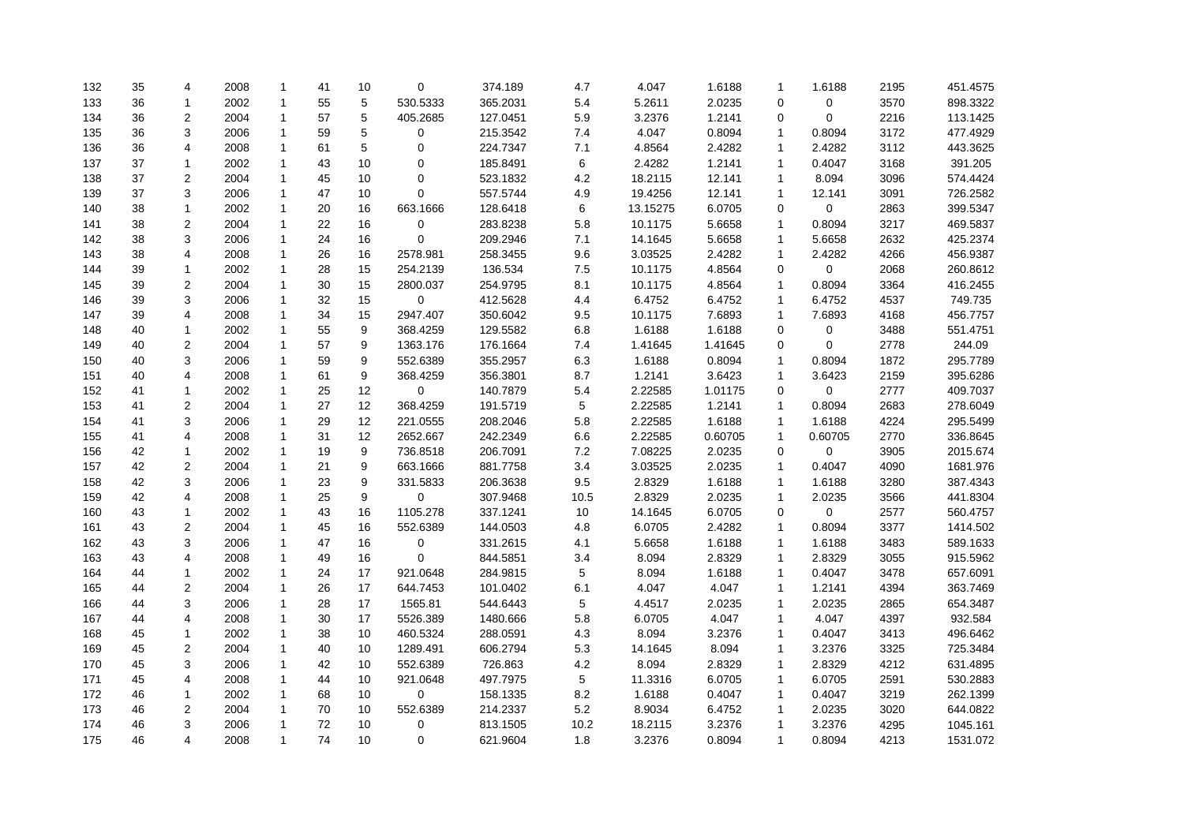| | | | | | | | | | | | | | | | |
|---|---|---|---|---|---|---|---|---|---|---|---|---|---|---|---|
| 132 | 35 | 4 | 2008 | 1 | 41 | 10 | 0 | 374.189 | 4.7 | 4.047 | 1.6188 | 1 | 1.6188 | 2195 | 451.4575 |
| 133 | 36 | 1 | 2002 | 1 | 55 | 5 | 530.5333 | 365.2031 | 5.4 | 5.2611 | 2.0235 | 0 | 0 | 3570 | 898.3322 |
| 134 | 36 | 2 | 2004 | 1 | 57 | 5 | 405.2685 | 127.0451 | 5.9 | 3.2376 | 1.2141 | 0 | 0 | 2216 | 113.1425 |
| 135 | 36 | 3 | 2006 | 1 | 59 | 5 | 0 | 215.3542 | 7.4 | 4.047 | 0.8094 | 1 | 0.8094 | 3172 | 477.4929 |
| 136 | 36 | 4 | 2008 | 1 | 61 | 5 | 0 | 224.7347 | 7.1 | 4.8564 | 2.4282 | 1 | 2.4282 | 3112 | 443.3625 |
| 137 | 37 | 1 | 2002 | 1 | 43 | 10 | 0 | 185.8491 | 6 | 2.4282 | 1.2141 | 1 | 0.4047 | 3168 | 391.205 |
| 138 | 37 | 2 | 2004 | 1 | 45 | 10 | 0 | 523.1832 | 4.2 | 18.2115 | 12.141 | 1 | 8.094 | 3096 | 574.4424 |
| 139 | 37 | 3 | 2006 | 1 | 47 | 10 | 0 | 557.5744 | 4.9 | 19.4256 | 12.141 | 1 | 12.141 | 3091 | 726.2582 |
| 140 | 38 | 1 | 2002 | 1 | 20 | 16 | 663.1666 | 128.6418 | 6 | 13.15275 | 6.0705 | 0 | 0 | 2863 | 399.5347 |
| 141 | 38 | 2 | 2004 | 1 | 22 | 16 | 0 | 283.8238 | 5.8 | 10.1175 | 5.6658 | 1 | 0.8094 | 3217 | 469.5837 |
| 142 | 38 | 3 | 2006 | 1 | 24 | 16 | 0 | 209.2946 | 7.1 | 14.1645 | 5.6658 | 1 | 5.6658 | 2632 | 425.2374 |
| 143 | 38 | 4 | 2008 | 1 | 26 | 16 | 2578.981 | 258.3455 | 9.6 | 3.03525 | 2.4282 | 1 | 2.4282 | 4266 | 456.9387 |
| 144 | 39 | 1 | 2002 | 1 | 28 | 15 | 254.2139 | 136.534 | 7.5 | 10.1175 | 4.8564 | 0 | 0 | 2068 | 260.8612 |
| 145 | 39 | 2 | 2004 | 1 | 30 | 15 | 2800.037 | 254.9795 | 8.1 | 10.1175 | 4.8564 | 1 | 0.8094 | 3364 | 416.2455 |
| 146 | 39 | 3 | 2006 | 1 | 32 | 15 | 0 | 412.5628 | 4.4 | 6.4752 | 6.4752 | 1 | 6.4752 | 4537 | 749.735 |
| 147 | 39 | 4 | 2008 | 1 | 34 | 15 | 2947.407 | 350.6042 | 9.5 | 10.1175 | 7.6893 | 1 | 7.6893 | 4168 | 456.7757 |
| 148 | 40 | 1 | 2002 | 1 | 55 | 9 | 368.4259 | 129.5582 | 6.8 | 1.6188 | 1.6188 | 0 | 0 | 3488 | 551.4751 |
| 149 | 40 | 2 | 2004 | 1 | 57 | 9 | 1363.176 | 176.1664 | 7.4 | 1.41645 | 1.41645 | 0 | 0 | 2778 | 244.09 |
| 150 | 40 | 3 | 2006 | 1 | 59 | 9 | 552.6389 | 355.2957 | 6.3 | 1.6188 | 0.8094 | 1 | 0.8094 | 1872 | 295.7789 |
| 151 | 40 | 4 | 2008 | 1 | 61 | 9 | 368.4259 | 356.3801 | 8.7 | 1.2141 | 3.6423 | 1 | 3.6423 | 2159 | 395.6286 |
| 152 | 41 | 1 | 2002 | 1 | 25 | 12 | 0 | 140.7879 | 5.4 | 2.22585 | 1.01175 | 0 | 0 | 2777 | 409.7037 |
| 153 | 41 | 2 | 2004 | 1 | 27 | 12 | 368.4259 | 191.5719 | 5 | 2.22585 | 1.2141 | 1 | 0.8094 | 2683 | 278.6049 |
| 154 | 41 | 3 | 2006 | 1 | 29 | 12 | 221.0555 | 208.2046 | 5.8 | 2.22585 | 1.6188 | 1 | 1.6188 | 4224 | 295.5499 |
| 155 | 41 | 4 | 2008 | 1 | 31 | 12 | 2652.667 | 242.2349 | 6.6 | 2.22585 | 0.60705 | 1 | 0.60705 | 2770 | 336.8645 |
| 156 | 42 | 1 | 2002 | 1 | 19 | 9 | 736.8518 | 206.7091 | 7.2 | 7.08225 | 2.0235 | 0 | 0 | 3905 | 2015.674 |
| 157 | 42 | 2 | 2004 | 1 | 21 | 9 | 663.1666 | 881.7758 | 3.4 | 3.03525 | 2.0235 | 1 | 0.4047 | 4090 | 1681.976 |
| 158 | 42 | 3 | 2006 | 1 | 23 | 9 | 331.5833 | 206.3638 | 9.5 | 2.8329 | 1.6188 | 1 | 1.6188 | 3280 | 387.4343 |
| 159 | 42 | 4 | 2008 | 1 | 25 | 9 | 0 | 307.9468 | 10.5 | 2.8329 | 2.0235 | 1 | 2.0235 | 3566 | 441.8304 |
| 160 | 43 | 1 | 2002 | 1 | 43 | 16 | 1105.278 | 337.1241 | 10 | 14.1645 | 6.0705 | 0 | 0 | 2577 | 560.4757 |
| 161 | 43 | 2 | 2004 | 1 | 45 | 16 | 552.6389 | 144.0503 | 4.8 | 6.0705 | 2.4282 | 1 | 0.8094 | 3377 | 1414.502 |
| 162 | 43 | 3 | 2006 | 1 | 47 | 16 | 0 | 331.2615 | 4.1 | 5.6658 | 1.6188 | 1 | 1.6188 | 3483 | 589.1633 |
| 163 | 43 | 4 | 2008 | 1 | 49 | 16 | 0 | 844.5851 | 3.4 | 8.094 | 2.8329 | 1 | 2.8329 | 3055 | 915.5962 |
| 164 | 44 | 1 | 2002 | 1 | 24 | 17 | 921.0648 | 284.9815 | 5 | 8.094 | 1.6188 | 1 | 0.4047 | 3478 | 657.6091 |
| 165 | 44 | 2 | 2004 | 1 | 26 | 17 | 644.7453 | 101.0402 | 6.1 | 4.047 | 4.047 | 1 | 1.2141 | 4394 | 363.7469 |
| 166 | 44 | 3 | 2006 | 1 | 28 | 17 | 1565.81 | 544.6443 | 5 | 4.4517 | 2.0235 | 1 | 2.0235 | 2865 | 654.3487 |
| 167 | 44 | 4 | 2008 | 1 | 30 | 17 | 5526.389 | 1480.666 | 5.8 | 6.0705 | 4.047 | 1 | 4.047 | 4397 | 932.584 |
| 168 | 45 | 1 | 2002 | 1 | 38 | 10 | 460.5324 | 288.0591 | 4.3 | 8.094 | 3.2376 | 1 | 0.4047 | 3413 | 496.6462 |
| 169 | 45 | 2 | 2004 | 1 | 40 | 10 | 1289.491 | 606.2794 | 5.3 | 14.1645 | 8.094 | 1 | 3.2376 | 3325 | 725.3484 |
| 170 | 45 | 3 | 2006 | 1 | 42 | 10 | 552.6389 | 726.863 | 4.2 | 8.094 | 2.8329 | 1 | 2.8329 | 4212 | 631.4895 |
| 171 | 45 | 4 | 2008 | 1 | 44 | 10 | 921.0648 | 497.7975 | 5 | 11.3316 | 6.0705 | 1 | 6.0705 | 2591 | 530.2883 |
| 172 | 46 | 1 | 2002 | 1 | 68 | 10 | 0 | 158.1335 | 8.2 | 1.6188 | 0.4047 | 1 | 0.4047 | 3219 | 262.1399 |
| 173 | 46 | 2 | 2004 | 1 | 70 | 10 | 552.6389 | 214.2337 | 5.2 | 8.9034 | 6.4752 | 1 | 2.0235 | 3020 | 644.0822 |
| 174 | 46 | 3 | 2006 | 1 | 72 | 10 | 0 | 813.1505 | 10.2 | 18.2115 | 3.2376 | 1 | 3.2376 | 4295 | 1045.161 |
| 175 | 46 | 4 | 2008 | 1 | 74 | 10 | 0 | 621.9604 | 1.8 | 3.2376 | 0.8094 | 1 | 0.8094 | 4213 | 1531.072 |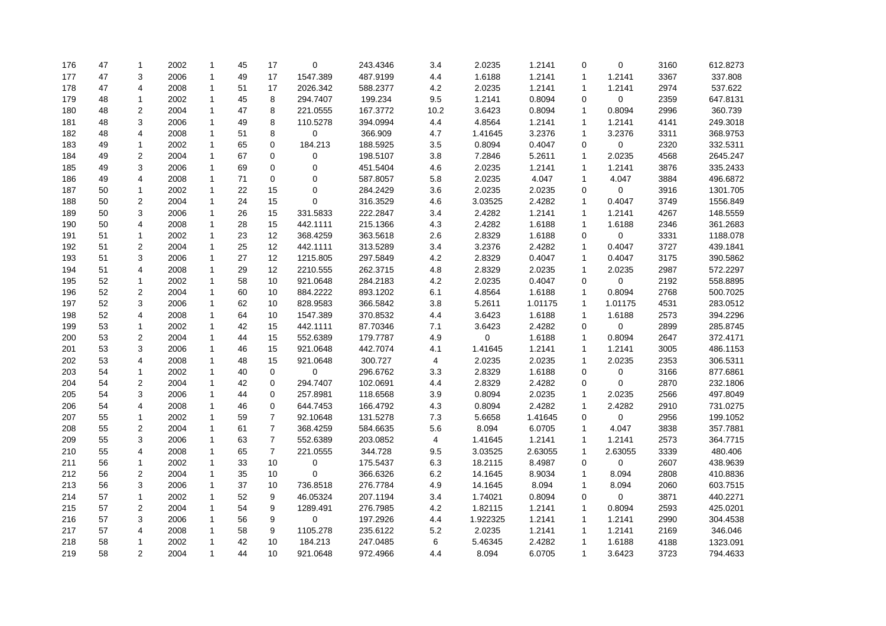| | | | | | | | | | | | | | | | |
|---|---|---|---|---|---|---|---|---|---|---|---|---|---|---|---|
| 176 | 47 | 1 | 2002 | 1 | 45 | 17 | 0 | 243.4346 | 3.4 | 2.0235 | 1.2141 | 0 | 0 | 3160 | 612.8273 |
| 177 | 47 | 3 | 2006 | 1 | 49 | 17 | 1547.389 | 487.9199 | 4.4 | 1.6188 | 1.2141 | 1 | 1.2141 | 3367 | 337.808 |
| 178 | 47 | 4 | 2008 | 1 | 51 | 17 | 2026.342 | 588.2377 | 4.2 | 2.0235 | 1.2141 | 1 | 1.2141 | 2974 | 537.622 |
| 179 | 48 | 1 | 2002 | 1 | 45 | 8 | 294.7407 | 199.234 | 9.5 | 1.2141 | 0.8094 | 0 | 0 | 2359 | 647.8131 |
| 180 | 48 | 2 | 2004 | 1 | 47 | 8 | 221.0555 | 167.3772 | 10.2 | 3.6423 | 0.8094 | 1 | 0.8094 | 2996 | 360.739 |
| 181 | 48 | 3 | 2006 | 1 | 49 | 8 | 110.5278 | 394.0994 | 4.4 | 4.8564 | 1.2141 | 1 | 1.2141 | 4141 | 249.3018 |
| 182 | 48 | 4 | 2008 | 1 | 51 | 8 | 0 | 366.909 | 4.7 | 1.41645 | 3.2376 | 1 | 3.2376 | 3311 | 368.9753 |
| 183 | 49 | 1 | 2002 | 1 | 65 | 0 | 184.213 | 188.5925 | 3.5 | 0.8094 | 0.4047 | 0 | 0 | 2320 | 332.5311 |
| 184 | 49 | 2 | 2004 | 1 | 67 | 0 | 0 | 198.5107 | 3.8 | 7.2846 | 5.2611 | 1 | 2.0235 | 4568 | 2645.247 |
| 185 | 49 | 3 | 2006 | 1 | 69 | 0 | 0 | 451.5404 | 4.6 | 2.0235 | 1.2141 | 1 | 1.2141 | 3876 | 335.2433 |
| 186 | 49 | 4 | 2008 | 1 | 71 | 0 | 0 | 587.8057 | 5.8 | 2.0235 | 4.047 | 1 | 4.047 | 3884 | 496.6872 |
| 187 | 50 | 1 | 2002 | 1 | 22 | 15 | 0 | 284.2429 | 3.6 | 2.0235 | 2.0235 | 0 | 0 | 3916 | 1301.705 |
| 188 | 50 | 2 | 2004 | 1 | 24 | 15 | 0 | 316.3529 | 4.6 | 3.03525 | 2.4282 | 1 | 0.4047 | 3749 | 1556.849 |
| 189 | 50 | 3 | 2006 | 1 | 26 | 15 | 331.5833 | 222.2847 | 3.4 | 2.4282 | 1.2141 | 1 | 1.2141 | 4267 | 148.5559 |
| 190 | 50 | 4 | 2008 | 1 | 28 | 15 | 442.1111 | 215.1366 | 4.3 | 2.4282 | 1.6188 | 1 | 1.6188 | 2346 | 361.2683 |
| 191 | 51 | 1 | 2002 | 1 | 23 | 12 | 368.4259 | 363.5618 | 2.6 | 2.8329 | 1.6188 | 0 | 0 | 3331 | 1188.078 |
| 192 | 51 | 2 | 2004 | 1 | 25 | 12 | 442.1111 | 313.5289 | 3.4 | 3.2376 | 2.4282 | 1 | 0.4047 | 3727 | 439.1841 |
| 193 | 51 | 3 | 2006 | 1 | 27 | 12 | 1215.805 | 297.5849 | 4.2 | 2.8329 | 0.4047 | 1 | 0.4047 | 3175 | 390.5862 |
| 194 | 51 | 4 | 2008 | 1 | 29 | 12 | 2210.555 | 262.3715 | 4.8 | 2.8329 | 2.0235 | 1 | 2.0235 | 2987 | 572.2297 |
| 195 | 52 | 1 | 2002 | 1 | 58 | 10 | 921.0648 | 284.2183 | 4.2 | 2.0235 | 0.4047 | 0 | 0 | 2192 | 558.8895 |
| 196 | 52 | 2 | 2004 | 1 | 60 | 10 | 884.2222 | 893.1202 | 6.1 | 4.8564 | 1.6188 | 1 | 0.8094 | 2768 | 500.7025 |
| 197 | 52 | 3 | 2006 | 1 | 62 | 10 | 828.9583 | 366.5842 | 3.8 | 5.2611 | 1.01175 | 1 | 1.01175 | 4531 | 283.0512 |
| 198 | 52 | 4 | 2008 | 1 | 64 | 10 | 1547.389 | 370.8532 | 4.4 | 3.6423 | 1.6188 | 1 | 1.6188 | 2573 | 394.2296 |
| 199 | 53 | 1 | 2002 | 1 | 42 | 15 | 442.1111 | 87.70346 | 7.1 | 3.6423 | 2.4282 | 0 | 0 | 2899 | 285.8745 |
| 200 | 53 | 2 | 2004 | 1 | 44 | 15 | 552.6389 | 179.7787 | 4.9 | 0 | 1.6188 | 1 | 0.8094 | 2647 | 372.4171 |
| 201 | 53 | 3 | 2006 | 1 | 46 | 15 | 921.0648 | 442.7074 | 4.1 | 1.41645 | 1.2141 | 1 | 1.2141 | 3005 | 486.1153 |
| 202 | 53 | 4 | 2008 | 1 | 48 | 15 | 921.0648 | 300.727 | 4 | 2.0235 | 2.0235 | 1 | 2.0235 | 2353 | 306.5311 |
| 203 | 54 | 1 | 2002 | 1 | 40 | 0 | 0 | 296.6762 | 3.3 | 2.8329 | 1.6188 | 0 | 0 | 3166 | 877.6861 |
| 204 | 54 | 2 | 2004 | 1 | 42 | 0 | 294.7407 | 102.0691 | 4.4 | 2.8329 | 2.4282 | 0 | 0 | 2870 | 232.1806 |
| 205 | 54 | 3 | 2006 | 1 | 44 | 0 | 257.8981 | 118.6568 | 3.9 | 0.8094 | 2.0235 | 1 | 2.0235 | 2566 | 497.8049 |
| 206 | 54 | 4 | 2008 | 1 | 46 | 0 | 644.7453 | 166.4792 | 4.3 | 0.8094 | 2.4282 | 1 | 2.4282 | 2910 | 731.0275 |
| 207 | 55 | 1 | 2002 | 1 | 59 | 7 | 92.10648 | 131.5278 | 7.3 | 5.6658 | 1.41645 | 0 | 0 | 2956 | 199.1052 |
| 208 | 55 | 2 | 2004 | 1 | 61 | 7 | 368.4259 | 584.6635 | 5.6 | 8.094 | 6.0705 | 1 | 4.047 | 3838 | 357.7881 |
| 209 | 55 | 3 | 2006 | 1 | 63 | 7 | 552.6389 | 203.0852 | 4 | 1.41645 | 1.2141 | 1 | 1.2141 | 2573 | 364.7715 |
| 210 | 55 | 4 | 2008 | 1 | 65 | 7 | 221.0555 | 344.728 | 9.5 | 3.03525 | 2.63055 | 1 | 2.63055 | 3339 | 480.406 |
| 211 | 56 | 1 | 2002 | 1 | 33 | 10 | 0 | 175.5437 | 6.3 | 18.2115 | 8.4987 | 0 | 0 | 2607 | 438.9639 |
| 212 | 56 | 2 | 2004 | 1 | 35 | 10 | 0 | 366.6326 | 6.2 | 14.1645 | 8.9034 | 1 | 8.094 | 2808 | 410.8836 |
| 213 | 56 | 3 | 2006 | 1 | 37 | 10 | 736.8518 | 276.7784 | 4.9 | 14.1645 | 8.094 | 1 | 8.094 | 2060 | 603.7515 |
| 214 | 57 | 1 | 2002 | 1 | 52 | 9 | 46.05324 | 207.1194 | 3.4 | 1.74021 | 0.8094 | 0 | 0 | 3871 | 440.2271 |
| 215 | 57 | 2 | 2004 | 1 | 54 | 9 | 1289.491 | 276.7985 | 4.2 | 1.82115 | 1.2141 | 1 | 0.8094 | 2593 | 425.0201 |
| 216 | 57 | 3 | 2006 | 1 | 56 | 9 | 0 | 197.2926 | 4.4 | 1.922325 | 1.2141 | 1 | 1.2141 | 2990 | 304.4538 |
| 217 | 57 | 4 | 2008 | 1 | 58 | 9 | 1105.278 | 235.6122 | 5.2 | 2.0235 | 1.2141 | 1 | 1.2141 | 2169 | 346.046 |
| 218 | 58 | 1 | 2002 | 1 | 42 | 10 | 184.213 | 247.0485 | 6 | 5.46345 | 2.4282 | 1 | 1.6188 | 4188 | 1323.091 |
| 219 | 58 | 2 | 2004 | 1 | 44 | 10 | 921.0648 | 972.4966 | 4.4 | 8.094 | 6.0705 | 1 | 3.6423 | 3723 | 794.4633 |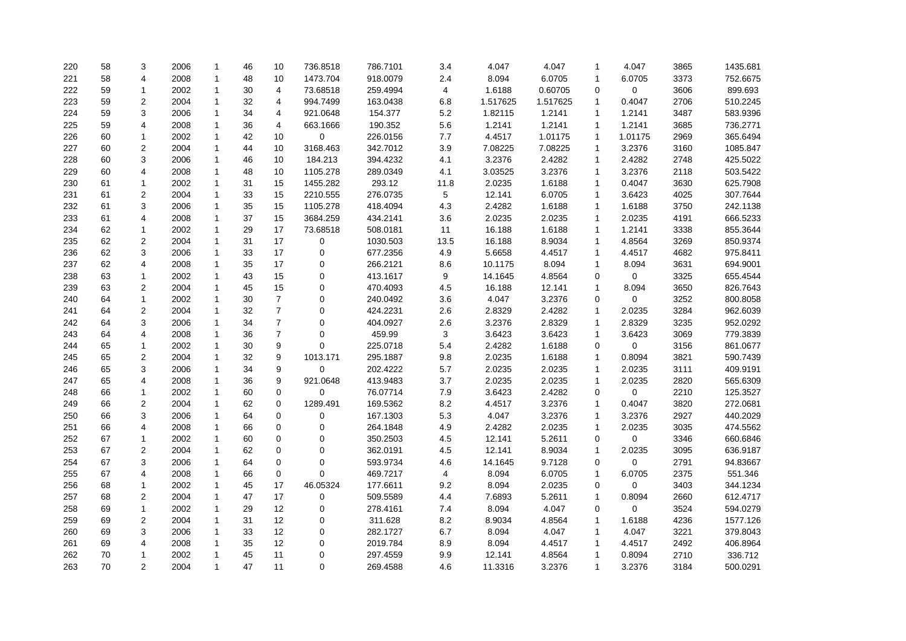| | | | | | | | | | | | | | | | |
|---|---|---|---|---|---|---|---|---|---|---|---|---|---|---|---|
| 220 | 58 | 3 | 2006 | 1 | 46 | 10 | 736.8518 | 786.7101 | 3.4 | 4.047 | 4.047 | 1 | 4.047 | 3865 | 1435.681 |
| 221 | 58 | 4 | 2008 | 1 | 48 | 10 | 1473.704 | 918.0079 | 2.4 | 8.094 | 6.0705 | 1 | 6.0705 | 3373 | 752.6675 |
| 222 | 59 | 1 | 2002 | 1 | 30 | 4 | 73.68518 | 259.4994 | 4 | 1.6188 | 0.60705 | 0 | 0 | 3606 | 899.693 |
| 223 | 59 | 2 | 2004 | 1 | 32 | 4 | 994.7499 | 163.0438 | 6.8 | 1.517625 | 1.517625 | 1 | 0.4047 | 2706 | 510.2245 |
| 224 | 59 | 3 | 2006 | 1 | 34 | 4 | 921.0648 | 154.377 | 5.2 | 1.82115 | 1.2141 | 1 | 1.2141 | 3487 | 583.9396 |
| 225 | 59 | 4 | 2008 | 1 | 36 | 4 | 663.1666 | 190.352 | 5.6 | 1.2141 | 1.2141 | 1 | 1.2141 | 3685 | 736.2771 |
| 226 | 60 | 1 | 2002 | 1 | 42 | 10 | 0 | 226.0156 | 7.7 | 4.4517 | 1.01175 | 1 | 1.01175 | 2969 | 365.6494 |
| 227 | 60 | 2 | 2004 | 1 | 44 | 10 | 3168.463 | 342.7012 | 3.9 | 7.08225 | 7.08225 | 1 | 3.2376 | 3160 | 1085.847 |
| 228 | 60 | 3 | 2006 | 1 | 46 | 10 | 184.213 | 394.4232 | 4.1 | 3.2376 | 2.4282 | 1 | 2.4282 | 2748 | 425.5022 |
| 229 | 60 | 4 | 2008 | 1 | 48 | 10 | 1105.278 | 289.0349 | 4.1 | 3.03525 | 3.2376 | 1 | 3.2376 | 2118 | 503.5422 |
| 230 | 61 | 1 | 2002 | 1 | 31 | 15 | 1455.282 | 293.12 | 11.8 | 2.0235 | 1.6188 | 1 | 0.4047 | 3630 | 625.7908 |
| 231 | 61 | 2 | 2004 | 1 | 33 | 15 | 2210.555 | 276.0735 | 5 | 12.141 | 6.0705 | 1 | 3.6423 | 4025 | 307.7644 |
| 232 | 61 | 3 | 2006 | 1 | 35 | 15 | 1105.278 | 418.4094 | 4.3 | 2.4282 | 1.6188 | 1 | 1.6188 | 3750 | 242.1138 |
| 233 | 61 | 4 | 2008 | 1 | 37 | 15 | 3684.259 | 434.2141 | 3.6 | 2.0235 | 2.0235 | 1 | 2.0235 | 4191 | 666.5233 |
| 234 | 62 | 1 | 2002 | 1 | 29 | 17 | 73.68518 | 508.0181 | 11 | 16.188 | 1.6188 | 1 | 1.2141 | 3338 | 855.3644 |
| 235 | 62 | 2 | 2004 | 1 | 31 | 17 | 0 | 1030.503 | 13.5 | 16.188 | 8.9034 | 1 | 4.8564 | 3269 | 850.9374 |
| 236 | 62 | 3 | 2006 | 1 | 33 | 17 | 0 | 677.2356 | 4.9 | 5.6658 | 4.4517 | 1 | 4.4517 | 4682 | 975.8411 |
| 237 | 62 | 4 | 2008 | 1 | 35 | 17 | 0 | 266.2121 | 8.6 | 10.1175 | 8.094 | 1 | 8.094 | 3631 | 694.9001 |
| 238 | 63 | 1 | 2002 | 1 | 43 | 15 | 0 | 413.1617 | 9 | 14.1645 | 4.8564 | 0 | 0 | 3325 | 655.4544 |
| 239 | 63 | 2 | 2004 | 1 | 45 | 15 | 0 | 470.4093 | 4.5 | 16.188 | 12.141 | 1 | 8.094 | 3650 | 826.7643 |
| 240 | 64 | 1 | 2002 | 1 | 30 | 7 | 0 | 240.0492 | 3.6 | 4.047 | 3.2376 | 0 | 0 | 3252 | 800.8058 |
| 241 | 64 | 2 | 2004 | 1 | 32 | 7 | 0 | 424.2231 | 2.6 | 2.8329 | 2.4282 | 1 | 2.0235 | 3284 | 962.6039 |
| 242 | 64 | 3 | 2006 | 1 | 34 | 7 | 0 | 404.0927 | 2.6 | 3.2376 | 2.8329 | 1 | 2.8329 | 3235 | 952.0292 |
| 243 | 64 | 4 | 2008 | 1 | 36 | 7 | 0 | 459.99 | 3 | 3.6423 | 3.6423 | 1 | 3.6423 | 3069 | 779.3839 |
| 244 | 65 | 1 | 2002 | 1 | 30 | 9 | 0 | 225.0718 | 5.4 | 2.4282 | 1.6188 | 0 | 0 | 3156 | 861.0677 |
| 245 | 65 | 2 | 2004 | 1 | 32 | 9 | 1013.171 | 295.1887 | 9.8 | 2.0235 | 1.6188 | 1 | 0.8094 | 3821 | 590.7439 |
| 246 | 65 | 3 | 2006 | 1 | 34 | 9 | 0 | 202.4222 | 5.7 | 2.0235 | 2.0235 | 1 | 2.0235 | 3111 | 409.9191 |
| 247 | 65 | 4 | 2008 | 1 | 36 | 9 | 921.0648 | 413.9483 | 3.7 | 2.0235 | 2.0235 | 1 | 2.0235 | 2820 | 565.6309 |
| 248 | 66 | 1 | 2002 | 1 | 60 | 0 | 0 | 76.07714 | 7.9 | 3.6423 | 2.4282 | 0 | 0 | 2210 | 125.3527 |
| 249 | 66 | 2 | 2004 | 1 | 62 | 0 | 1289.491 | 169.5362 | 8.2 | 4.4517 | 3.2376 | 1 | 0.4047 | 3820 | 272.0681 |
| 250 | 66 | 3 | 2006 | 1 | 64 | 0 | 0 | 167.1303 | 5.3 | 4.047 | 3.2376 | 1 | 3.2376 | 2927 | 440.2029 |
| 251 | 66 | 4 | 2008 | 1 | 66 | 0 | 0 | 264.1848 | 4.9 | 2.4282 | 2.0235 | 1 | 2.0235 | 3035 | 474.5562 |
| 252 | 67 | 1 | 2002 | 1 | 60 | 0 | 0 | 350.2503 | 4.5 | 12.141 | 5.2611 | 0 | 0 | 3346 | 660.6846 |
| 253 | 67 | 2 | 2004 | 1 | 62 | 0 | 0 | 362.0191 | 4.5 | 12.141 | 8.9034 | 1 | 2.0235 | 3095 | 636.9187 |
| 254 | 67 | 3 | 2006 | 1 | 64 | 0 | 0 | 593.9734 | 4.6 | 14.1645 | 9.7128 | 0 | 0 | 2791 | 94.83667 |
| 255 | 67 | 4 | 2008 | 1 | 66 | 0 | 0 | 469.7217 | 4 | 8.094 | 6.0705 | 1 | 6.0705 | 2375 | 551.346 |
| 256 | 68 | 1 | 2002 | 1 | 45 | 17 | 46.05324 | 177.6611 | 9.2 | 8.094 | 2.0235 | 0 | 0 | 3403 | 344.1234 |
| 257 | 68 | 2 | 2004 | 1 | 47 | 17 | 0 | 509.5589 | 4.4 | 7.6893 | 5.2611 | 1 | 0.8094 | 2660 | 612.4717 |
| 258 | 69 | 1 | 2002 | 1 | 29 | 12 | 0 | 278.4161 | 7.4 | 8.094 | 4.047 | 0 | 0 | 3524 | 594.0279 |
| 259 | 69 | 2 | 2004 | 1 | 31 | 12 | 0 | 311.628 | 8.2 | 8.9034 | 4.8564 | 1 | 1.6188 | 4236 | 1577.126 |
| 260 | 69 | 3 | 2006 | 1 | 33 | 12 | 0 | 282.1727 | 6.7 | 8.094 | 4.047 | 1 | 4.047 | 3221 | 379.8043 |
| 261 | 69 | 4 | 2008 | 1 | 35 | 12 | 0 | 2019.784 | 8.9 | 8.094 | 4.4517 | 1 | 4.4517 | 2492 | 406.8964 |
| 262 | 70 | 1 | 2002 | 1 | 45 | 11 | 0 | 297.4559 | 9.9 | 12.141 | 4.8564 | 1 | 0.8094 | 2710 | 336.712 |
| 263 | 70 | 2 | 2004 | 1 | 47 | 11 | 0 | 269.4588 | 4.6 | 11.3316 | 3.2376 | 1 | 3.2376 | 3184 | 500.0291 |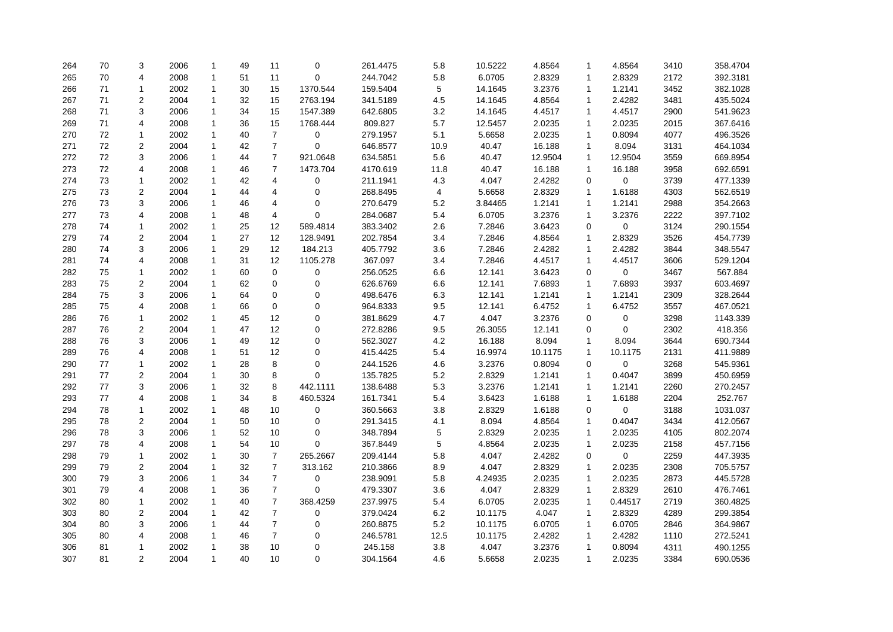| | | | | | | | | | | | | | | | |
|---|---|---|---|---|---|---|---|---|---|---|---|---|---|---|---|
| 264 | 70 | 3 | 2006 | 1 | 49 | 11 | 0 | 261.4475 | 5.8 | 10.5222 | 4.8564 | 1 | 4.8564 | 3410 | 358.4704 |
| 265 | 70 | 4 | 2008 | 1 | 51 | 11 | 0 | 244.7042 | 5.8 | 6.0705 | 2.8329 | 1 | 2.8329 | 2172 | 392.3181 |
| 266 | 71 | 1 | 2002 | 1 | 30 | 15 | 1370.544 | 159.5404 | 5 | 14.1645 | 3.2376 | 1 | 1.2141 | 3452 | 382.1028 |
| 267 | 71 | 2 | 2004 | 1 | 32 | 15 | 2763.194 | 341.5189 | 4.5 | 14.1645 | 4.8564 | 1 | 2.4282 | 3481 | 435.5024 |
| 268 | 71 | 3 | 2006 | 1 | 34 | 15 | 1547.389 | 642.6805 | 3.2 | 14.1645 | 4.4517 | 1 | 4.4517 | 2900 | 541.9623 |
| 269 | 71 | 4 | 2008 | 1 | 36 | 15 | 1768.444 | 809.827 | 5.7 | 12.5457 | 2.0235 | 1 | 2.0235 | 2015 | 367.6416 |
| 270 | 72 | 1 | 2002 | 1 | 40 | 7 | 0 | 279.1957 | 5.1 | 5.6658 | 2.0235 | 1 | 0.8094 | 4077 | 496.3526 |
| 271 | 72 | 2 | 2004 | 1 | 42 | 7 | 0 | 646.8577 | 10.9 | 40.47 | 16.188 | 1 | 8.094 | 3131 | 464.1034 |
| 272 | 72 | 3 | 2006 | 1 | 44 | 7 | 921.0648 | 634.5851 | 5.6 | 40.47 | 12.9504 | 1 | 12.9504 | 3559 | 669.8954 |
| 273 | 72 | 4 | 2008 | 1 | 46 | 7 | 1473.704 | 4170.619 | 11.8 | 40.47 | 16.188 | 1 | 16.188 | 3958 | 692.6591 |
| 274 | 73 | 1 | 2002 | 1 | 42 | 4 | 0 | 211.1941 | 4.3 | 4.047 | 2.4282 | 0 | 0 | 3739 | 477.1339 |
| 275 | 73 | 2 | 2004 | 1 | 44 | 4 | 0 | 268.8495 | 4 | 5.6658 | 2.8329 | 1 | 1.6188 | 4303 | 562.6519 |
| 276 | 73 | 3 | 2006 | 1 | 46 | 4 | 0 | 270.6479 | 5.2 | 3.84465 | 1.2141 | 1 | 1.2141 | 2988 | 354.2663 |
| 277 | 73 | 4 | 2008 | 1 | 48 | 4 | 0 | 284.0687 | 5.4 | 6.0705 | 3.2376 | 1 | 3.2376 | 2222 | 397.7102 |
| 278 | 74 | 1 | 2002 | 1 | 25 | 12 | 589.4814 | 383.3402 | 2.6 | 7.2846 | 3.6423 | 0 | 0 | 3124 | 290.1554 |
| 279 | 74 | 2 | 2004 | 1 | 27 | 12 | 128.9491 | 202.7854 | 3.4 | 7.2846 | 4.8564 | 1 | 2.8329 | 3526 | 454.7739 |
| 280 | 74 | 3 | 2006 | 1 | 29 | 12 | 184.213 | 405.7792 | 3.6 | 7.2846 | 2.4282 | 1 | 2.4282 | 3844 | 348.5547 |
| 281 | 74 | 4 | 2008 | 1 | 31 | 12 | 1105.278 | 367.097 | 3.4 | 7.2846 | 4.4517 | 1 | 4.4517 | 3606 | 529.1204 |
| 282 | 75 | 1 | 2002 | 1 | 60 | 0 | 0 | 256.0525 | 6.6 | 12.141 | 3.6423 | 0 | 0 | 3467 | 567.884 |
| 283 | 75 | 2 | 2004 | 1 | 62 | 0 | 0 | 626.6769 | 6.6 | 12.141 | 7.6893 | 1 | 7.6893 | 3937 | 603.4697 |
| 284 | 75 | 3 | 2006 | 1 | 64 | 0 | 0 | 498.6476 | 6.3 | 12.141 | 1.2141 | 1 | 1.2141 | 2309 | 328.2644 |
| 285 | 75 | 4 | 2008 | 1 | 66 | 0 | 0 | 964.8333 | 9.5 | 12.141 | 6.4752 | 1 | 6.4752 | 3557 | 467.0521 |
| 286 | 76 | 1 | 2002 | 1 | 45 | 12 | 0 | 381.8629 | 4.7 | 4.047 | 3.2376 | 0 | 0 | 3298 | 1143.339 |
| 287 | 76 | 2 | 2004 | 1 | 47 | 12 | 0 | 272.8286 | 9.5 | 26.3055 | 12.141 | 0 | 0 | 2302 | 418.356 |
| 288 | 76 | 3 | 2006 | 1 | 49 | 12 | 0 | 562.3027 | 4.2 | 16.188 | 8.094 | 1 | 8.094 | 3644 | 690.7344 |
| 289 | 76 | 4 | 2008 | 1 | 51 | 12 | 0 | 415.4425 | 5.4 | 16.9974 | 10.1175 | 1 | 10.1175 | 2131 | 411.9889 |
| 290 | 77 | 1 | 2002 | 1 | 28 | 8 | 0 | 244.1526 | 4.6 | 3.2376 | 0.8094 | 0 | 0 | 3268 | 545.9361 |
| 291 | 77 | 2 | 2004 | 1 | 30 | 8 | 0 | 135.7825 | 5.2 | 2.8329 | 1.2141 | 1 | 0.4047 | 3899 | 450.6959 |
| 292 | 77 | 3 | 2006 | 1 | 32 | 8 | 442.1111 | 138.6488 | 5.3 | 3.2376 | 1.2141 | 1 | 1.2141 | 2260 | 270.2457 |
| 293 | 77 | 4 | 2008 | 1 | 34 | 8 | 460.5324 | 161.7341 | 5.4 | 3.6423 | 1.6188 | 1 | 1.6188 | 2204 | 252.767 |
| 294 | 78 | 1 | 2002 | 1 | 48 | 10 | 0 | 360.5663 | 3.8 | 2.8329 | 1.6188 | 0 | 0 | 3188 | 1031.037 |
| 295 | 78 | 2 | 2004 | 1 | 50 | 10 | 0 | 291.3415 | 4.1 | 8.094 | 4.8564 | 1 | 0.4047 | 3434 | 412.0567 |
| 296 | 78 | 3 | 2006 | 1 | 52 | 10 | 0 | 348.7894 | 5 | 2.8329 | 2.0235 | 1 | 2.0235 | 4105 | 802.2074 |
| 297 | 78 | 4 | 2008 | 1 | 54 | 10 | 0 | 367.8449 | 5 | 4.8564 | 2.0235 | 1 | 2.0235 | 2158 | 457.7156 |
| 298 | 79 | 1 | 2002 | 1 | 30 | 7 | 265.2667 | 209.4144 | 5.8 | 4.047 | 2.4282 | 0 | 0 | 2259 | 447.3935 |
| 299 | 79 | 2 | 2004 | 1 | 32 | 7 | 313.162 | 210.3866 | 8.9 | 4.047 | 2.8329 | 1 | 2.0235 | 2308 | 705.5757 |
| 300 | 79 | 3 | 2006 | 1 | 34 | 7 | 0 | 238.9091 | 5.8 | 4.24935 | 2.0235 | 1 | 2.0235 | 2873 | 445.5728 |
| 301 | 79 | 4 | 2008 | 1 | 36 | 7 | 0 | 479.3307 | 3.6 | 4.047 | 2.8329 | 1 | 2.8329 | 2610 | 476.7461 |
| 302 | 80 | 1 | 2002 | 1 | 40 | 7 | 368.4259 | 237.9975 | 5.4 | 6.0705 | 2.0235 | 1 | 0.44517 | 2719 | 360.4825 |
| 303 | 80 | 2 | 2004 | 1 | 42 | 7 | 0 | 379.0424 | 6.2 | 10.1175 | 4.047 | 1 | 2.8329 | 4289 | 299.3854 |
| 304 | 80 | 3 | 2006 | 1 | 44 | 7 | 0 | 260.8875 | 5.2 | 10.1175 | 6.0705 | 1 | 6.0705 | 2846 | 364.9867 |
| 305 | 80 | 4 | 2008 | 1 | 46 | 7 | 0 | 246.5781 | 12.5 | 10.1175 | 2.4282 | 1 | 2.4282 | 1110 | 272.5241 |
| 306 | 81 | 1 | 2002 | 1 | 38 | 10 | 0 | 245.158 | 3.8 | 4.047 | 3.2376 | 1 | 0.8094 | 4311 | 490.1255 |
| 307 | 81 | 2 | 2004 | 1 | 40 | 10 | 0 | 304.1564 | 4.6 | 5.6658 | 2.0235 | 1 | 2.0235 | 3384 | 690.0536 |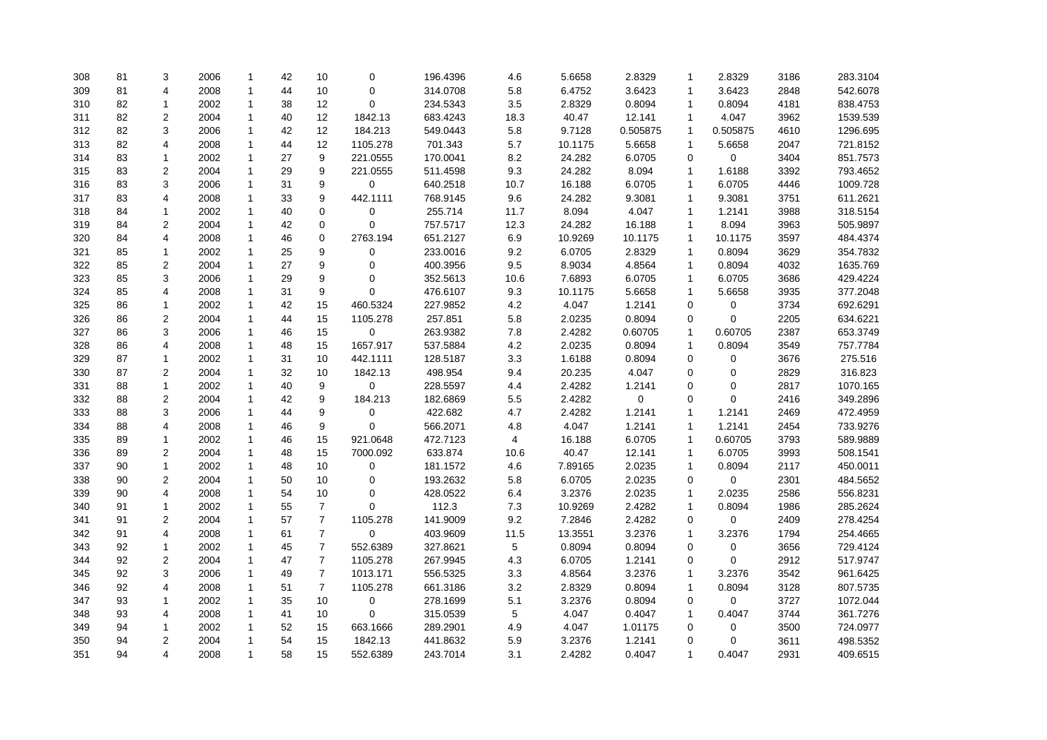| | | | | | | | | | | | | | | | |
|---|---|---|---|---|---|---|---|---|---|---|---|---|---|---|---|
| 308 | 81 | 3 | 2006 | 1 | 42 | 10 | 0 | 196.4396 | 4.6 | 5.6658 | 2.8329 | 1 | 2.8329 | 3186 | 283.3104 |
| 309 | 81 | 4 | 2008 | 1 | 44 | 10 | 0 | 314.0708 | 5.8 | 6.4752 | 3.6423 | 1 | 3.6423 | 2848 | 542.6078 |
| 310 | 82 | 1 | 2002 | 1 | 38 | 12 | 0 | 234.5343 | 3.5 | 2.8329 | 0.8094 | 1 | 0.8094 | 4181 | 838.4753 |
| 311 | 82 | 2 | 2004 | 1 | 40 | 12 | 1842.13 | 683.4243 | 18.3 | 40.47 | 12.141 | 1 | 4.047 | 3962 | 1539.539 |
| 312 | 82 | 3 | 2006 | 1 | 42 | 12 | 184.213 | 549.0443 | 5.8 | 9.7128 | 0.505875 | 1 | 0.505875 | 4610 | 1296.695 |
| 313 | 82 | 4 | 2008 | 1 | 44 | 12 | 1105.278 | 701.343 | 5.7 | 10.1175 | 5.6658 | 1 | 5.6658 | 2047 | 721.8152 |
| 314 | 83 | 1 | 2002 | 1 | 27 | 9 | 221.0555 | 170.0041 | 8.2 | 24.282 | 6.0705 | 0 | 0 | 3404 | 851.7573 |
| 315 | 83 | 2 | 2004 | 1 | 29 | 9 | 221.0555 | 511.4598 | 9.3 | 24.282 | 8.094 | 1 | 1.6188 | 3392 | 793.4652 |
| 316 | 83 | 3 | 2006 | 1 | 31 | 9 | 0 | 640.2518 | 10.7 | 16.188 | 6.0705 | 1 | 6.0705 | 4446 | 1009.728 |
| 317 | 83 | 4 | 2008 | 1 | 33 | 9 | 442.1111 | 768.9145 | 9.6 | 24.282 | 9.3081 | 1 | 9.3081 | 3751 | 611.2621 |
| 318 | 84 | 1 | 2002 | 1 | 40 | 0 | 0 | 255.714 | 11.7 | 8.094 | 4.047 | 1 | 1.2141 | 3988 | 318.5154 |
| 319 | 84 | 2 | 2004 | 1 | 42 | 0 | 0 | 757.5717 | 12.3 | 24.282 | 16.188 | 1 | 8.094 | 3963 | 505.9897 |
| 320 | 84 | 4 | 2008 | 1 | 46 | 0 | 2763.194 | 651.2127 | 6.9 | 10.9269 | 10.1175 | 1 | 10.1175 | 3597 | 484.4374 |
| 321 | 85 | 1 | 2002 | 1 | 25 | 9 | 0 | 233.0016 | 9.2 | 6.0705 | 2.8329 | 1 | 0.8094 | 3629 | 354.7832 |
| 322 | 85 | 2 | 2004 | 1 | 27 | 9 | 0 | 400.3956 | 9.5 | 8.9034 | 4.8564 | 1 | 0.8094 | 4032 | 1635.769 |
| 323 | 85 | 3 | 2006 | 1 | 29 | 9 | 0 | 352.5613 | 10.6 | 7.6893 | 6.0705 | 1 | 6.0705 | 3686 | 429.4224 |
| 324 | 85 | 4 | 2008 | 1 | 31 | 9 | 0 | 476.6107 | 9.3 | 10.1175 | 5.6658 | 1 | 5.6658 | 3935 | 377.2048 |
| 325 | 86 | 1 | 2002 | 1 | 42 | 15 | 460.5324 | 227.9852 | 4.2 | 4.047 | 1.2141 | 0 | 0 | 3734 | 692.6291 |
| 326 | 86 | 2 | 2004 | 1 | 44 | 15 | 1105.278 | 257.851 | 5.8 | 2.0235 | 0.8094 | 0 | 0 | 2205 | 634.6221 |
| 327 | 86 | 3 | 2006 | 1 | 46 | 15 | 0 | 263.9382 | 7.8 | 2.4282 | 0.60705 | 1 | 0.60705 | 2387 | 653.3749 |
| 328 | 86 | 4 | 2008 | 1 | 48 | 15 | 1657.917 | 537.5884 | 4.2 | 2.0235 | 0.8094 | 1 | 0.8094 | 3549 | 757.7784 |
| 329 | 87 | 1 | 2002 | 1 | 31 | 10 | 442.1111 | 128.5187 | 3.3 | 1.6188 | 0.8094 | 0 | 0 | 3676 | 275.516 |
| 330 | 87 | 2 | 2004 | 1 | 32 | 10 | 1842.13 | 498.954 | 9.4 | 20.235 | 4.047 | 0 | 0 | 2829 | 316.823 |
| 331 | 88 | 1 | 2002 | 1 | 40 | 9 | 0 | 228.5597 | 4.4 | 2.4282 | 1.2141 | 0 | 0 | 2817 | 1070.165 |
| 332 | 88 | 2 | 2004 | 1 | 42 | 9 | 184.213 | 182.6869 | 5.5 | 2.4282 | 0 | 0 | 0 | 2416 | 349.2896 |
| 333 | 88 | 3 | 2006 | 1 | 44 | 9 | 0 | 422.682 | 4.7 | 2.4282 | 1.2141 | 1 | 1.2141 | 2469 | 472.4959 |
| 334 | 88 | 4 | 2008 | 1 | 46 | 9 | 0 | 566.2071 | 4.8 | 4.047 | 1.2141 | 1 | 1.2141 | 2454 | 733.9276 |
| 335 | 89 | 1 | 2002 | 1 | 46 | 15 | 921.0648 | 472.7123 | 4 | 16.188 | 6.0705 | 1 | 0.60705 | 3793 | 589.9889 |
| 336 | 89 | 2 | 2004 | 1 | 48 | 15 | 7000.092 | 633.874 | 10.6 | 40.47 | 12.141 | 1 | 6.0705 | 3993 | 508.1541 |
| 337 | 90 | 1 | 2002 | 1 | 48 | 10 | 0 | 181.1572 | 4.6 | 7.89165 | 2.0235 | 1 | 0.8094 | 2117 | 450.0011 |
| 338 | 90 | 2 | 2004 | 1 | 50 | 10 | 0 | 193.2632 | 5.8 | 6.0705 | 2.0235 | 0 | 0 | 2301 | 484.5652 |
| 339 | 90 | 4 | 2008 | 1 | 54 | 10 | 0 | 428.0522 | 6.4 | 3.2376 | 2.0235 | 1 | 2.0235 | 2586 | 556.8231 |
| 340 | 91 | 1 | 2002 | 1 | 55 | 7 | 0 | 112.3 | 7.3 | 10.9269 | 2.4282 | 1 | 0.8094 | 1986 | 285.2624 |
| 341 | 91 | 2 | 2004 | 1 | 57 | 7 | 1105.278 | 141.9009 | 9.2 | 7.2846 | 2.4282 | 0 | 0 | 2409 | 278.4254 |
| 342 | 91 | 4 | 2008 | 1 | 61 | 7 | 0 | 403.9609 | 11.5 | 13.3551 | 3.2376 | 1 | 3.2376 | 1794 | 254.4665 |
| 343 | 92 | 1 | 2002 | 1 | 45 | 7 | 552.6389 | 327.8621 | 5 | 0.8094 | 0.8094 | 0 | 0 | 3656 | 729.4124 |
| 344 | 92 | 2 | 2004 | 1 | 47 | 7 | 1105.278 | 267.9945 | 4.3 | 6.0705 | 1.2141 | 0 | 0 | 2912 | 517.9747 |
| 345 | 92 | 3 | 2006 | 1 | 49 | 7 | 1013.171 | 556.5325 | 3.3 | 4.8564 | 3.2376 | 1 | 3.2376 | 3542 | 961.6425 |
| 346 | 92 | 4 | 2008 | 1 | 51 | 7 | 1105.278 | 661.3186 | 3.2 | 2.8329 | 0.8094 | 1 | 0.8094 | 3128 | 807.5735 |
| 347 | 93 | 1 | 2002 | 1 | 35 | 10 | 0 | 278.1699 | 5.1 | 3.2376 | 0.8094 | 0 | 0 | 3727 | 1072.044 |
| 348 | 93 | 4 | 2008 | 1 | 41 | 10 | 0 | 315.0539 | 5 | 4.047 | 0.4047 | 1 | 0.4047 | 3744 | 361.7276 |
| 349 | 94 | 1 | 2002 | 1 | 52 | 15 | 663.1666 | 289.2901 | 4.9 | 4.047 | 1.01175 | 0 | 0 | 3500 | 724.0977 |
| 350 | 94 | 2 | 2004 | 1 | 54 | 15 | 1842.13 | 441.8632 | 5.9 | 3.2376 | 1.2141 | 0 | 0 | 3611 | 498.5352 |
| 351 | 94 | 4 | 2008 | 1 | 58 | 15 | 552.6389 | 243.7014 | 3.1 | 2.4282 | 0.4047 | 1 | 0.4047 | 2931 | 409.6515 |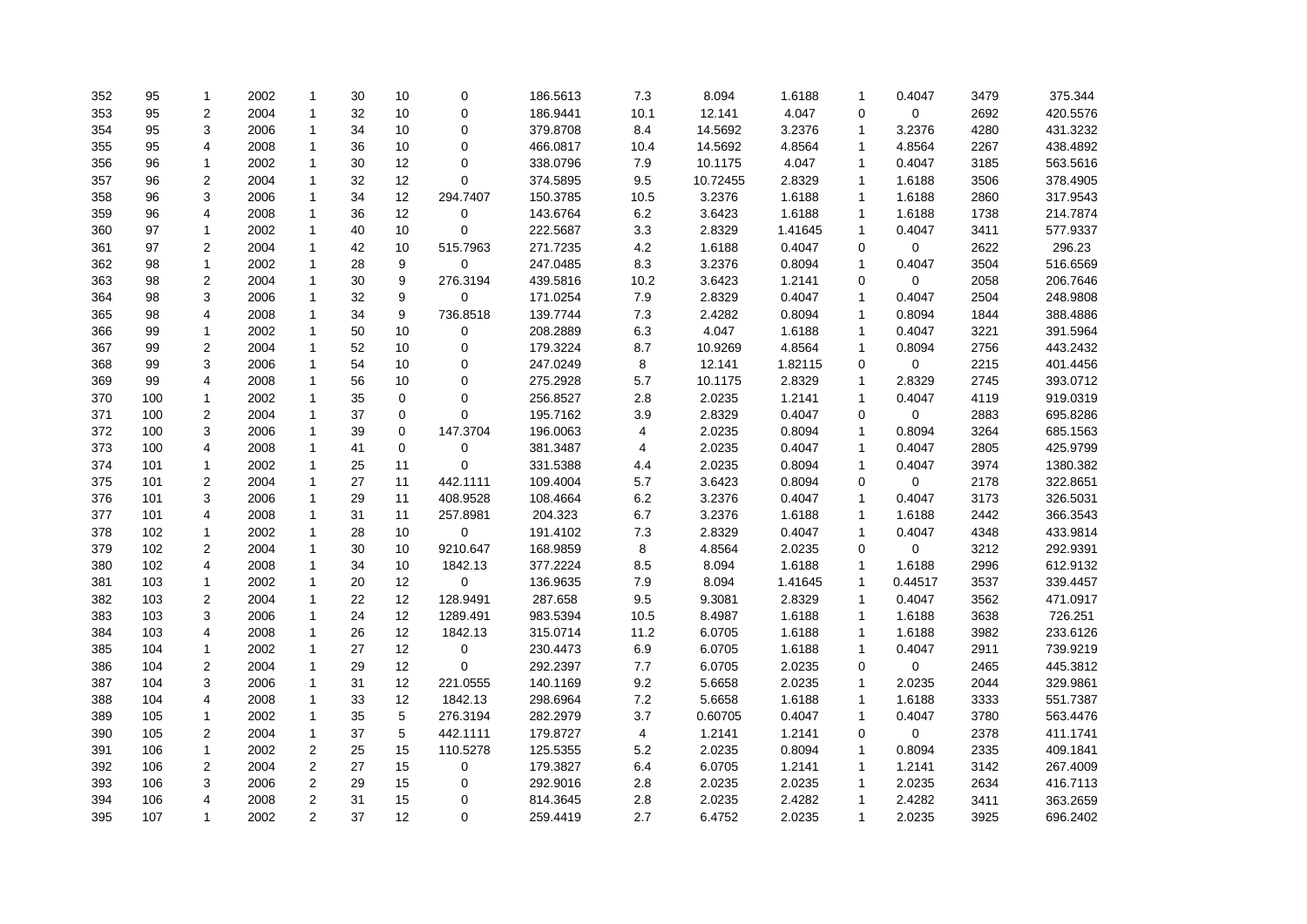| | | | | | | | | | | | | | | | |
|---|---|---|---|---|---|---|---|---|---|---|---|---|---|---|---|
| 352 | 95 | 1 | 2002 | 1 | 30 | 10 | 0 | 186.5613 | 7.3 | 8.094 | 1.6188 | 1 | 0.4047 | 3479 | 375.344 |
| 353 | 95 | 2 | 2004 | 1 | 32 | 10 | 0 | 186.9441 | 10.1 | 12.141 | 4.047 | 0 | 0 | 2692 | 420.5576 |
| 354 | 95 | 3 | 2006 | 1 | 34 | 10 | 0 | 379.8708 | 8.4 | 14.5692 | 3.2376 | 1 | 3.2376 | 4280 | 431.3232 |
| 355 | 95 | 4 | 2008 | 1 | 36 | 10 | 0 | 466.0817 | 10.4 | 14.5692 | 4.8564 | 1 | 4.8564 | 2267 | 438.4892 |
| 356 | 96 | 1 | 2002 | 1 | 30 | 12 | 0 | 338.0796 | 7.9 | 10.1175 | 4.047 | 1 | 0.4047 | 3185 | 563.5616 |
| 357 | 96 | 2 | 2004 | 1 | 32 | 12 | 0 | 374.5895 | 9.5 | 10.72455 | 2.8329 | 1 | 1.6188 | 3506 | 378.4905 |
| 358 | 96 | 3 | 2006 | 1 | 34 | 12 | 294.7407 | 150.3785 | 10.5 | 3.2376 | 1.6188 | 1 | 1.6188 | 2860 | 317.9543 |
| 359 | 96 | 4 | 2008 | 1 | 36 | 12 | 0 | 143.6764 | 6.2 | 3.6423 | 1.6188 | 1 | 1.6188 | 1738 | 214.7874 |
| 360 | 97 | 1 | 2002 | 1 | 40 | 10 | 0 | 222.5687 | 3.3 | 2.8329 | 1.41645 | 1 | 0.4047 | 3411 | 577.9337 |
| 361 | 97 | 2 | 2004 | 1 | 42 | 10 | 515.7963 | 271.7235 | 4.2 | 1.6188 | 0.4047 | 0 | 0 | 2622 | 296.23 |
| 362 | 98 | 1 | 2002 | 1 | 28 | 9 | 0 | 247.0485 | 8.3 | 3.2376 | 0.8094 | 1 | 0.4047 | 3504 | 516.6569 |
| 363 | 98 | 2 | 2004 | 1 | 30 | 9 | 276.3194 | 439.5816 | 10.2 | 3.6423 | 1.2141 | 0 | 0 | 2058 | 206.7646 |
| 364 | 98 | 3 | 2006 | 1 | 32 | 9 | 0 | 171.0254 | 7.9 | 2.8329 | 0.4047 | 1 | 0.4047 | 2504 | 248.9808 |
| 365 | 98 | 4 | 2008 | 1 | 34 | 9 | 736.8518 | 139.7744 | 7.3 | 2.4282 | 0.8094 | 1 | 0.8094 | 1844 | 388.4886 |
| 366 | 99 | 1 | 2002 | 1 | 50 | 10 | 0 | 208.2889 | 6.3 | 4.047 | 1.6188 | 1 | 0.4047 | 3221 | 391.5964 |
| 367 | 99 | 2 | 2004 | 1 | 52 | 10 | 0 | 179.3224 | 8.7 | 10.9269 | 4.8564 | 1 | 0.8094 | 2756 | 443.2432 |
| 368 | 99 | 3 | 2006 | 1 | 54 | 10 | 0 | 247.0249 | 8 | 12.141 | 1.82115 | 0 | 0 | 2215 | 401.4456 |
| 369 | 99 | 4 | 2008 | 1 | 56 | 10 | 0 | 275.2928 | 5.7 | 10.1175 | 2.8329 | 1 | 2.8329 | 2745 | 393.0712 |
| 370 | 100 | 1 | 2002 | 1 | 35 | 0 | 0 | 256.8527 | 2.8 | 2.0235 | 1.2141 | 1 | 0.4047 | 4119 | 919.0319 |
| 371 | 100 | 2 | 2004 | 1 | 37 | 0 | 0 | 195.7162 | 3.9 | 2.8329 | 0.4047 | 0 | 0 | 2883 | 695.8286 |
| 372 | 100 | 3 | 2006 | 1 | 39 | 0 | 147.3704 | 196.0063 | 4 | 2.0235 | 0.8094 | 1 | 0.8094 | 3264 | 685.1563 |
| 373 | 100 | 4 | 2008 | 1 | 41 | 0 | 0 | 381.3487 | 4 | 2.0235 | 0.4047 | 1 | 0.4047 | 2805 | 425.9799 |
| 374 | 101 | 1 | 2002 | 1 | 25 | 11 | 0 | 331.5388 | 4.4 | 2.0235 | 0.8094 | 1 | 0.4047 | 3974 | 1380.382 |
| 375 | 101 | 2 | 2004 | 1 | 27 | 11 | 442.1111 | 109.4004 | 5.7 | 3.6423 | 0.8094 | 0 | 0 | 2178 | 322.8651 |
| 376 | 101 | 3 | 2006 | 1 | 29 | 11 | 408.9528 | 108.4664 | 6.2 | 3.2376 | 0.4047 | 1 | 0.4047 | 3173 | 326.5031 |
| 377 | 101 | 4 | 2008 | 1 | 31 | 11 | 257.8981 | 204.323 | 6.7 | 3.2376 | 1.6188 | 1 | 1.6188 | 2442 | 366.3543 |
| 378 | 102 | 1 | 2002 | 1 | 28 | 10 | 0 | 191.4102 | 7.3 | 2.8329 | 0.4047 | 1 | 0.4047 | 4348 | 433.9814 |
| 379 | 102 | 2 | 2004 | 1 | 30 | 10 | 9210.647 | 168.9859 | 8 | 4.8564 | 2.0235 | 0 | 0 | 3212 | 292.9391 |
| 380 | 102 | 4 | 2008 | 1 | 34 | 10 | 1842.13 | 377.2224 | 8.5 | 8.094 | 1.6188 | 1 | 1.6188 | 2996 | 612.9132 |
| 381 | 103 | 1 | 2002 | 1 | 20 | 12 | 0 | 136.9635 | 7.9 | 8.094 | 1.41645 | 1 | 0.44517 | 3537 | 339.4457 |
| 382 | 103 | 2 | 2004 | 1 | 22 | 12 | 128.9491 | 287.658 | 9.5 | 9.3081 | 2.8329 | 1 | 0.4047 | 3562 | 471.0917 |
| 383 | 103 | 3 | 2006 | 1 | 24 | 12 | 1289.491 | 983.5394 | 10.5 | 8.4987 | 1.6188 | 1 | 1.6188 | 3638 | 726.251 |
| 384 | 103 | 4 | 2008 | 1 | 26 | 12 | 1842.13 | 315.0714 | 11.2 | 6.0705 | 1.6188 | 1 | 1.6188 | 3982 | 233.6126 |
| 385 | 104 | 1 | 2002 | 1 | 27 | 12 | 0 | 230.4473 | 6.9 | 6.0705 | 1.6188 | 1 | 0.4047 | 2911 | 739.9219 |
| 386 | 104 | 2 | 2004 | 1 | 29 | 12 | 0 | 292.2397 | 7.7 | 6.0705 | 2.0235 | 0 | 0 | 2465 | 445.3812 |
| 387 | 104 | 3 | 2006 | 1 | 31 | 12 | 221.0555 | 140.1169 | 9.2 | 5.6658 | 2.0235 | 1 | 2.0235 | 2044 | 329.9861 |
| 388 | 104 | 4 | 2008 | 1 | 33 | 12 | 1842.13 | 298.6964 | 7.2 | 5.6658 | 1.6188 | 1 | 1.6188 | 3333 | 551.7387 |
| 389 | 105 | 1 | 2002 | 1 | 35 | 5 | 276.3194 | 282.2979 | 3.7 | 0.60705 | 0.4047 | 1 | 0.4047 | 3780 | 563.4476 |
| 390 | 105 | 2 | 2004 | 1 | 37 | 5 | 442.1111 | 179.8727 | 4 | 1.2141 | 1.2141 | 0 | 0 | 2378 | 411.1741 |
| 391 | 106 | 1 | 2002 | 2 | 25 | 15 | 110.5278 | 125.5355 | 5.2 | 2.0235 | 0.8094 | 1 | 0.8094 | 2335 | 409.1841 |
| 392 | 106 | 2 | 2004 | 2 | 27 | 15 | 0 | 179.3827 | 6.4 | 6.0705 | 1.2141 | 1 | 1.2141 | 3142 | 267.4009 |
| 393 | 106 | 3 | 2006 | 2 | 29 | 15 | 0 | 292.9016 | 2.8 | 2.0235 | 2.0235 | 1 | 2.0235 | 2634 | 416.7113 |
| 394 | 106 | 4 | 2008 | 2 | 31 | 15 | 0 | 814.3645 | 2.8 | 2.0235 | 2.4282 | 1 | 2.4282 | 3411 | 363.2659 |
| 395 | 107 | 1 | 2002 | 2 | 37 | 12 | 0 | 259.4419 | 2.7 | 6.4752 | 2.0235 | 1 | 2.0235 | 3925 | 696.2402 |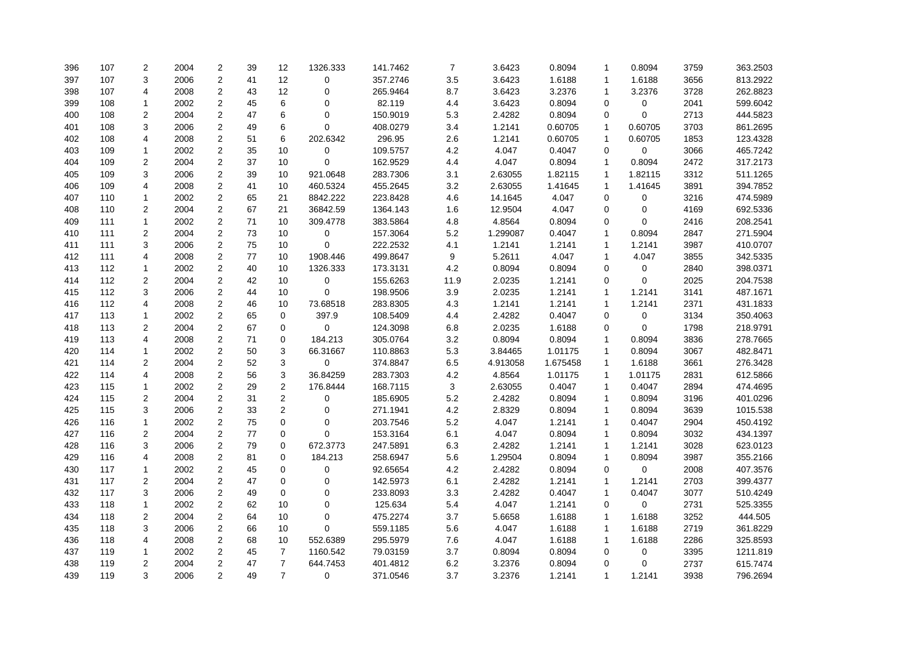|  |  |  |  |  |  |  |  |  |  |  |  |  |  |  |  |
|---|---|---|---|---|---|---|---|---|---|---|---|---|---|---|---|
| 396 | 107 | 2 | 2004 | 2 | 39 | 12 | 1326.333 | 141.7462 | 7 | 3.6423 | 0.8094 | 1 | 0.8094 | 3759 | 363.2503 |
| 397 | 107 | 3 | 2006 | 2 | 41 | 12 | 0 | 357.2746 | 3.5 | 3.6423 | 1.6188 | 1 | 1.6188 | 3656 | 813.2922 |
| 398 | 107 | 4 | 2008 | 2 | 43 | 12 | 0 | 265.9464 | 8.7 | 3.6423 | 3.2376 | 1 | 3.2376 | 3728 | 262.8823 |
| 399 | 108 | 1 | 2002 | 2 | 45 | 6 | 0 | 82.119 | 4.4 | 3.6423 | 0.8094 | 0 | 0 | 2041 | 599.6042 |
| 400 | 108 | 2 | 2004 | 2 | 47 | 6 | 0 | 150.9019 | 5.3 | 2.4282 | 0.8094 | 0 | 0 | 2713 | 444.5823 |
| 401 | 108 | 3 | 2006 | 2 | 49 | 6 | 0 | 408.0279 | 3.4 | 1.2141 | 0.60705 | 1 | 0.60705 | 3703 | 861.2695 |
| 402 | 108 | 4 | 2008 | 2 | 51 | 6 | 202.6342 | 296.95 | 2.6 | 1.2141 | 0.60705 | 1 | 0.60705 | 1853 | 123.4328 |
| 403 | 109 | 1 | 2002 | 2 | 35 | 10 | 0 | 109.5757 | 4.2 | 4.047 | 0.4047 | 0 | 0 | 3066 | 465.7242 |
| 404 | 109 | 2 | 2004 | 2 | 37 | 10 | 0 | 162.9529 | 4.4 | 4.047 | 0.8094 | 1 | 0.8094 | 2472 | 317.2173 |
| 405 | 109 | 3 | 2006 | 2 | 39 | 10 | 921.0648 | 283.7306 | 3.1 | 2.63055 | 1.82115 | 1 | 1.82115 | 3312 | 511.1265 |
| 406 | 109 | 4 | 2008 | 2 | 41 | 10 | 460.5324 | 455.2645 | 3.2 | 2.63055 | 1.41645 | 1 | 1.41645 | 3891 | 394.7852 |
| 407 | 110 | 1 | 2002 | 2 | 65 | 21 | 8842.222 | 223.8428 | 4.6 | 14.1645 | 4.047 | 0 | 0 | 3216 | 474.5989 |
| 408 | 110 | 2 | 2004 | 2 | 67 | 21 | 36842.59 | 1364.143 | 1.6 | 12.9504 | 4.047 | 0 | 0 | 4169 | 692.5336 |
| 409 | 111 | 1 | 2002 | 2 | 71 | 10 | 309.4778 | 383.5864 | 4.8 | 4.8564 | 0.8094 | 0 | 0 | 2416 | 208.2541 |
| 410 | 111 | 2 | 2004 | 2 | 73 | 10 | 0 | 157.3064 | 5.2 | 1.299087 | 0.4047 | 1 | 0.8094 | 2847 | 271.5904 |
| 411 | 111 | 3 | 2006 | 2 | 75 | 10 | 0 | 222.2532 | 4.1 | 1.2141 | 1.2141 | 1 | 1.2141 | 3987 | 410.0707 |
| 412 | 111 | 4 | 2008 | 2 | 77 | 10 | 1908.446 | 499.8647 | 9 | 5.2611 | 4.047 | 1 | 4.047 | 3855 | 342.5335 |
| 413 | 112 | 1 | 2002 | 2 | 40 | 10 | 1326.333 | 173.3131 | 4.2 | 0.8094 | 0.8094 | 0 | 0 | 2840 | 398.0371 |
| 414 | 112 | 2 | 2004 | 2 | 42 | 10 | 0 | 155.6263 | 11.9 | 2.0235 | 1.2141 | 0 | 0 | 2025 | 204.7538 |
| 415 | 112 | 3 | 2006 | 2 | 44 | 10 | 0 | 198.9506 | 3.9 | 2.0235 | 1.2141 | 1 | 1.2141 | 3141 | 487.1671 |
| 416 | 112 | 4 | 2008 | 2 | 46 | 10 | 73.68518 | 283.8305 | 4.3 | 1.2141 | 1.2141 | 1 | 1.2141 | 2371 | 431.1833 |
| 417 | 113 | 1 | 2002 | 2 | 65 | 0 | 397.9 | 108.5409 | 4.4 | 2.4282 | 0.4047 | 0 | 0 | 3134 | 350.4063 |
| 418 | 113 | 2 | 2004 | 2 | 67 | 0 | 0 | 124.3098 | 6.8 | 2.0235 | 1.6188 | 0 | 0 | 1798 | 218.9791 |
| 419 | 113 | 4 | 2008 | 2 | 71 | 0 | 184.213 | 305.0764 | 3.2 | 0.8094 | 0.8094 | 1 | 0.8094 | 3836 | 278.7665 |
| 420 | 114 | 1 | 2002 | 2 | 50 | 3 | 66.31667 | 110.8863 | 5.3 | 3.84465 | 1.01175 | 1 | 0.8094 | 3067 | 482.8471 |
| 421 | 114 | 2 | 2004 | 2 | 52 | 3 | 0 | 374.8847 | 6.5 | 4.913058 | 1.675458 | 1 | 1.6188 | 3661 | 276.3428 |
| 422 | 114 | 4 | 2008 | 2 | 56 | 3 | 36.84259 | 283.7303 | 4.2 | 4.8564 | 1.01175 | 1 | 1.01175 | 2831 | 612.5866 |
| 423 | 115 | 1 | 2002 | 2 | 29 | 2 | 176.8444 | 168.7115 | 3 | 2.63055 | 0.4047 | 1 | 0.4047 | 2894 | 474.4695 |
| 424 | 115 | 2 | 2004 | 2 | 31 | 2 | 0 | 185.6905 | 5.2 | 2.4282 | 0.8094 | 1 | 0.8094 | 3196 | 401.0296 |
| 425 | 115 | 3 | 2006 | 2 | 33 | 2 | 0 | 271.1941 | 4.2 | 2.8329 | 0.8094 | 1 | 0.8094 | 3639 | 1015.538 |
| 426 | 116 | 1 | 2002 | 2 | 75 | 0 | 0 | 203.7546 | 5.2 | 4.047 | 1.2141 | 1 | 0.4047 | 2904 | 450.4192 |
| 427 | 116 | 2 | 2004 | 2 | 77 | 0 | 0 | 153.3164 | 6.1 | 4.047 | 0.8094 | 1 | 0.8094 | 3032 | 434.1397 |
| 428 | 116 | 3 | 2006 | 2 | 79 | 0 | 672.3773 | 247.5891 | 6.3 | 2.4282 | 1.2141 | 1 | 1.2141 | 3028 | 623.0123 |
| 429 | 116 | 4 | 2008 | 2 | 81 | 0 | 184.213 | 258.6947 | 5.6 | 1.29504 | 0.8094 | 1 | 0.8094 | 3987 | 355.2166 |
| 430 | 117 | 1 | 2002 | 2 | 45 | 0 | 0 | 92.65654 | 4.2 | 2.4282 | 0.8094 | 0 | 0 | 2008 | 407.3576 |
| 431 | 117 | 2 | 2004 | 2 | 47 | 0 | 0 | 142.5973 | 6.1 | 2.4282 | 1.2141 | 1 | 1.2141 | 2703 | 399.4377 |
| 432 | 117 | 3 | 2006 | 2 | 49 | 0 | 0 | 233.8093 | 3.3 | 2.4282 | 0.4047 | 1 | 0.4047 | 3077 | 510.4249 |
| 433 | 118 | 1 | 2002 | 2 | 62 | 10 | 0 | 125.634 | 5.4 | 4.047 | 1.2141 | 0 | 0 | 2731 | 525.3355 |
| 434 | 118 | 2 | 2004 | 2 | 64 | 10 | 0 | 475.2274 | 3.7 | 5.6658 | 1.6188 | 1 | 1.6188 | 3252 | 444.505 |
| 435 | 118 | 3 | 2006 | 2 | 66 | 10 | 0 | 559.1185 | 5.6 | 4.047 | 1.6188 | 1 | 1.6188 | 2719 | 361.8229 |
| 436 | 118 | 4 | 2008 | 2 | 68 | 10 | 552.6389 | 295.5979 | 7.6 | 4.047 | 1.6188 | 1 | 1.6188 | 2286 | 325.8593 |
| 437 | 119 | 1 | 2002 | 2 | 45 | 7 | 1160.542 | 79.03159 | 3.7 | 0.8094 | 0.8094 | 0 | 0 | 3395 | 1211.819 |
| 438 | 119 | 2 | 2004 | 2 | 47 | 7 | 644.7453 | 401.4812 | 6.2 | 3.2376 | 0.8094 | 0 | 0 | 2737 | 615.7474 |
| 439 | 119 | 3 | 2006 | 2 | 49 | 7 | 0 | 371.0546 | 3.7 | 3.2376 | 1.2141 | 1 | 1.2141 | 3938 | 796.2694 |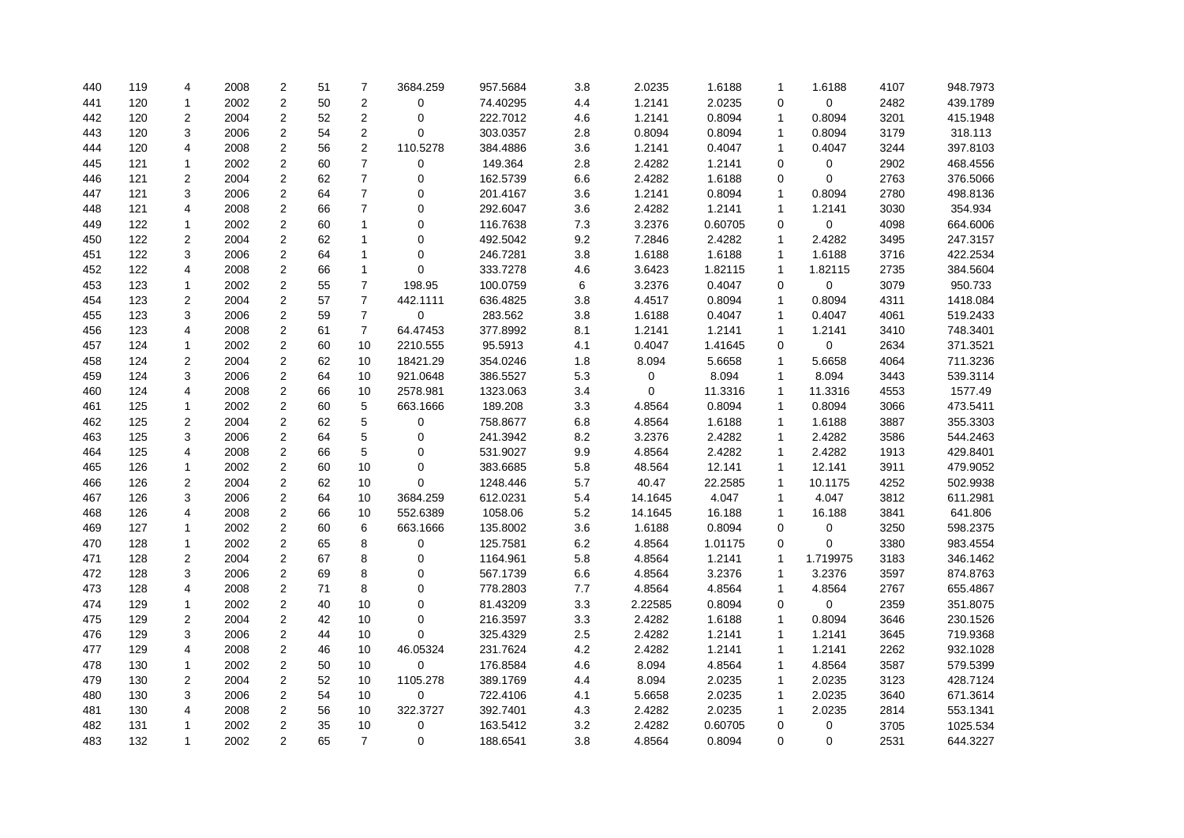| | | | | | | | | | | | | | | | |
|---|---|---|---|---|---|---|---|---|---|---|---|---|---|---|---|
| 440 | 119 | 4 | 2008 | 2 | 51 | 7 | 3684.259 | 957.5684 | 3.8 | 2.0235 | 1.6188 | 1 | 1.6188 | 4107 | 948.7973 |
| 441 | 120 | 1 | 2002 | 2 | 50 | 2 | 0 | 74.40295 | 4.4 | 1.2141 | 2.0235 | 0 | 0 | 2482 | 439.1789 |
| 442 | 120 | 2 | 2004 | 2 | 52 | 2 | 0 | 222.7012 | 4.6 | 1.2141 | 0.8094 | 1 | 0.8094 | 3201 | 415.1948 |
| 443 | 120 | 3 | 2006 | 2 | 54 | 2 | 0 | 303.0357 | 2.8 | 0.8094 | 0.8094 | 1 | 0.8094 | 3179 | 318.113 |
| 444 | 120 | 4 | 2008 | 2 | 56 | 2 | 110.5278 | 384.4886 | 3.6 | 1.2141 | 0.4047 | 1 | 0.4047 | 3244 | 397.8103 |
| 445 | 121 | 1 | 2002 | 2 | 60 | 7 | 0 | 149.364 | 2.8 | 2.4282 | 1.2141 | 0 | 0 | 2902 | 468.4556 |
| 446 | 121 | 2 | 2004 | 2 | 62 | 7 | 0 | 162.5739 | 6.6 | 2.4282 | 1.6188 | 0 | 0 | 2763 | 376.5066 |
| 447 | 121 | 3 | 2006 | 2 | 64 | 7 | 0 | 201.4167 | 3.6 | 1.2141 | 0.8094 | 1 | 0.8094 | 2780 | 498.8136 |
| 448 | 121 | 4 | 2008 | 2 | 66 | 7 | 0 | 292.6047 | 3.6 | 2.4282 | 1.2141 | 1 | 1.2141 | 3030 | 354.934 |
| 449 | 122 | 1 | 2002 | 2 | 60 | 1 | 0 | 116.7638 | 7.3 | 3.2376 | 0.60705 | 0 | 0 | 4098 | 664.6006 |
| 450 | 122 | 2 | 2004 | 2 | 62 | 1 | 0 | 492.5042 | 9.2 | 7.2846 | 2.4282 | 1 | 2.4282 | 3495 | 247.3157 |
| 451 | 122 | 3 | 2006 | 2 | 64 | 1 | 0 | 246.7281 | 3.8 | 1.6188 | 1.6188 | 1 | 1.6188 | 3716 | 422.2534 |
| 452 | 122 | 4 | 2008 | 2 | 66 | 1 | 0 | 333.7278 | 4.6 | 3.6423 | 1.82115 | 1 | 1.82115 | 2735 | 384.5604 |
| 453 | 123 | 1 | 2002 | 2 | 55 | 7 | 198.95 | 100.0759 | 6 | 3.2376 | 0.4047 | 0 | 0 | 3079 | 950.733 |
| 454 | 123 | 2 | 2004 | 2 | 57 | 7 | 442.1111 | 636.4825 | 3.8 | 4.4517 | 0.8094 | 1 | 0.8094 | 4311 | 1418.084 |
| 455 | 123 | 3 | 2006 | 2 | 59 | 7 | 0 | 283.562 | 3.8 | 1.6188 | 0.4047 | 1 | 0.4047 | 4061 | 519.2433 |
| 456 | 123 | 4 | 2008 | 2 | 61 | 7 | 64.47453 | 377.8992 | 8.1 | 1.2141 | 1.2141 | 1 | 1.2141 | 3410 | 748.3401 |
| 457 | 124 | 1 | 2002 | 2 | 60 | 10 | 2210.555 | 95.5913 | 4.1 | 0.4047 | 1.41645 | 0 | 0 | 2634 | 371.3521 |
| 458 | 124 | 2 | 2004 | 2 | 62 | 10 | 18421.29 | 354.0246 | 1.8 | 8.094 | 5.6658 | 1 | 5.6658 | 4064 | 711.3236 |
| 459 | 124 | 3 | 2006 | 2 | 64 | 10 | 921.0648 | 386.5527 | 5.3 | 0 | 8.094 | 1 | 8.094 | 3443 | 539.3114 |
| 460 | 124 | 4 | 2008 | 2 | 66 | 10 | 2578.981 | 1323.063 | 3.4 | 0 | 11.3316 | 1 | 11.3316 | 4553 | 1577.49 |
| 461 | 125 | 1 | 2002 | 2 | 60 | 5 | 663.1666 | 189.208 | 3.3 | 4.8564 | 0.8094 | 1 | 0.8094 | 3066 | 473.5411 |
| 462 | 125 | 2 | 2004 | 2 | 62 | 5 | 0 | 758.8677 | 6.8 | 4.8564 | 1.6188 | 1 | 1.6188 | 3887 | 355.3303 |
| 463 | 125 | 3 | 2006 | 2 | 64 | 5 | 0 | 241.3942 | 8.2 | 3.2376 | 2.4282 | 1 | 2.4282 | 3586 | 544.2463 |
| 464 | 125 | 4 | 2008 | 2 | 66 | 5 | 0 | 531.9027 | 9.9 | 4.8564 | 2.4282 | 1 | 2.4282 | 1913 | 429.8401 |
| 465 | 126 | 1 | 2002 | 2 | 60 | 10 | 0 | 383.6685 | 5.8 | 48.564 | 12.141 | 1 | 12.141 | 3911 | 479.9052 |
| 466 | 126 | 2 | 2004 | 2 | 62 | 10 | 0 | 1248.446 | 5.7 | 40.47 | 22.2585 | 1 | 10.1175 | 4252 | 502.9938 |
| 467 | 126 | 3 | 2006 | 2 | 64 | 10 | 3684.259 | 612.0231 | 5.4 | 14.1645 | 4.047 | 1 | 4.047 | 3812 | 611.2981 |
| 468 | 126 | 4 | 2008 | 2 | 66 | 10 | 552.6389 | 1058.06 | 5.2 | 14.1645 | 16.188 | 1 | 16.188 | 3841 | 641.806 |
| 469 | 127 | 1 | 2002 | 2 | 60 | 6 | 663.1666 | 135.8002 | 3.6 | 1.6188 | 0.8094 | 0 | 0 | 3250 | 598.2375 |
| 470 | 128 | 1 | 2002 | 2 | 65 | 8 | 0 | 125.7581 | 6.2 | 4.8564 | 1.01175 | 0 | 0 | 3380 | 983.4554 |
| 471 | 128 | 2 | 2004 | 2 | 67 | 8 | 0 | 1164.961 | 5.8 | 4.8564 | 1.2141 | 1 | 1.719975 | 3183 | 346.1462 |
| 472 | 128 | 3 | 2006 | 2 | 69 | 8 | 0 | 567.1739 | 6.6 | 4.8564 | 3.2376 | 1 | 3.2376 | 3597 | 874.8763 |
| 473 | 128 | 4 | 2008 | 2 | 71 | 8 | 0 | 778.2803 | 7.7 | 4.8564 | 4.8564 | 1 | 4.8564 | 2767 | 655.4867 |
| 474 | 129 | 1 | 2002 | 2 | 40 | 10 | 0 | 81.43209 | 3.3 | 2.22585 | 0.8094 | 0 | 0 | 2359 | 351.8075 |
| 475 | 129 | 2 | 2004 | 2 | 42 | 10 | 0 | 216.3597 | 3.3 | 2.4282 | 1.6188 | 1 | 0.8094 | 3646 | 230.1526 |
| 476 | 129 | 3 | 2006 | 2 | 44 | 10 | 0 | 325.4329 | 2.5 | 2.4282 | 1.2141 | 1 | 1.2141 | 3645 | 719.9368 |
| 477 | 129 | 4 | 2008 | 2 | 46 | 10 | 46.05324 | 231.7624 | 4.2 | 2.4282 | 1.2141 | 1 | 1.2141 | 2262 | 932.1028 |
| 478 | 130 | 1 | 2002 | 2 | 50 | 10 | 0 | 176.8584 | 4.6 | 8.094 | 4.8564 | 1 | 4.8564 | 3587 | 579.5399 |
| 479 | 130 | 2 | 2004 | 2 | 52 | 10 | 1105.278 | 389.1769 | 4.4 | 8.094 | 2.0235 | 1 | 2.0235 | 3123 | 428.7124 |
| 480 | 130 | 3 | 2006 | 2 | 54 | 10 | 0 | 722.4106 | 4.1 | 5.6658 | 2.0235 | 1 | 2.0235 | 3640 | 671.3614 |
| 481 | 130 | 4 | 2008 | 2 | 56 | 10 | 322.3727 | 392.7401 | 4.3 | 2.4282 | 2.0235 | 1 | 2.0235 | 2814 | 553.1341 |
| 482 | 131 | 1 | 2002 | 2 | 35 | 10 | 0 | 163.5412 | 3.2 | 2.4282 | 0.60705 | 0 | 0 | 3705 | 1025.534 |
| 483 | 132 | 1 | 2002 | 2 | 65 | 7 | 0 | 188.6541 | 3.8 | 4.8564 | 0.8094 | 0 | 0 | 2531 | 644.3227 |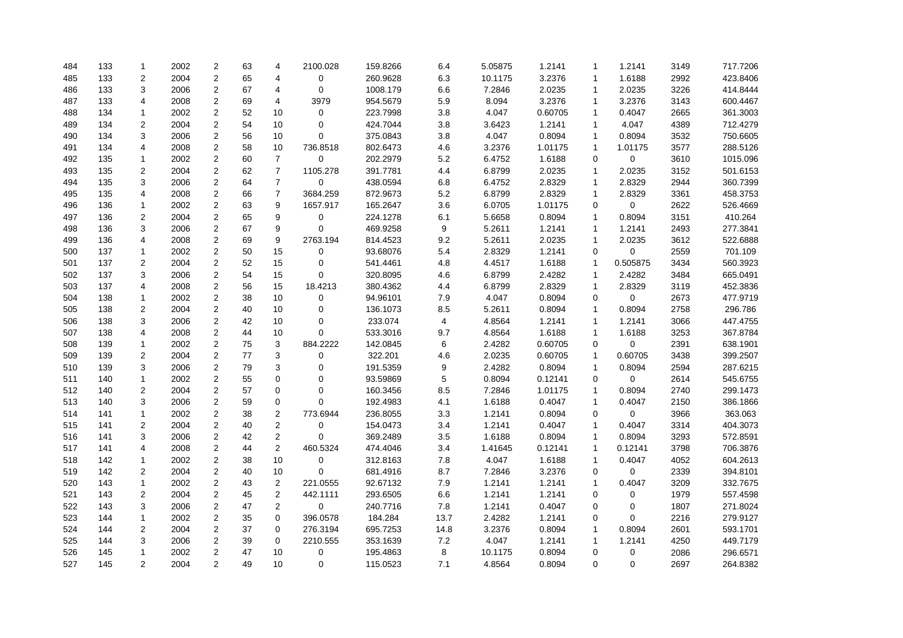| | | | | | | | | | | | | | | | |
|---|---|---|---|---|---|---|---|---|---|---|---|---|---|---|---|
| 484 | 133 | 1 | 2002 | 2 | 63 | 4 | 2100.028 | 159.8266 | 6.4 | 5.05875 | 1.2141 | 1 | 1.2141 | 3149 | 717.7206 |
| 485 | 133 | 2 | 2004 | 2 | 65 | 4 | 0 | 260.9628 | 6.3 | 10.1175 | 3.2376 | 1 | 1.6188 | 2992 | 423.8406 |
| 486 | 133 | 3 | 2006 | 2 | 67 | 4 | 0 | 1008.179 | 6.6 | 7.2846 | 2.0235 | 1 | 2.0235 | 3226 | 414.8444 |
| 487 | 133 | 4 | 2008 | 2 | 69 | 4 | 3979 | 954.5679 | 5.9 | 8.094 | 3.2376 | 1 | 3.2376 | 3143 | 600.4467 |
| 488 | 134 | 1 | 2002 | 2 | 52 | 10 | 0 | 223.7998 | 3.8 | 4.047 | 0.60705 | 1 | 0.4047 | 2665 | 361.3003 |
| 489 | 134 | 2 | 2004 | 2 | 54 | 10 | 0 | 424.7044 | 3.8 | 3.6423 | 1.2141 | 1 | 4.047 | 4389 | 712.4279 |
| 490 | 134 | 3 | 2006 | 2 | 56 | 10 | 0 | 375.0843 | 3.8 | 4.047 | 0.8094 | 1 | 0.8094 | 3532 | 750.6605 |
| 491 | 134 | 4 | 2008 | 2 | 58 | 10 | 736.8518 | 802.6473 | 4.6 | 3.2376 | 1.01175 | 1 | 1.01175 | 3577 | 288.5126 |
| 492 | 135 | 1 | 2002 | 2 | 60 | 7 | 0 | 202.2979 | 5.2 | 6.4752 | 1.6188 | 0 | 0 | 3610 | 1015.096 |
| 493 | 135 | 2 | 2004 | 2 | 62 | 7 | 1105.278 | 391.7781 | 4.4 | 6.8799 | 2.0235 | 1 | 2.0235 | 3152 | 501.6153 |
| 494 | 135 | 3 | 2006 | 2 | 64 | 7 | 0 | 438.0594 | 6.8 | 6.4752 | 2.8329 | 1 | 2.8329 | 2944 | 360.7399 |
| 495 | 135 | 4 | 2008 | 2 | 66 | 7 | 3684.259 | 872.9673 | 5.2 | 6.8799 | 2.8329 | 1 | 2.8329 | 3361 | 458.3753 |
| 496 | 136 | 1 | 2002 | 2 | 63 | 9 | 1657.917 | 165.2647 | 3.6 | 6.0705 | 1.01175 | 0 | 0 | 2622 | 526.4669 |
| 497 | 136 | 2 | 2004 | 2 | 65 | 9 | 0 | 224.1278 | 6.1 | 5.6658 | 0.8094 | 1 | 0.8094 | 3151 | 410.264 |
| 498 | 136 | 3 | 2006 | 2 | 67 | 9 | 0 | 469.9258 | 9 | 5.2611 | 1.2141 | 1 | 1.2141 | 2493 | 277.3841 |
| 499 | 136 | 4 | 2008 | 2 | 69 | 9 | 2763.194 | 814.4523 | 9.2 | 5.2611 | 2.0235 | 1 | 2.0235 | 3612 | 522.6888 |
| 500 | 137 | 1 | 2002 | 2 | 50 | 15 | 0 | 93.68076 | 5.4 | 2.8329 | 1.2141 | 0 | 0 | 2559 | 701.109 |
| 501 | 137 | 2 | 2004 | 2 | 52 | 15 | 0 | 541.4461 | 4.8 | 4.4517 | 1.6188 | 1 | 0.505875 | 3434 | 560.3923 |
| 502 | 137 | 3 | 2006 | 2 | 54 | 15 | 0 | 320.8095 | 4.6 | 6.8799 | 2.4282 | 1 | 2.4282 | 3484 | 665.0491 |
| 503 | 137 | 4 | 2008 | 2 | 56 | 15 | 18.4213 | 380.4362 | 4.4 | 6.8799 | 2.8329 | 1 | 2.8329 | 3119 | 452.3836 |
| 504 | 138 | 1 | 2002 | 2 | 38 | 10 | 0 | 94.96101 | 7.9 | 4.047 | 0.8094 | 0 | 0 | 2673 | 477.9719 |
| 505 | 138 | 2 | 2004 | 2 | 40 | 10 | 0 | 136.1073 | 8.5 | 5.2611 | 0.8094 | 1 | 0.8094 | 2758 | 296.786 |
| 506 | 138 | 3 | 2006 | 2 | 42 | 10 | 0 | 233.074 | 4 | 4.8564 | 1.2141 | 1 | 1.2141 | 3066 | 447.4755 |
| 507 | 138 | 4 | 2008 | 2 | 44 | 10 | 0 | 533.3016 | 9.7 | 4.8564 | 1.6188 | 1 | 1.6188 | 3253 | 367.8784 |
| 508 | 139 | 1 | 2002 | 2 | 75 | 3 | 884.2222 | 142.0845 | 6 | 2.4282 | 0.60705 | 0 | 0 | 2391 | 638.1901 |
| 509 | 139 | 2 | 2004 | 2 | 77 | 3 | 0 | 322.201 | 4.6 | 2.0235 | 0.60705 | 1 | 0.60705 | 3438 | 399.2507 |
| 510 | 139 | 3 | 2006 | 2 | 79 | 3 | 0 | 191.5359 | 9 | 2.4282 | 0.8094 | 1 | 0.8094 | 2594 | 287.6215 |
| 511 | 140 | 1 | 2002 | 2 | 55 | 0 | 0 | 93.59869 | 5 | 0.8094 | 0.12141 | 0 | 0 | 2614 | 545.6755 |
| 512 | 140 | 2 | 2004 | 2 | 57 | 0 | 0 | 160.3456 | 8.5 | 7.2846 | 1.01175 | 1 | 0.8094 | 2740 | 299.1473 |
| 513 | 140 | 3 | 2006 | 2 | 59 | 0 | 0 | 192.4983 | 4.1 | 1.6188 | 0.4047 | 1 | 0.4047 | 2150 | 386.1866 |
| 514 | 141 | 1 | 2002 | 2 | 38 | 2 | 773.6944 | 236.8055 | 3.3 | 1.2141 | 0.8094 | 0 | 0 | 3966 | 363.063 |
| 515 | 141 | 2 | 2004 | 2 | 40 | 2 | 0 | 154.0473 | 3.4 | 1.2141 | 0.4047 | 1 | 0.4047 | 3314 | 404.3073 |
| 516 | 141 | 3 | 2006 | 2 | 42 | 2 | 0 | 369.2489 | 3.5 | 1.6188 | 0.8094 | 1 | 0.8094 | 3293 | 572.8591 |
| 517 | 141 | 4 | 2008 | 2 | 44 | 2 | 460.5324 | 474.4046 | 3.4 | 1.41645 | 0.12141 | 1 | 0.12141 | 3798 | 706.3876 |
| 518 | 142 | 1 | 2002 | 2 | 38 | 10 | 0 | 312.8163 | 7.8 | 4.047 | 1.6188 | 1 | 0.4047 | 4052 | 604.2613 |
| 519 | 142 | 2 | 2004 | 2 | 40 | 10 | 0 | 681.4916 | 8.7 | 7.2846 | 3.2376 | 0 | 0 | 2339 | 394.8101 |
| 520 | 143 | 1 | 2002 | 2 | 43 | 2 | 221.0555 | 92.67132 | 7.9 | 1.2141 | 1.2141 | 1 | 0.4047 | 3209 | 332.7675 |
| 521 | 143 | 2 | 2004 | 2 | 45 | 2 | 442.1111 | 293.6505 | 6.6 | 1.2141 | 1.2141 | 0 | 0 | 1979 | 557.4598 |
| 522 | 143 | 3 | 2006 | 2 | 47 | 2 | 0 | 240.7716 | 7.8 | 1.2141 | 0.4047 | 0 | 0 | 1807 | 271.8024 |
| 523 | 144 | 1 | 2002 | 2 | 35 | 0 | 396.0578 | 184.284 | 13.7 | 2.4282 | 1.2141 | 0 | 0 | 2216 | 279.9127 |
| 524 | 144 | 2 | 2004 | 2 | 37 | 0 | 276.3194 | 695.7253 | 14.8 | 3.2376 | 0.8094 | 1 | 0.8094 | 2601 | 593.1701 |
| 525 | 144 | 3 | 2006 | 2 | 39 | 0 | 2210.555 | 353.1639 | 7.2 | 4.047 | 1.2141 | 1 | 1.2141 | 4250 | 449.7179 |
| 526 | 145 | 1 | 2002 | 2 | 47 | 10 | 0 | 195.4863 | 8 | 10.1175 | 0.8094 | 0 | 0 | 2086 | 296.6571 |
| 527 | 145 | 2 | 2004 | 2 | 49 | 10 | 0 | 115.0523 | 7.1 | 4.8564 | 0.8094 | 0 | 0 | 2697 | 264.8382 |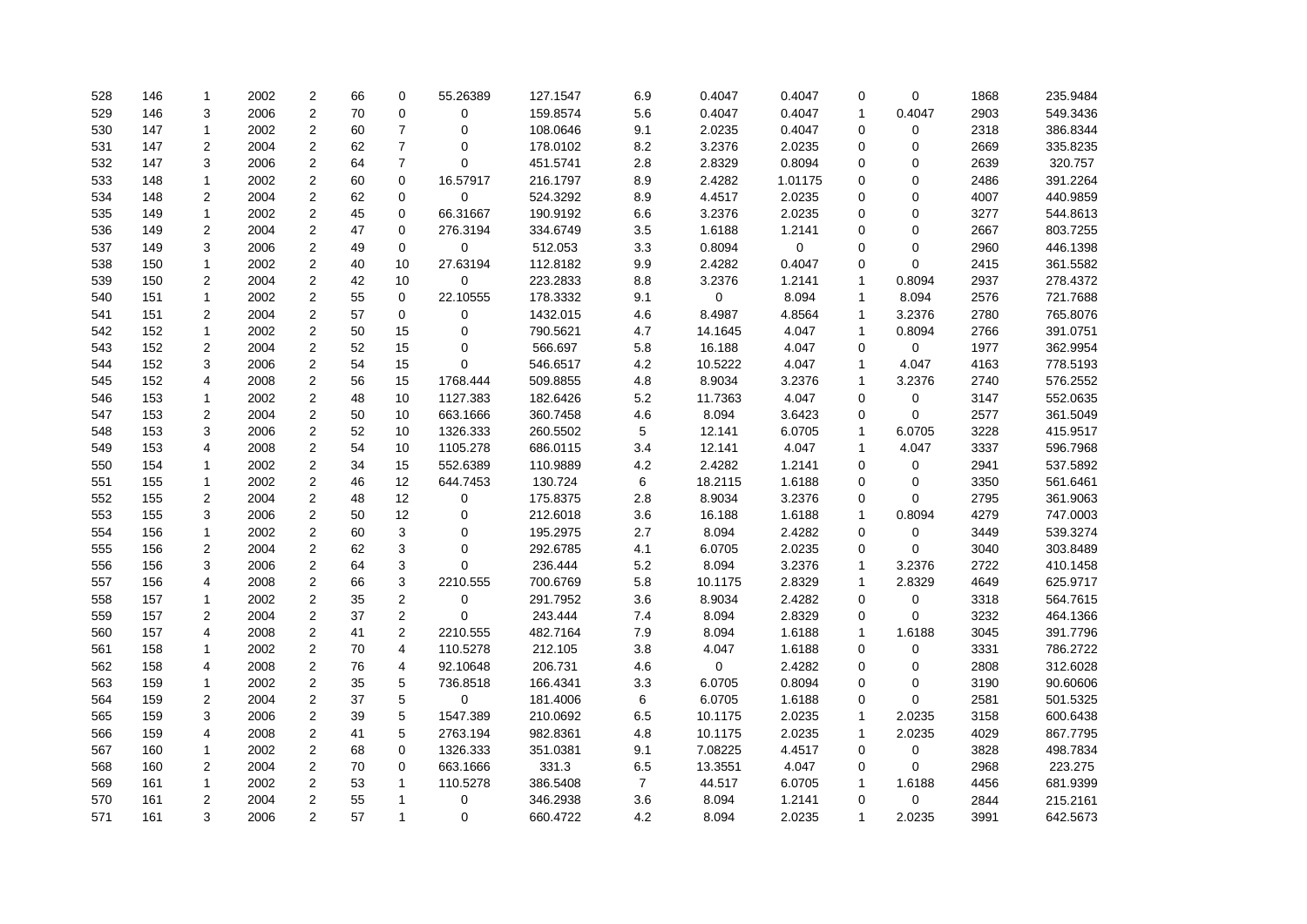| | | | | | | | | | | | | | | | |
|---|---|---|---|---|---|---|---|---|---|---|---|---|---|---|---|
| 528 | 146 | 1 | 2002 | 2 | 66 | 0 | 55.26389 | 127.1547 | 6.9 | 0.4047 | 0.4047 | 0 | 0 | 1868 | 235.9484 |
| 529 | 146 | 3 | 2006 | 2 | 70 | 0 | 0 | 159.8574 | 5.6 | 0.4047 | 0.4047 | 1 | 0.4047 | 2903 | 549.3436 |
| 530 | 147 | 1 | 2002 | 2 | 60 | 7 | 0 | 108.0646 | 9.1 | 2.0235 | 0.4047 | 0 | 0 | 2318 | 386.8344 |
| 531 | 147 | 2 | 2004 | 2 | 62 | 7 | 0 | 178.0102 | 8.2 | 3.2376 | 2.0235 | 0 | 0 | 2669 | 335.8235 |
| 532 | 147 | 3 | 2006 | 2 | 64 | 7 | 0 | 451.5741 | 2.8 | 2.8329 | 0.8094 | 0 | 0 | 2639 | 320.757 |
| 533 | 148 | 1 | 2002 | 2 | 60 | 0 | 16.57917 | 216.1797 | 8.9 | 2.4282 | 1.01175 | 0 | 0 | 2486 | 391.2264 |
| 534 | 148 | 2 | 2004 | 2 | 62 | 0 | 0 | 524.3292 | 8.9 | 4.4517 | 2.0235 | 0 | 0 | 4007 | 440.9859 |
| 535 | 149 | 1 | 2002 | 2 | 45 | 0 | 66.31667 | 190.9192 | 6.6 | 3.2376 | 2.0235 | 0 | 0 | 3277 | 544.8613 |
| 536 | 149 | 2 | 2004 | 2 | 47 | 0 | 276.3194 | 334.6749 | 3.5 | 1.6188 | 1.2141 | 0 | 0 | 2667 | 803.7255 |
| 537 | 149 | 3 | 2006 | 2 | 49 | 0 | 0 | 512.053 | 3.3 | 0.8094 | 0 | 0 | 0 | 2960 | 446.1398 |
| 538 | 150 | 1 | 2002 | 2 | 40 | 10 | 27.63194 | 112.8182 | 9.9 | 2.4282 | 0.4047 | 0 | 0 | 2415 | 361.5582 |
| 539 | 150 | 2 | 2004 | 2 | 42 | 10 | 0 | 223.2833 | 8.8 | 3.2376 | 1.2141 | 1 | 0.8094 | 2937 | 278.4372 |
| 540 | 151 | 1 | 2002 | 2 | 55 | 0 | 22.10555 | 178.3332 | 9.1 | 0 | 8.094 | 1 | 8.094 | 2576 | 721.7688 |
| 541 | 151 | 2 | 2004 | 2 | 57 | 0 | 0 | 1432.015 | 4.6 | 8.4987 | 4.8564 | 1 | 3.2376 | 2780 | 765.8076 |
| 542 | 152 | 1 | 2002 | 2 | 50 | 15 | 0 | 790.5621 | 4.7 | 14.1645 | 4.047 | 1 | 0.8094 | 2766 | 391.0751 |
| 543 | 152 | 2 | 2004 | 2 | 52 | 15 | 0 | 566.697 | 5.8 | 16.188 | 4.047 | 0 | 0 | 1977 | 362.9954 |
| 544 | 152 | 3 | 2006 | 2 | 54 | 15 | 0 | 546.6517 | 4.2 | 10.5222 | 4.047 | 1 | 4.047 | 4163 | 778.5193 |
| 545 | 152 | 4 | 2008 | 2 | 56 | 15 | 1768.444 | 509.8855 | 4.8 | 8.9034 | 3.2376 | 1 | 3.2376 | 2740 | 576.2552 |
| 546 | 153 | 1 | 2002 | 2 | 48 | 10 | 1127.383 | 182.6426 | 5.2 | 11.7363 | 4.047 | 0 | 0 | 3147 | 552.0635 |
| 547 | 153 | 2 | 2004 | 2 | 50 | 10 | 663.1666 | 360.7458 | 4.6 | 8.094 | 3.6423 | 0 | 0 | 2577 | 361.5049 |
| 548 | 153 | 3 | 2006 | 2 | 52 | 10 | 1326.333 | 260.5502 | 5 | 12.141 | 6.0705 | 1 | 6.0705 | 3228 | 415.9517 |
| 549 | 153 | 4 | 2008 | 2 | 54 | 10 | 1105.278 | 686.0115 | 3.4 | 12.141 | 4.047 | 1 | 4.047 | 3337 | 596.7968 |
| 550 | 154 | 1 | 2002 | 2 | 34 | 15 | 552.6389 | 110.9889 | 4.2 | 2.4282 | 1.2141 | 0 | 0 | 2941 | 537.5892 |
| 551 | 155 | 1 | 2002 | 2 | 46 | 12 | 644.7453 | 130.724 | 6 | 18.2115 | 1.6188 | 0 | 0 | 3350 | 561.6461 |
| 552 | 155 | 2 | 2004 | 2 | 48 | 12 | 0 | 175.8375 | 2.8 | 8.9034 | 3.2376 | 0 | 0 | 2795 | 361.9063 |
| 553 | 155 | 3 | 2006 | 2 | 50 | 12 | 0 | 212.6018 | 3.6 | 16.188 | 1.6188 | 1 | 0.8094 | 4279 | 747.0003 |
| 554 | 156 | 1 | 2002 | 2 | 60 | 3 | 0 | 195.2975 | 2.7 | 8.094 | 2.4282 | 0 | 0 | 3449 | 539.3274 |
| 555 | 156 | 2 | 2004 | 2 | 62 | 3 | 0 | 292.6785 | 4.1 | 6.0705 | 2.0235 | 0 | 0 | 3040 | 303.8489 |
| 556 | 156 | 3 | 2006 | 2 | 64 | 3 | 0 | 236.444 | 5.2 | 8.094 | 3.2376 | 1 | 3.2376 | 2722 | 410.1458 |
| 557 | 156 | 4 | 2008 | 2 | 66 | 3 | 2210.555 | 700.6769 | 5.8 | 10.1175 | 2.8329 | 1 | 2.8329 | 4649 | 625.9717 |
| 558 | 157 | 1 | 2002 | 2 | 35 | 2 | 0 | 291.7952 | 3.6 | 8.9034 | 2.4282 | 0 | 0 | 3318 | 564.7615 |
| 559 | 157 | 2 | 2004 | 2 | 37 | 2 | 0 | 243.444 | 7.4 | 8.094 | 2.8329 | 0 | 0 | 3232 | 464.1366 |
| 560 | 157 | 4 | 2008 | 2 | 41 | 2 | 2210.555 | 482.7164 | 7.9 | 8.094 | 1.6188 | 1 | 1.6188 | 3045 | 391.7796 |
| 561 | 158 | 1 | 2002 | 2 | 70 | 4 | 110.5278 | 212.105 | 3.8 | 4.047 | 1.6188 | 0 | 0 | 3331 | 786.2722 |
| 562 | 158 | 4 | 2008 | 2 | 76 | 4 | 92.10648 | 206.731 | 4.6 | 0 | 2.4282 | 0 | 0 | 2808 | 312.6028 |
| 563 | 159 | 1 | 2002 | 2 | 35 | 5 | 736.8518 | 166.4341 | 3.3 | 6.0705 | 0.8094 | 0 | 0 | 3190 | 90.60606 |
| 564 | 159 | 2 | 2004 | 2 | 37 | 5 | 0 | 181.4006 | 6 | 6.0705 | 1.6188 | 0 | 0 | 2581 | 501.5325 |
| 565 | 159 | 3 | 2006 | 2 | 39 | 5 | 1547.389 | 210.0692 | 6.5 | 10.1175 | 2.0235 | 1 | 2.0235 | 3158 | 600.6438 |
| 566 | 159 | 4 | 2008 | 2 | 41 | 5 | 2763.194 | 982.8361 | 4.8 | 10.1175 | 2.0235 | 1 | 2.0235 | 4029 | 867.7795 |
| 567 | 160 | 1 | 2002 | 2 | 68 | 0 | 1326.333 | 351.0381 | 9.1 | 7.08225 | 4.4517 | 0 | 0 | 3828 | 498.7834 |
| 568 | 160 | 2 | 2004 | 2 | 70 | 0 | 663.1666 | 331.3 | 6.5 | 13.3551 | 4.047 | 0 | 0 | 2968 | 223.275 |
| 569 | 161 | 1 | 2002 | 2 | 53 | 1 | 110.5278 | 386.5408 | 7 | 44.517 | 6.0705 | 1 | 1.6188 | 4456 | 681.9399 |
| 570 | 161 | 2 | 2004 | 2 | 55 | 1 | 0 | 346.2938 | 3.6 | 8.094 | 1.2141 | 0 | 0 | 2844 | 215.2161 |
| 571 | 161 | 3 | 2006 | 2 | 57 | 1 | 0 | 660.4722 | 4.2 | 8.094 | 2.0235 | 1 | 2.0235 | 3991 | 642.5673 |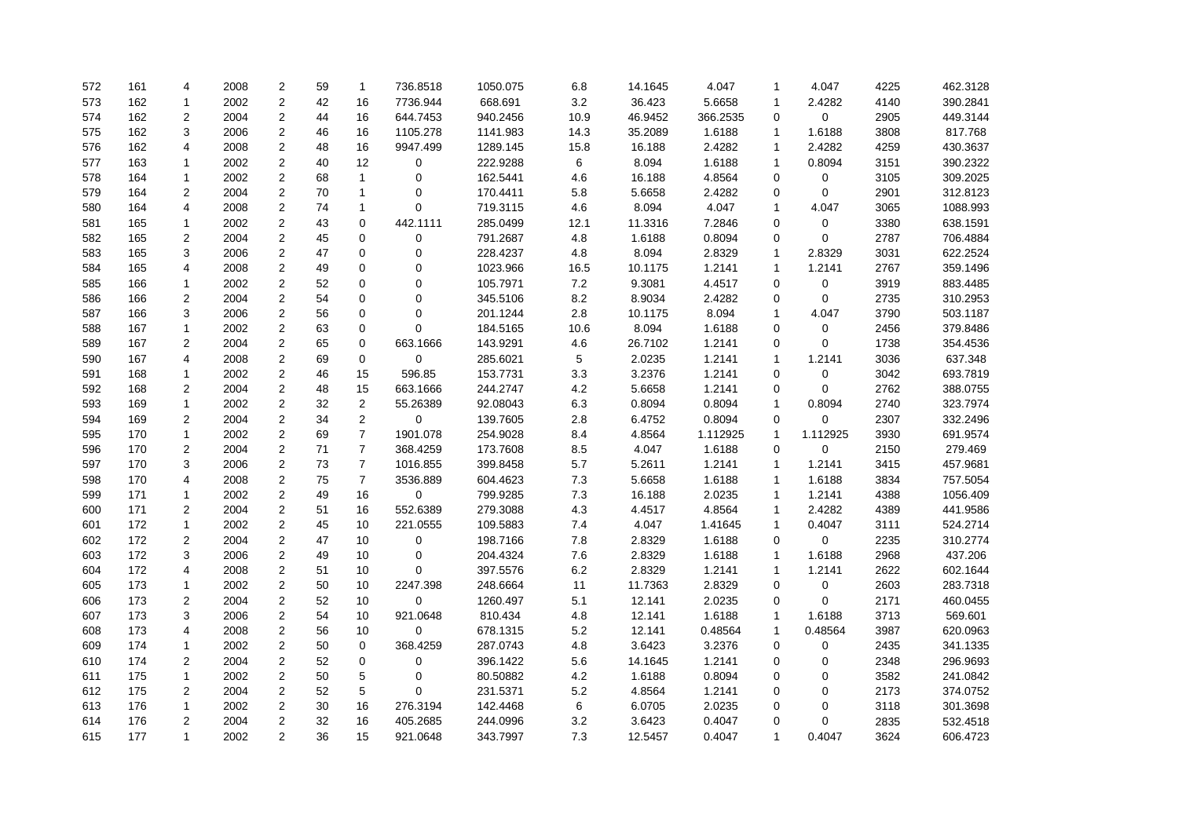| | | | | | | | | | | | | | | | |
|---|---|---|---|---|---|---|---|---|---|---|---|---|---|---|---|
| 572 | 161 | 4 | 2008 | 2 | 59 | 1 | 736.8518 | 1050.075 | 6.8 | 14.1645 | 4.047 | 1 | 4.047 | 4225 | 462.3128 |
| 573 | 162 | 1 | 2002 | 2 | 42 | 16 | 7736.944 | 668.691 | 3.2 | 36.423 | 5.6658 | 1 | 2.4282 | 4140 | 390.2841 |
| 574 | 162 | 2 | 2004 | 2 | 44 | 16 | 644.7453 | 940.2456 | 10.9 | 46.9452 | 366.2535 | 0 | 0 | 2905 | 449.3144 |
| 575 | 162 | 3 | 2006 | 2 | 46 | 16 | 1105.278 | 1141.983 | 14.3 | 35.2089 | 1.6188 | 1 | 1.6188 | 3808 | 817.768 |
| 576 | 162 | 4 | 2008 | 2 | 48 | 16 | 9947.499 | 1289.145 | 15.8 | 16.188 | 2.4282 | 1 | 2.4282 | 4259 | 430.3637 |
| 577 | 163 | 1 | 2002 | 2 | 40 | 12 | 0 | 222.9288 | 6 | 8.094 | 1.6188 | 1 | 0.8094 | 3151 | 390.2322 |
| 578 | 164 | 1 | 2002 | 2 | 68 | 1 | 0 | 162.5441 | 4.6 | 16.188 | 4.8564 | 0 | 0 | 3105 | 309.2025 |
| 579 | 164 | 2 | 2004 | 2 | 70 | 1 | 0 | 170.4411 | 5.8 | 5.6658 | 2.4282 | 0 | 0 | 2901 | 312.8123 |
| 580 | 164 | 4 | 2008 | 2 | 74 | 1 | 0 | 719.3115 | 4.6 | 8.094 | 4.047 | 1 | 4.047 | 3065 | 1088.993 |
| 581 | 165 | 1 | 2002 | 2 | 43 | 0 | 442.1111 | 285.0499 | 12.1 | 11.3316 | 7.2846 | 0 | 0 | 3380 | 638.1591 |
| 582 | 165 | 2 | 2004 | 2 | 45 | 0 | 0 | 791.2687 | 4.8 | 1.6188 | 0.8094 | 0 | 0 | 2787 | 706.4884 |
| 583 | 165 | 3 | 2006 | 2 | 47 | 0 | 0 | 228.4237 | 4.8 | 8.094 | 2.8329 | 1 | 2.8329 | 3031 | 622.2524 |
| 584 | 165 | 4 | 2008 | 2 | 49 | 0 | 0 | 1023.966 | 16.5 | 10.1175 | 1.2141 | 1 | 1.2141 | 2767 | 359.1496 |
| 585 | 166 | 1 | 2002 | 2 | 52 | 0 | 0 | 105.7971 | 7.2 | 9.3081 | 4.4517 | 0 | 0 | 3919 | 883.4485 |
| 586 | 166 | 2 | 2004 | 2 | 54 | 0 | 0 | 345.5106 | 8.2 | 8.9034 | 2.4282 | 0 | 0 | 2735 | 310.2953 |
| 587 | 166 | 3 | 2006 | 2 | 56 | 0 | 0 | 201.1244 | 2.8 | 10.1175 | 8.094 | 1 | 4.047 | 3790 | 503.1187 |
| 588 | 167 | 1 | 2002 | 2 | 63 | 0 | 0 | 184.5165 | 10.6 | 8.094 | 1.6188 | 0 | 0 | 2456 | 379.8486 |
| 589 | 167 | 2 | 2004 | 2 | 65 | 0 | 663.1666 | 143.9291 | 4.6 | 26.7102 | 1.2141 | 0 | 0 | 1738 | 354.4536 |
| 590 | 167 | 4 | 2008 | 2 | 69 | 0 | 0 | 285.6021 | 5 | 2.0235 | 1.2141 | 1 | 1.2141 | 3036 | 637.348 |
| 591 | 168 | 1 | 2002 | 2 | 46 | 15 | 596.85 | 153.7731 | 3.3 | 3.2376 | 1.2141 | 0 | 0 | 3042 | 693.7819 |
| 592 | 168 | 2 | 2004 | 2 | 48 | 15 | 663.1666 | 244.2747 | 4.2 | 5.6658 | 1.2141 | 0 | 0 | 2762 | 388.0755 |
| 593 | 169 | 1 | 2002 | 2 | 32 | 2 | 55.26389 | 92.08043 | 6.3 | 0.8094 | 0.8094 | 1 | 0.8094 | 2740 | 323.7974 |
| 594 | 169 | 2 | 2004 | 2 | 34 | 2 | 0 | 139.7605 | 2.8 | 6.4752 | 0.8094 | 0 | 0 | 2307 | 332.2496 |
| 595 | 170 | 1 | 2002 | 2 | 69 | 7 | 1901.078 | 254.9028 | 8.4 | 4.8564 | 1.112925 | 1 | 1.112925 | 3930 | 691.9574 |
| 596 | 170 | 2 | 2004 | 2 | 71 | 7 | 368.4259 | 173.7608 | 8.5 | 4.047 | 1.6188 | 0 | 0 | 2150 | 279.469 |
| 597 | 170 | 3 | 2006 | 2 | 73 | 7 | 1016.855 | 399.8458 | 5.7 | 5.2611 | 1.2141 | 1 | 1.2141 | 3415 | 457.9681 |
| 598 | 170 | 4 | 2008 | 2 | 75 | 7 | 3536.889 | 604.4623 | 7.3 | 5.6658 | 1.6188 | 1 | 1.6188 | 3834 | 757.5054 |
| 599 | 171 | 1 | 2002 | 2 | 49 | 16 | 0 | 799.9285 | 7.3 | 16.188 | 2.0235 | 1 | 1.2141 | 4388 | 1056.409 |
| 600 | 171 | 2 | 2004 | 2 | 51 | 16 | 552.6389 | 279.3088 | 4.3 | 4.4517 | 4.8564 | 1 | 2.4282 | 4389 | 441.9586 |
| 601 | 172 | 1 | 2002 | 2 | 45 | 10 | 221.0555 | 109.5883 | 7.4 | 4.047 | 1.41645 | 1 | 0.4047 | 3111 | 524.2714 |
| 602 | 172 | 2 | 2004 | 2 | 47 | 10 | 0 | 198.7166 | 7.8 | 2.8329 | 1.6188 | 0 | 0 | 2235 | 310.2774 |
| 603 | 172 | 3 | 2006 | 2 | 49 | 10 | 0 | 204.4324 | 7.6 | 2.8329 | 1.6188 | 1 | 1.6188 | 2968 | 437.206 |
| 604 | 172 | 4 | 2008 | 2 | 51 | 10 | 0 | 397.5576 | 6.2 | 2.8329 | 1.2141 | 1 | 1.2141 | 2622 | 602.1644 |
| 605 | 173 | 1 | 2002 | 2 | 50 | 10 | 2247.398 | 248.6664 | 11 | 11.7363 | 2.8329 | 0 | 0 | 2603 | 283.7318 |
| 606 | 173 | 2 | 2004 | 2 | 52 | 10 | 0 | 1260.497 | 5.1 | 12.141 | 2.0235 | 0 | 0 | 2171 | 460.0455 |
| 607 | 173 | 3 | 2006 | 2 | 54 | 10 | 921.0648 | 810.434 | 4.8 | 12.141 | 1.6188 | 1 | 1.6188 | 3713 | 569.601 |
| 608 | 173 | 4 | 2008 | 2 | 56 | 10 | 0 | 678.1315 | 5.2 | 12.141 | 0.48564 | 1 | 0.48564 | 3987 | 620.0963 |
| 609 | 174 | 1 | 2002 | 2 | 50 | 0 | 368.4259 | 287.0743 | 4.8 | 3.6423 | 3.2376 | 0 | 0 | 2435 | 341.1335 |
| 610 | 174 | 2 | 2004 | 2 | 52 | 0 | 0 | 396.1422 | 5.6 | 14.1645 | 1.2141 | 0 | 0 | 2348 | 296.9693 |
| 611 | 175 | 1 | 2002 | 2 | 50 | 5 | 0 | 80.50882 | 4.2 | 1.6188 | 0.8094 | 0 | 0 | 3582 | 241.0842 |
| 612 | 175 | 2 | 2004 | 2 | 52 | 5 | 0 | 231.5371 | 5.2 | 4.8564 | 1.2141 | 0 | 0 | 2173 | 374.0752 |
| 613 | 176 | 1 | 2002 | 2 | 30 | 16 | 276.3194 | 142.4468 | 6 | 6.0705 | 2.0235 | 0 | 0 | 3118 | 301.3698 |
| 614 | 176 | 2 | 2004 | 2 | 32 | 16 | 405.2685 | 244.0996 | 3.2 | 3.6423 | 0.4047 | 0 | 0 | 2835 | 532.4518 |
| 615 | 177 | 1 | 2002 | 2 | 36 | 15 | 921.0648 | 343.7997 | 7.3 | 12.5457 | 0.4047 | 1 | 0.4047 | 3624 | 606.4723 |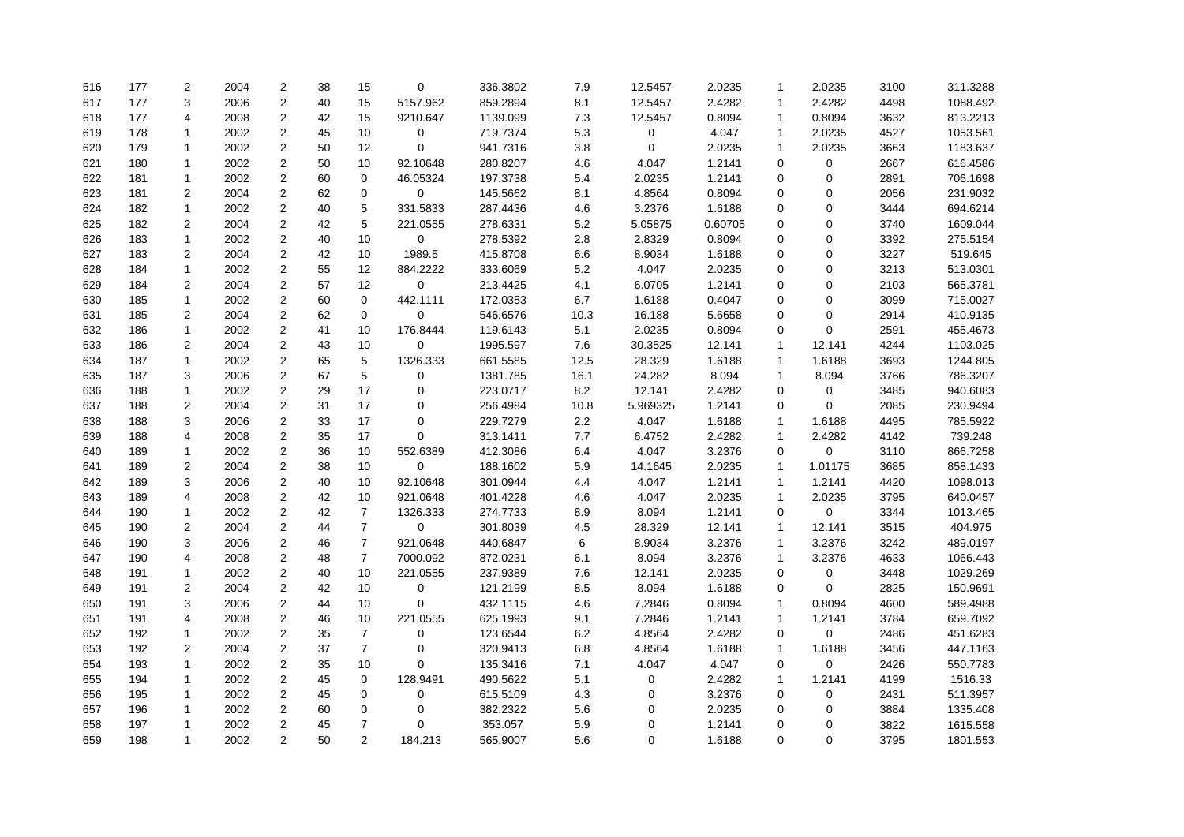| | | | | | | | | | | | | | | | |
|---|---|---|---|---|---|---|---|---|---|---|---|---|---|---|---|
| 616 | 177 | 2 | 2004 | 2 | 38 | 15 | 0 | 336.3802 | 7.9 | 12.5457 | 2.0235 | 1 | 2.0235 | 3100 | 311.3288 |
| 617 | 177 | 3 | 2006 | 2 | 40 | 15 | 5157.962 | 859.2894 | 8.1 | 12.5457 | 2.4282 | 1 | 2.4282 | 4498 | 1088.492 |
| 618 | 177 | 4 | 2008 | 2 | 42 | 15 | 9210.647 | 1139.099 | 7.3 | 12.5457 | 0.8094 | 1 | 0.8094 | 3632 | 813.2213 |
| 619 | 178 | 1 | 2002 | 2 | 45 | 10 | 0 | 719.7374 | 5.3 | 0 | 4.047 | 1 | 2.0235 | 4527 | 1053.561 |
| 620 | 179 | 1 | 2002 | 2 | 50 | 12 | 0 | 941.7316 | 3.8 | 0 | 2.0235 | 1 | 2.0235 | 3663 | 1183.637 |
| 621 | 180 | 1 | 2002 | 2 | 50 | 10 | 92.10648 | 280.8207 | 4.6 | 4.047 | 1.2141 | 0 | 0 | 2667 | 616.4586 |
| 622 | 181 | 1 | 2002 | 2 | 60 | 0 | 46.05324 | 197.3738 | 5.4 | 2.0235 | 1.2141 | 0 | 0 | 2891 | 706.1698 |
| 623 | 181 | 2 | 2004 | 2 | 62 | 0 | 0 | 145.5662 | 8.1 | 4.8564 | 0.8094 | 0 | 0 | 2056 | 231.9032 |
| 624 | 182 | 1 | 2002 | 2 | 40 | 5 | 331.5833 | 287.4436 | 4.6 | 3.2376 | 1.6188 | 0 | 0 | 3444 | 694.6214 |
| 625 | 182 | 2 | 2004 | 2 | 42 | 5 | 221.0555 | 278.6331 | 5.2 | 5.05875 | 0.60705 | 0 | 0 | 3740 | 1609.044 |
| 626 | 183 | 1 | 2002 | 2 | 40 | 10 | 0 | 278.5392 | 2.8 | 2.8329 | 0.8094 | 0 | 0 | 3392 | 275.5154 |
| 627 | 183 | 2 | 2004 | 2 | 42 | 10 | 1989.5 | 415.8708 | 6.6 | 8.9034 | 1.6188 | 0 | 0 | 3227 | 519.645 |
| 628 | 184 | 1 | 2002 | 2 | 55 | 12 | 884.2222 | 333.6069 | 5.2 | 4.047 | 2.0235 | 0 | 0 | 3213 | 513.0301 |
| 629 | 184 | 2 | 2004 | 2 | 57 | 12 | 0 | 213.4425 | 4.1 | 6.0705 | 1.2141 | 0 | 0 | 2103 | 565.3781 |
| 630 | 185 | 1 | 2002 | 2 | 60 | 0 | 442.1111 | 172.0353 | 6.7 | 1.6188 | 0.4047 | 0 | 0 | 3099 | 715.0027 |
| 631 | 185 | 2 | 2004 | 2 | 62 | 0 | 0 | 546.6576 | 10.3 | 16.188 | 5.6658 | 0 | 0 | 2914 | 410.9135 |
| 632 | 186 | 1 | 2002 | 2 | 41 | 10 | 176.8444 | 119.6143 | 5.1 | 2.0235 | 0.8094 | 0 | 0 | 2591 | 455.4673 |
| 633 | 186 | 2 | 2004 | 2 | 43 | 10 | 0 | 1995.597 | 7.6 | 30.3525 | 12.141 | 1 | 12.141 | 4244 | 1103.025 |
| 634 | 187 | 1 | 2002 | 2 | 65 | 5 | 1326.333 | 661.5585 | 12.5 | 28.329 | 1.6188 | 1 | 1.6188 | 3693 | 1244.805 |
| 635 | 187 | 3 | 2006 | 2 | 67 | 5 | 0 | 1381.785 | 16.1 | 24.282 | 8.094 | 1 | 8.094 | 3766 | 786.3207 |
| 636 | 188 | 1 | 2002 | 2 | 29 | 17 | 0 | 223.0717 | 8.2 | 12.141 | 2.4282 | 0 | 0 | 3485 | 940.6083 |
| 637 | 188 | 2 | 2004 | 2 | 31 | 17 | 0 | 256.4984 | 10.8 | 5.969325 | 1.2141 | 0 | 0 | 2085 | 230.9494 |
| 638 | 188 | 3 | 2006 | 2 | 33 | 17 | 0 | 229.7279 | 2.2 | 4.047 | 1.6188 | 1 | 1.6188 | 4495 | 785.5922 |
| 639 | 188 | 4 | 2008 | 2 | 35 | 17 | 0 | 313.1411 | 7.7 | 6.4752 | 2.4282 | 1 | 2.4282 | 4142 | 739.248 |
| 640 | 189 | 1 | 2002 | 2 | 36 | 10 | 552.6389 | 412.3086 | 6.4 | 4.047 | 3.2376 | 0 | 0 | 3110 | 866.7258 |
| 641 | 189 | 2 | 2004 | 2 | 38 | 10 | 0 | 188.1602 | 5.9 | 14.1645 | 2.0235 | 1 | 1.01175 | 3685 | 858.1433 |
| 642 | 189 | 3 | 2006 | 2 | 40 | 10 | 92.10648 | 301.0944 | 4.4 | 4.047 | 1.2141 | 1 | 1.2141 | 4420 | 1098.013 |
| 643 | 189 | 4 | 2008 | 2 | 42 | 10 | 921.0648 | 401.4228 | 4.6 | 4.047 | 2.0235 | 1 | 2.0235 | 3795 | 640.0457 |
| 644 | 190 | 1 | 2002 | 2 | 42 | 7 | 1326.333 | 274.7733 | 8.9 | 8.094 | 1.2141 | 0 | 0 | 3344 | 1013.465 |
| 645 | 190 | 2 | 2004 | 2 | 44 | 7 | 0 | 301.8039 | 4.5 | 28.329 | 12.141 | 1 | 12.141 | 3515 | 404.975 |
| 646 | 190 | 3 | 2006 | 2 | 46 | 7 | 921.0648 | 440.6847 | 6 | 8.9034 | 3.2376 | 1 | 3.2376 | 3242 | 489.0197 |
| 647 | 190 | 4 | 2008 | 2 | 48 | 7 | 7000.092 | 872.0231 | 6.1 | 8.094 | 3.2376 | 1 | 3.2376 | 4633 | 1066.443 |
| 648 | 191 | 1 | 2002 | 2 | 40 | 10 | 221.0555 | 237.9389 | 7.6 | 12.141 | 2.0235 | 0 | 0 | 3448 | 1029.269 |
| 649 | 191 | 2 | 2004 | 2 | 42 | 10 | 0 | 121.2199 | 8.5 | 8.094 | 1.6188 | 0 | 0 | 2825 | 150.9691 |
| 650 | 191 | 3 | 2006 | 2 | 44 | 10 | 0 | 432.1115 | 4.6 | 7.2846 | 0.8094 | 1 | 0.8094 | 4600 | 589.4988 |
| 651 | 191 | 4 | 2008 | 2 | 46 | 10 | 221.0555 | 625.1993 | 9.1 | 7.2846 | 1.2141 | 1 | 1.2141 | 3784 | 659.7092 |
| 652 | 192 | 1 | 2002 | 2 | 35 | 7 | 0 | 123.6544 | 6.2 | 4.8564 | 2.4282 | 0 | 0 | 2486 | 451.6283 |
| 653 | 192 | 2 | 2004 | 2 | 37 | 7 | 0 | 320.9413 | 6.8 | 4.8564 | 1.6188 | 1 | 1.6188 | 3456 | 447.1163 |
| 654 | 193 | 1 | 2002 | 2 | 35 | 10 | 0 | 135.3416 | 7.1 | 4.047 | 4.047 | 0 | 0 | 2426 | 550.7783 |
| 655 | 194 | 1 | 2002 | 2 | 45 | 0 | 128.9491 | 490.5622 | 5.1 | 0 | 2.4282 | 1 | 1.2141 | 4199 | 1516.33 |
| 656 | 195 | 1 | 2002 | 2 | 45 | 0 | 0 | 615.5109 | 4.3 | 0 | 3.2376 | 0 | 0 | 2431 | 511.3957 |
| 657 | 196 | 1 | 2002 | 2 | 60 | 0 | 0 | 382.2322 | 5.6 | 0 | 2.0235 | 0 | 0 | 3884 | 1335.408 |
| 658 | 197 | 1 | 2002 | 2 | 45 | 7 | 0 | 353.057 | 5.9 | 0 | 1.2141 | 0 | 0 | 3822 | 1615.558 |
| 659 | 198 | 1 | 2002 | 2 | 50 | 2 | 184.213 | 565.9007 | 5.6 | 0 | 1.6188 | 0 | 0 | 3795 | 1801.553 |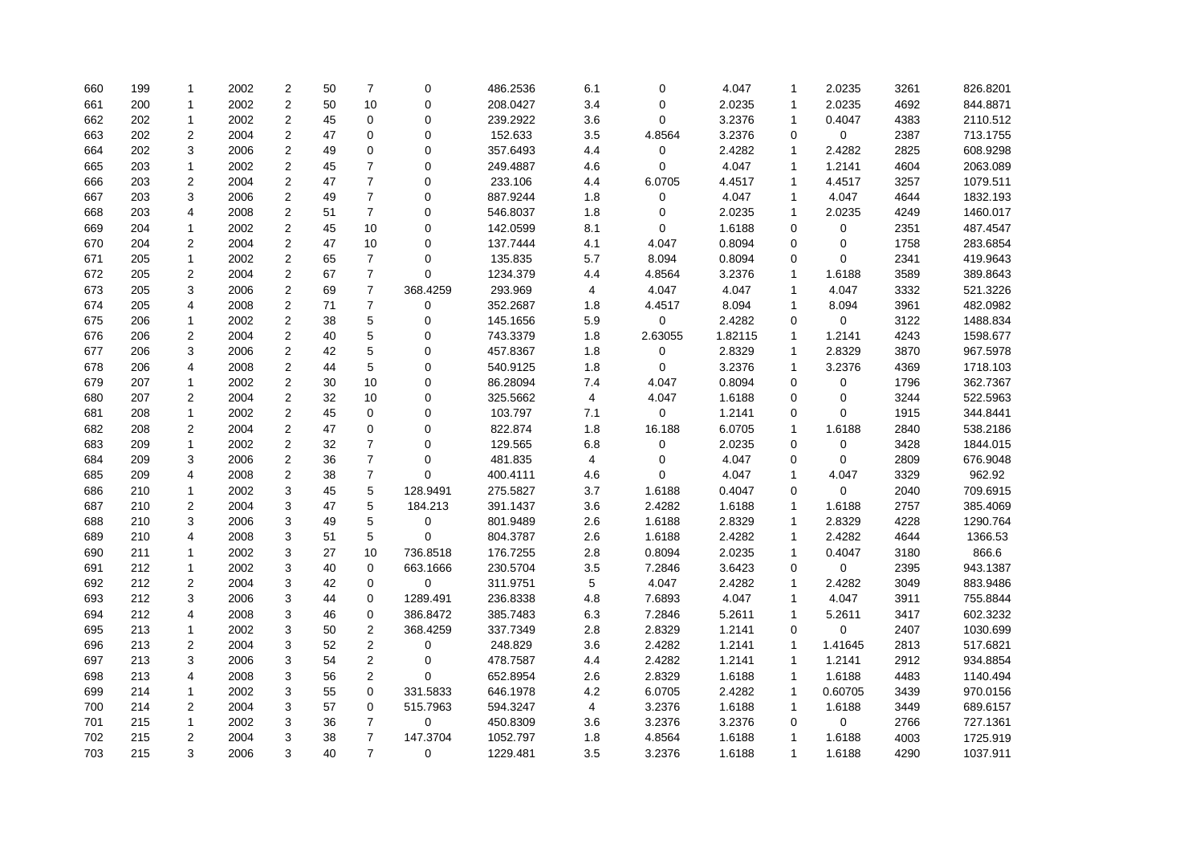|  |  |  |  |  |  |  |  |  |  |  |  |  |  |  |  |
|---|---|---|---|---|---|---|---|---|---|---|---|---|---|---|---|
| 660 | 199 | 1 | 2002 | 2 | 50 | 7 | 0 | 486.2536 | 6.1 | 0 | 4.047 | 1 | 2.0235 | 3261 | 826.8201 |
| 661 | 200 | 1 | 2002 | 2 | 50 | 10 | 0 | 208.0427 | 3.4 | 0 | 2.0235 | 1 | 2.0235 | 4692 | 844.8871 |
| 662 | 202 | 1 | 2002 | 2 | 45 | 0 | 0 | 239.2922 | 3.6 | 0 | 3.2376 | 1 | 0.4047 | 4383 | 2110.512 |
| 663 | 202 | 2 | 2004 | 2 | 47 | 0 | 0 | 152.633 | 3.5 | 4.8564 | 3.2376 | 0 | 0 | 2387 | 713.1755 |
| 664 | 202 | 3 | 2006 | 2 | 49 | 0 | 0 | 357.6493 | 4.4 | 0 | 2.4282 | 1 | 2.4282 | 2825 | 608.9298 |
| 665 | 203 | 1 | 2002 | 2 | 45 | 7 | 0 | 249.4887 | 4.6 | 0 | 4.047 | 1 | 1.2141 | 4604 | 2063.089 |
| 666 | 203 | 2 | 2004 | 2 | 47 | 7 | 0 | 233.106 | 4.4 | 6.0705 | 4.4517 | 1 | 4.4517 | 3257 | 1079.511 |
| 667 | 203 | 3 | 2006 | 2 | 49 | 7 | 0 | 887.9244 | 1.8 | 0 | 4.047 | 1 | 4.047 | 4644 | 1832.193 |
| 668 | 203 | 4 | 2008 | 2 | 51 | 7 | 0 | 546.8037 | 1.8 | 0 | 2.0235 | 1 | 2.0235 | 4249 | 1460.017 |
| 669 | 204 | 1 | 2002 | 2 | 45 | 10 | 0 | 142.0599 | 8.1 | 0 | 1.6188 | 0 | 0 | 2351 | 487.4547 |
| 670 | 204 | 2 | 2004 | 2 | 47 | 10 | 0 | 137.7444 | 4.1 | 4.047 | 0.8094 | 0 | 0 | 1758 | 283.6854 |
| 671 | 205 | 1 | 2002 | 2 | 65 | 7 | 0 | 135.835 | 5.7 | 8.094 | 0.8094 | 0 | 0 | 2341 | 419.9643 |
| 672 | 205 | 2 | 2004 | 2 | 67 | 7 | 0 | 1234.379 | 4.4 | 4.8564 | 3.2376 | 1 | 1.6188 | 3589 | 389.8643 |
| 673 | 205 | 3 | 2006 | 2 | 69 | 7 | 368.4259 | 293.969 | 4 | 4.047 | 4.047 | 1 | 4.047 | 3332 | 521.3226 |
| 674 | 205 | 4 | 2008 | 2 | 71 | 7 | 0 | 352.2687 | 1.8 | 4.4517 | 8.094 | 1 | 8.094 | 3961 | 482.0982 |
| 675 | 206 | 1 | 2002 | 2 | 38 | 5 | 0 | 145.1656 | 5.9 | 0 | 2.4282 | 0 | 0 | 3122 | 1488.834 |
| 676 | 206 | 2 | 2004 | 2 | 40 | 5 | 0 | 743.3379 | 1.8 | 2.63055 | 1.82115 | 1 | 1.2141 | 4243 | 1598.677 |
| 677 | 206 | 3 | 2006 | 2 | 42 | 5 | 0 | 457.8367 | 1.8 | 0 | 2.8329 | 1 | 2.8329 | 3870 | 967.5978 |
| 678 | 206 | 4 | 2008 | 2 | 44 | 5 | 0 | 540.9125 | 1.8 | 0 | 3.2376 | 1 | 3.2376 | 4369 | 1718.103 |
| 679 | 207 | 1 | 2002 | 2 | 30 | 10 | 0 | 86.28094 | 7.4 | 4.047 | 0.8094 | 0 | 0 | 1796 | 362.7367 |
| 680 | 207 | 2 | 2004 | 2 | 32 | 10 | 0 | 325.5662 | 4 | 4.047 | 1.6188 | 0 | 0 | 3244 | 522.5963 |
| 681 | 208 | 1 | 2002 | 2 | 45 | 0 | 0 | 103.797 | 7.1 | 0 | 1.2141 | 0 | 0 | 1915 | 344.8441 |
| 682 | 208 | 2 | 2004 | 2 | 47 | 0 | 0 | 822.874 | 1.8 | 16.188 | 6.0705 | 1 | 1.6188 | 2840 | 538.2186 |
| 683 | 209 | 1 | 2002 | 2 | 32 | 7 | 0 | 129.565 | 6.8 | 0 | 2.0235 | 0 | 0 | 3428 | 1844.015 |
| 684 | 209 | 3 | 2006 | 2 | 36 | 7 | 0 | 481.835 | 4 | 0 | 4.047 | 0 | 0 | 2809 | 676.9048 |
| 685 | 209 | 4 | 2008 | 2 | 38 | 7 | 0 | 400.4111 | 4.6 | 0 | 4.047 | 1 | 4.047 | 3329 | 962.92 |
| 686 | 210 | 1 | 2002 | 3 | 45 | 5 | 128.9491 | 275.5827 | 3.7 | 1.6188 | 0.4047 | 0 | 0 | 2040 | 709.6915 |
| 687 | 210 | 2 | 2004 | 3 | 47 | 5 | 184.213 | 391.1437 | 3.6 | 2.4282 | 1.6188 | 1 | 1.6188 | 2757 | 385.4069 |
| 688 | 210 | 3 | 2006 | 3 | 49 | 5 | 0 | 801.9489 | 2.6 | 1.6188 | 2.8329 | 1 | 2.8329 | 4228 | 1290.764 |
| 689 | 210 | 4 | 2008 | 3 | 51 | 5 | 0 | 804.3787 | 2.6 | 1.6188 | 2.4282 | 1 | 2.4282 | 4644 | 1366.53 |
| 690 | 211 | 1 | 2002 | 3 | 27 | 10 | 736.8518 | 176.7255 | 2.8 | 0.8094 | 2.0235 | 1 | 0.4047 | 3180 | 866.6 |
| 691 | 212 | 1 | 2002 | 3 | 40 | 0 | 663.1666 | 230.5704 | 3.5 | 7.2846 | 3.6423 | 0 | 0 | 2395 | 943.1387 |
| 692 | 212 | 2 | 2004 | 3 | 42 | 0 | 0 | 311.9751 | 5 | 4.047 | 2.4282 | 1 | 2.4282 | 3049 | 883.9486 |
| 693 | 212 | 3 | 2006 | 3 | 44 | 0 | 1289.491 | 236.8338 | 4.8 | 7.6893 | 4.047 | 1 | 4.047 | 3911 | 755.8844 |
| 694 | 212 | 4 | 2008 | 3 | 46 | 0 | 386.8472 | 385.7483 | 6.3 | 7.2846 | 5.2611 | 1 | 5.2611 | 3417 | 602.3232 |
| 695 | 213 | 1 | 2002 | 3 | 50 | 2 | 368.4259 | 337.7349 | 2.8 | 2.8329 | 1.2141 | 0 | 0 | 2407 | 1030.699 |
| 696 | 213 | 2 | 2004 | 3 | 52 | 2 | 0 | 248.829 | 3.6 | 2.4282 | 1.2141 | 1 | 1.41645 | 2813 | 517.6821 |
| 697 | 213 | 3 | 2006 | 3 | 54 | 2 | 0 | 478.7587 | 4.4 | 2.4282 | 1.2141 | 1 | 1.2141 | 2912 | 934.8854 |
| 698 | 213 | 4 | 2008 | 3 | 56 | 2 | 0 | 652.8954 | 2.6 | 2.8329 | 1.6188 | 1 | 1.6188 | 4483 | 1140.494 |
| 699 | 214 | 1 | 2002 | 3 | 55 | 0 | 331.5833 | 646.1978 | 4.2 | 6.0705 | 2.4282 | 1 | 0.60705 | 3439 | 970.0156 |
| 700 | 214 | 2 | 2004 | 3 | 57 | 0 | 515.7963 | 594.3247 | 4 | 3.2376 | 1.6188 | 1 | 1.6188 | 3449 | 689.6157 |
| 701 | 215 | 1 | 2002 | 3 | 36 | 7 | 0 | 450.8309 | 3.6 | 3.2376 | 3.2376 | 0 | 0 | 2766 | 727.1361 |
| 702 | 215 | 2 | 2004 | 3 | 38 | 7 | 147.3704 | 1052.797 | 1.8 | 4.8564 | 1.6188 | 1 | 1.6188 | 4003 | 1725.919 |
| 703 | 215 | 3 | 2006 | 3 | 40 | 7 | 0 | 1229.481 | 3.5 | 3.2376 | 1.6188 | 1 | 1.6188 | 4290 | 1037.911 |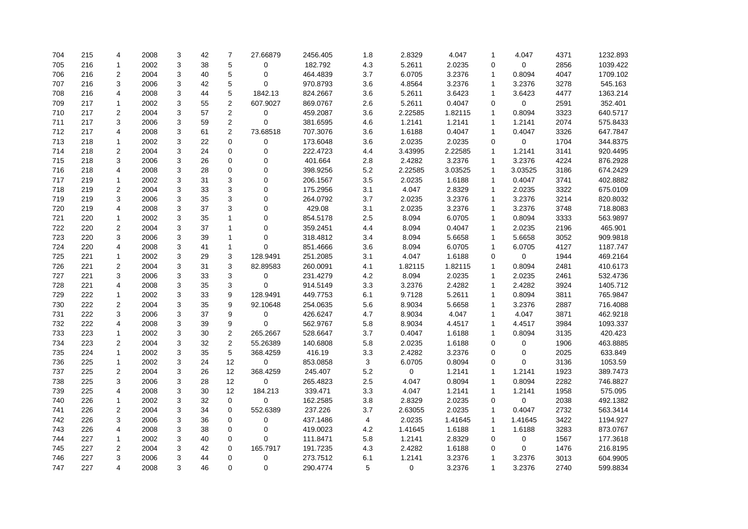| | | | | | | | | | | | | | | | |
|---|---|---|---|---|---|---|---|---|---|---|---|---|---|---|---|
| 704 | 215 | 4 | 2008 | 3 | 42 | 7 | 27.66879 | 2456.405 | 1.8 | 2.8329 | 4.047 | 1 | 4.047 | 4371 | 1232.893 |
| 705 | 216 | 1 | 2002 | 3 | 38 | 5 | 0 | 182.792 | 4.3 | 5.2611 | 2.0235 | 0 | 0 | 2856 | 1039.422 |
| 706 | 216 | 2 | 2004 | 3 | 40 | 5 | 0 | 464.4839 | 3.7 | 6.0705 | 3.2376 | 1 | 0.8094 | 4047 | 1709.102 |
| 707 | 216 | 3 | 2006 | 3 | 42 | 5 | 0 | 970.8793 | 3.6 | 4.8564 | 3.2376 | 1 | 3.2376 | 3278 | 545.163 |
| 708 | 216 | 4 | 2008 | 3 | 44 | 5 | 1842.13 | 824.2667 | 3.6 | 5.2611 | 3.6423 | 1 | 3.6423 | 4477 | 1363.214 |
| 709 | 217 | 1 | 2002 | 3 | 55 | 2 | 607.9027 | 869.0767 | 2.6 | 5.2611 | 0.4047 | 0 | 0 | 2591 | 352.401 |
| 710 | 217 | 2 | 2004 | 3 | 57 | 2 | 0 | 459.2087 | 3.6 | 2.22585 | 1.82115 | 1 | 0.8094 | 3323 | 640.5717 |
| 711 | 217 | 3 | 2006 | 3 | 59 | 2 | 0 | 381.6595 | 4.6 | 1.2141 | 1.2141 | 1 | 1.2141 | 2074 | 575.8433 |
| 712 | 217 | 4 | 2008 | 3 | 61 | 2 | 73.68518 | 707.3076 | 3.6 | 1.6188 | 0.4047 | 1 | 0.4047 | 3326 | 647.7847 |
| 713 | 218 | 1 | 2002 | 3 | 22 | 0 | 0 | 173.6048 | 3.6 | 2.0235 | 2.0235 | 0 | 0 | 1704 | 344.8375 |
| 714 | 218 | 2 | 2004 | 3 | 24 | 0 | 0 | 222.4723 | 4.4 | 3.43995 | 2.22585 | 1 | 1.2141 | 3141 | 920.4495 |
| 715 | 218 | 3 | 2006 | 3 | 26 | 0 | 0 | 401.664 | 2.8 | 2.4282 | 3.2376 | 1 | 3.2376 | 4224 | 876.2928 |
| 716 | 218 | 4 | 2008 | 3 | 28 | 0 | 0 | 398.9256 | 5.2 | 2.22585 | 3.03525 | 1 | 3.03525 | 3186 | 674.2429 |
| 717 | 219 | 1 | 2002 | 3 | 31 | 3 | 0 | 206.1567 | 3.5 | 2.0235 | 1.6188 | 1 | 0.4047 | 3741 | 402.8882 |
| 718 | 219 | 2 | 2004 | 3 | 33 | 3 | 0 | 175.2956 | 3.1 | 4.047 | 2.8329 | 1 | 2.0235 | 3322 | 675.0109 |
| 719 | 219 | 3 | 2006 | 3 | 35 | 3 | 0 | 264.0792 | 3.7 | 2.0235 | 3.2376 | 1 | 3.2376 | 3214 | 820.8032 |
| 720 | 219 | 4 | 2008 | 3 | 37 | 3 | 0 | 429.08 | 3.1 | 2.0235 | 3.2376 | 1 | 3.2376 | 3748 | 718.8083 |
| 721 | 220 | 1 | 2002 | 3 | 35 | 1 | 0 | 854.5178 | 2.5 | 8.094 | 6.0705 | 1 | 0.8094 | 3333 | 563.9897 |
| 722 | 220 | 2 | 2004 | 3 | 37 | 1 | 0 | 359.2451 | 4.4 | 8.094 | 0.4047 | 1 | 2.0235 | 2196 | 465.901 |
| 723 | 220 | 3 | 2006 | 3 | 39 | 1 | 0 | 318.4812 | 3.4 | 8.094 | 5.6658 | 1 | 5.6658 | 3052 | 909.9818 |
| 724 | 220 | 4 | 2008 | 3 | 41 | 1 | 0 | 851.4666 | 3.6 | 8.094 | 6.0705 | 1 | 6.0705 | 4127 | 1187.747 |
| 725 | 221 | 1 | 2002 | 3 | 29 | 3 | 128.9491 | 251.2085 | 3.1 | 4.047 | 1.6188 | 0 | 0 | 1944 | 469.2164 |
| 726 | 221 | 2 | 2004 | 3 | 31 | 3 | 82.89583 | 260.0091 | 4.1 | 1.82115 | 1.82115 | 1 | 0.8094 | 2481 | 410.6173 |
| 727 | 221 | 3 | 2006 | 3 | 33 | 3 | 0 | 231.4279 | 4.2 | 8.094 | 2.0235 | 1 | 2.0235 | 2461 | 532.4736 |
| 728 | 221 | 4 | 2008 | 3 | 35 | 3 | 0 | 914.5149 | 3.3 | 3.2376 | 2.4282 | 1 | 2.4282 | 3924 | 1405.712 |
| 729 | 222 | 1 | 2002 | 3 | 33 | 9 | 128.9491 | 449.7753 | 6.1 | 9.7128 | 5.2611 | 1 | 0.8094 | 3811 | 765.9847 |
| 730 | 222 | 2 | 2004 | 3 | 35 | 9 | 92.10648 | 254.0635 | 5.6 | 8.9034 | 5.6658 | 1 | 3.2376 | 2887 | 716.4088 |
| 731 | 222 | 3 | 2006 | 3 | 37 | 9 | 0 | 426.6247 | 4.7 | 8.9034 | 4.047 | 1 | 4.047 | 3871 | 462.9218 |
| 732 | 222 | 4 | 2008 | 3 | 39 | 9 | 0 | 562.9767 | 5.8 | 8.9034 | 4.4517 | 1 | 4.4517 | 3984 | 1093.337 |
| 733 | 223 | 1 | 2002 | 3 | 30 | 2 | 265.2667 | 528.6647 | 3.7 | 0.4047 | 1.6188 | 1 | 0.8094 | 3135 | 420.423 |
| 734 | 223 | 2 | 2004 | 3 | 32 | 2 | 55.26389 | 140.6808 | 5.8 | 2.0235 | 1.6188 | 0 | 0 | 1906 | 463.8885 |
| 735 | 224 | 1 | 2002 | 3 | 35 | 5 | 368.4259 | 416.19 | 3.3 | 2.4282 | 3.2376 | 0 | 0 | 2025 | 633.849 |
| 736 | 225 | 1 | 2002 | 3 | 24 | 12 | 0 | 853.0858 | 3 | 6.0705 | 0.8094 | 0 | 0 | 3136 | 1053.59 |
| 737 | 225 | 2 | 2004 | 3 | 26 | 12 | 368.4259 | 245.407 | 5.2 | 0 | 1.2141 | 1 | 1.2141 | 1923 | 389.7473 |
| 738 | 225 | 3 | 2006 | 3 | 28 | 12 | 0 | 265.4823 | 2.5 | 4.047 | 0.8094 | 1 | 0.8094 | 2282 | 746.8827 |
| 739 | 225 | 4 | 2008 | 3 | 30 | 12 | 184.213 | 339.471 | 3.3 | 4.047 | 1.2141 | 1 | 1.2141 | 1958 | 575.095 |
| 740 | 226 | 1 | 2002 | 3 | 32 | 0 | 0 | 162.2585 | 3.8 | 2.8329 | 2.0235 | 0 | 0 | 2038 | 492.1382 |
| 741 | 226 | 2 | 2004 | 3 | 34 | 0 | 552.6389 | 237.226 | 3.7 | 2.63055 | 2.0235 | 1 | 0.4047 | 2732 | 563.3414 |
| 742 | 226 | 3 | 2006 | 3 | 36 | 0 | 0 | 437.1486 | 4 | 2.0235 | 1.41645 | 1 | 1.41645 | 3422 | 1194.927 |
| 743 | 226 | 4 | 2008 | 3 | 38 | 0 | 0 | 419.0023 | 4.2 | 1.41645 | 1.6188 | 1 | 1.6188 | 3283 | 873.0767 |
| 744 | 227 | 1 | 2002 | 3 | 40 | 0 | 0 | 111.8471 | 5.8 | 1.2141 | 2.8329 | 0 | 0 | 1567 | 177.3618 |
| 745 | 227 | 2 | 2004 | 3 | 42 | 0 | 165.7917 | 191.7235 | 4.3 | 2.4282 | 1.6188 | 0 | 0 | 1476 | 216.8195 |
| 746 | 227 | 3 | 2006 | 3 | 44 | 0 | 0 | 273.7512 | 6.1 | 1.2141 | 3.2376 | 1 | 3.2376 | 3013 | 604.9905 |
| 747 | 227 | 4 | 2008 | 3 | 46 | 0 | 0 | 290.4774 | 5 | 0 | 3.2376 | 1 | 3.2376 | 2740 | 599.8834 |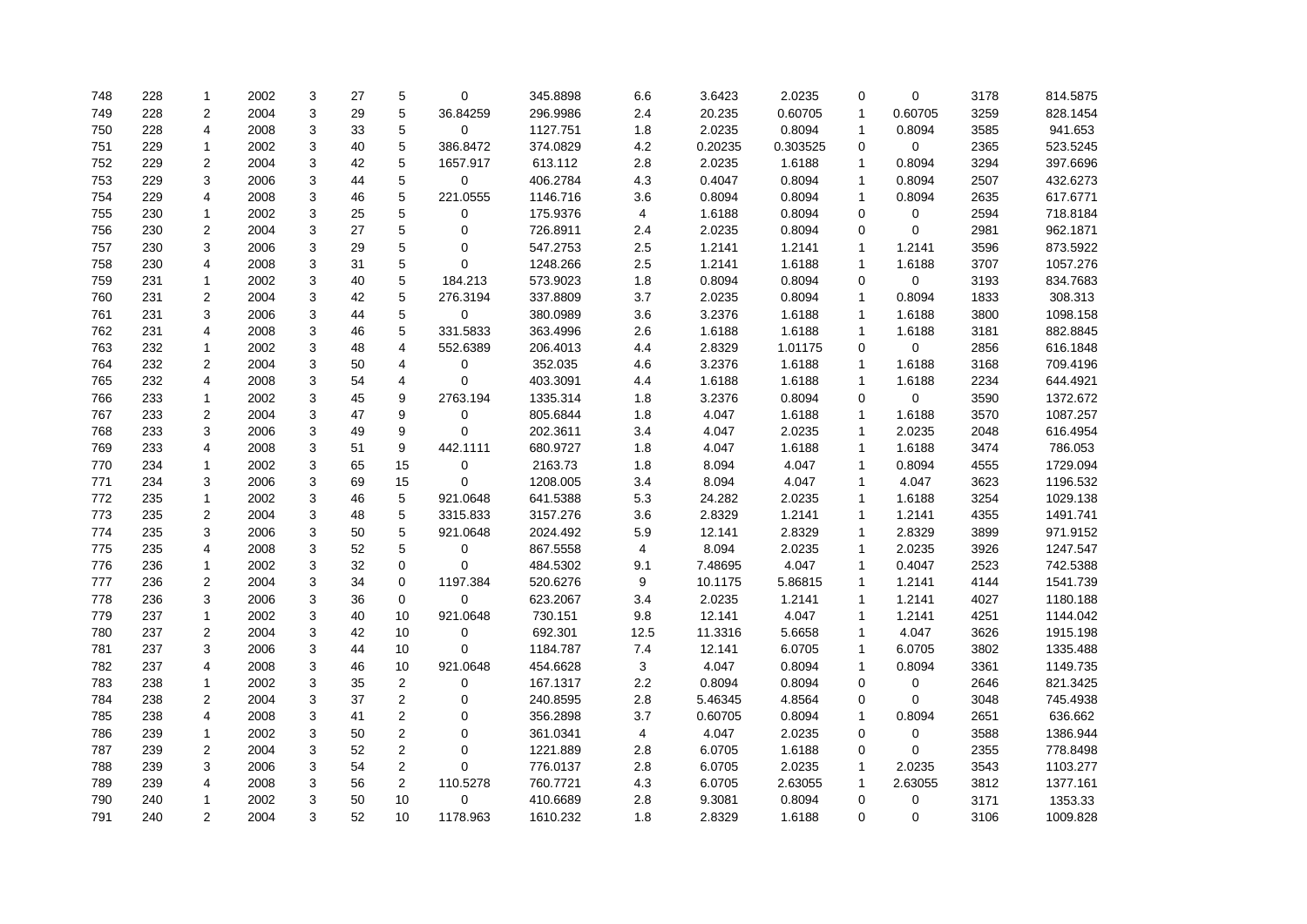| | | | | | | | | | | | | | | | |
|---|---|---|---|---|---|---|---|---|---|---|---|---|---|---|---|
| 748 | 228 | 1 | 2002 | 3 | 27 | 5 | 0 | 345.8898 | 6.6 | 3.6423 | 2.0235 | 0 | 0 | 3178 | 814.5875 |
| 749 | 228 | 2 | 2004 | 3 | 29 | 5 | 36.84259 | 296.9986 | 2.4 | 20.235 | 0.60705 | 1 | 0.60705 | 3259 | 828.1454 |
| 750 | 228 | 4 | 2008 | 3 | 33 | 5 | 0 | 1127.751 | 1.8 | 2.0235 | 0.8094 | 1 | 0.8094 | 3585 | 941.653 |
| 751 | 229 | 1 | 2002 | 3 | 40 | 5 | 386.8472 | 374.0829 | 4.2 | 0.20235 | 0.303525 | 0 | 0 | 2365 | 523.5245 |
| 752 | 229 | 2 | 2004 | 3 | 42 | 5 | 1657.917 | 613.112 | 2.8 | 2.0235 | 1.6188 | 1 | 0.8094 | 3294 | 397.6696 |
| 753 | 229 | 3 | 2006 | 3 | 44 | 5 | 0 | 406.2784 | 4.3 | 0.4047 | 0.8094 | 1 | 0.8094 | 2507 | 432.6273 |
| 754 | 229 | 4 | 2008 | 3 | 46 | 5 | 221.0555 | 1146.716 | 3.6 | 0.8094 | 0.8094 | 1 | 0.8094 | 2635 | 617.6771 |
| 755 | 230 | 1 | 2002 | 3 | 25 | 5 | 0 | 175.9376 | 4 | 1.6188 | 0.8094 | 0 | 0 | 2594 | 718.8184 |
| 756 | 230 | 2 | 2004 | 3 | 27 | 5 | 0 | 726.8911 | 2.4 | 2.0235 | 0.8094 | 0 | 0 | 2981 | 962.1871 |
| 757 | 230 | 3 | 2006 | 3 | 29 | 5 | 0 | 547.2753 | 2.5 | 1.2141 | 1.2141 | 1 | 1.2141 | 3596 | 873.5922 |
| 758 | 230 | 4 | 2008 | 3 | 31 | 5 | 0 | 1248.266 | 2.5 | 1.2141 | 1.6188 | 1 | 1.6188 | 3707 | 1057.276 |
| 759 | 231 | 1 | 2002 | 3 | 40 | 5 | 184.213 | 573.9023 | 1.8 | 0.8094 | 0.8094 | 0 | 0 | 3193 | 834.7683 |
| 760 | 231 | 2 | 2004 | 3 | 42 | 5 | 276.3194 | 337.8809 | 3.7 | 2.0235 | 0.8094 | 1 | 0.8094 | 1833 | 308.313 |
| 761 | 231 | 3 | 2006 | 3 | 44 | 5 | 0 | 380.0989 | 3.6 | 3.2376 | 1.6188 | 1 | 1.6188 | 3800 | 1098.158 |
| 762 | 231 | 4 | 2008 | 3 | 46 | 5 | 331.5833 | 363.4996 | 2.6 | 1.6188 | 1.6188 | 1 | 1.6188 | 3181 | 882.8845 |
| 763 | 232 | 1 | 2002 | 3 | 48 | 4 | 552.6389 | 206.4013 | 4.4 | 2.8329 | 1.01175 | 0 | 0 | 2856 | 616.1848 |
| 764 | 232 | 2 | 2004 | 3 | 50 | 4 | 0 | 352.035 | 4.6 | 3.2376 | 1.6188 | 1 | 1.6188 | 3168 | 709.4196 |
| 765 | 232 | 4 | 2008 | 3 | 54 | 4 | 0 | 403.3091 | 4.4 | 1.6188 | 1.6188 | 1 | 1.6188 | 2234 | 644.4921 |
| 766 | 233 | 1 | 2002 | 3 | 45 | 9 | 2763.194 | 1335.314 | 1.8 | 3.2376 | 0.8094 | 0 | 0 | 3590 | 1372.672 |
| 767 | 233 | 2 | 2004 | 3 | 47 | 9 | 0 | 805.6844 | 1.8 | 4.047 | 1.6188 | 1 | 1.6188 | 3570 | 1087.257 |
| 768 | 233 | 3 | 2006 | 3 | 49 | 9 | 0 | 202.3611 | 3.4 | 4.047 | 2.0235 | 1 | 2.0235 | 2048 | 616.4954 |
| 769 | 233 | 4 | 2008 | 3 | 51 | 9 | 442.1111 | 680.9727 | 1.8 | 4.047 | 1.6188 | 1 | 1.6188 | 3474 | 786.053 |
| 770 | 234 | 1 | 2002 | 3 | 65 | 15 | 0 | 2163.73 | 1.8 | 8.094 | 4.047 | 1 | 0.8094 | 4555 | 1729.094 |
| 771 | 234 | 3 | 2006 | 3 | 69 | 15 | 0 | 1208.005 | 3.4 | 8.094 | 4.047 | 1 | 4.047 | 3623 | 1196.532 |
| 772 | 235 | 1 | 2002 | 3 | 46 | 5 | 921.0648 | 641.5388 | 5.3 | 24.282 | 2.0235 | 1 | 1.6188 | 3254 | 1029.138 |
| 773 | 235 | 2 | 2004 | 3 | 48 | 5 | 3315.833 | 3157.276 | 3.6 | 2.8329 | 1.2141 | 1 | 1.2141 | 4355 | 1491.741 |
| 774 | 235 | 3 | 2006 | 3 | 50 | 5 | 921.0648 | 2024.492 | 5.9 | 12.141 | 2.8329 | 1 | 2.8329 | 3899 | 971.9152 |
| 775 | 235 | 4 | 2008 | 3 | 52 | 5 | 0 | 867.5558 | 4 | 8.094 | 2.0235 | 1 | 2.0235 | 3926 | 1247.547 |
| 776 | 236 | 1 | 2002 | 3 | 32 | 0 | 0 | 484.5302 | 9.1 | 7.48695 | 4.047 | 1 | 0.4047 | 2523 | 742.5388 |
| 777 | 236 | 2 | 2004 | 3 | 34 | 0 | 1197.384 | 520.6276 | 9 | 10.1175 | 5.86815 | 1 | 1.2141 | 4144 | 1541.739 |
| 778 | 236 | 3 | 2006 | 3 | 36 | 0 | 0 | 623.2067 | 3.4 | 2.0235 | 1.2141 | 1 | 1.2141 | 4027 | 1180.188 |
| 779 | 237 | 1 | 2002 | 3 | 40 | 10 | 921.0648 | 730.151 | 9.8 | 12.141 | 4.047 | 1 | 1.2141 | 4251 | 1144.042 |
| 780 | 237 | 2 | 2004 | 3 | 42 | 10 | 0 | 692.301 | 12.5 | 11.3316 | 5.6658 | 1 | 4.047 | 3626 | 1915.198 |
| 781 | 237 | 3 | 2006 | 3 | 44 | 10 | 0 | 1184.787 | 7.4 | 12.141 | 6.0705 | 1 | 6.0705 | 3802 | 1335.488 |
| 782 | 237 | 4 | 2008 | 3 | 46 | 10 | 921.0648 | 454.6628 | 3 | 4.047 | 0.8094 | 1 | 0.8094 | 3361 | 1149.735 |
| 783 | 238 | 1 | 2002 | 3 | 35 | 2 | 0 | 167.1317 | 2.2 | 0.8094 | 0.8094 | 0 | 0 | 2646 | 821.3425 |
| 784 | 238 | 2 | 2004 | 3 | 37 | 2 | 0 | 240.8595 | 2.8 | 5.46345 | 4.8564 | 0 | 0 | 3048 | 745.4938 |
| 785 | 238 | 4 | 2008 | 3 | 41 | 2 | 0 | 356.2898 | 3.7 | 0.60705 | 0.8094 | 1 | 0.8094 | 2651 | 636.662 |
| 786 | 239 | 1 | 2002 | 3 | 50 | 2 | 0 | 361.0341 | 4 | 4.047 | 2.0235 | 0 | 0 | 3588 | 1386.944 |
| 787 | 239 | 2 | 2004 | 3 | 52 | 2 | 0 | 1221.889 | 2.8 | 6.0705 | 1.6188 | 0 | 0 | 2355 | 778.8498 |
| 788 | 239 | 3 | 2006 | 3 | 54 | 2 | 0 | 776.0137 | 2.8 | 6.0705 | 2.0235 | 1 | 2.0235 | 3543 | 1103.277 |
| 789 | 239 | 4 | 2008 | 3 | 56 | 2 | 110.5278 | 760.7721 | 4.3 | 6.0705 | 2.63055 | 1 | 2.63055 | 3812 | 1377.161 |
| 790 | 240 | 1 | 2002 | 3 | 50 | 10 | 0 | 410.6689 | 2.8 | 9.3081 | 0.8094 | 0 | 0 | 3171 | 1353.33 |
| 791 | 240 | 2 | 2004 | 3 | 52 | 10 | 1178.963 | 1610.232 | 1.8 | 2.8329 | 1.6188 | 0 | 0 | 3106 | 1009.828 |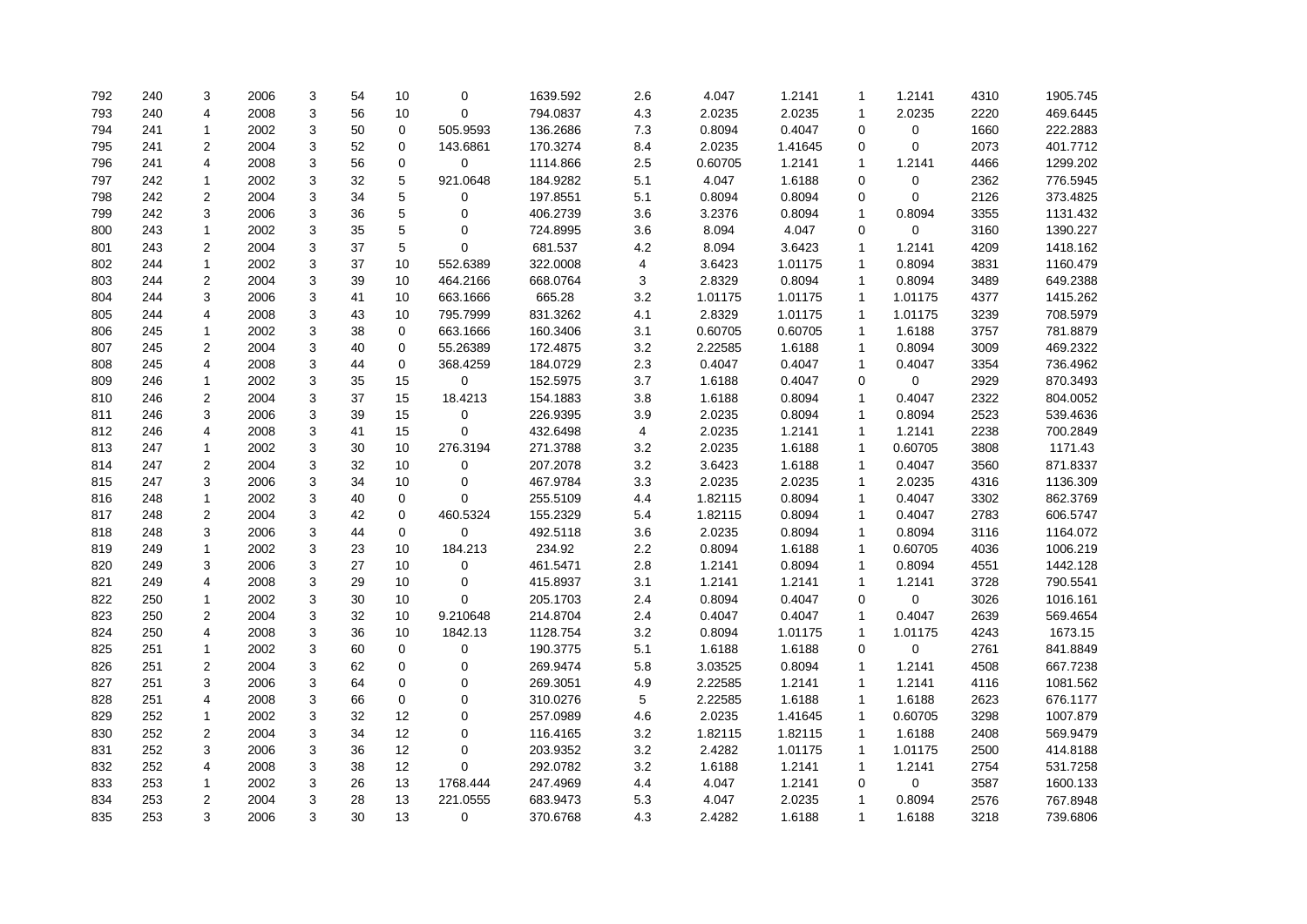| | | | | | | | | | | | | | | | |
|---|---|---|---|---|---|---|---|---|---|---|---|---|---|---|---|
| 792 | 240 | 3 | 2006 | 3 | 54 | 10 | 0 | 1639.592 | 2.6 | 4.047 | 1.2141 | 1 | 1.2141 | 4310 | 1905.745 |
| 793 | 240 | 4 | 2008 | 3 | 56 | 10 | 0 | 794.0837 | 4.3 | 2.0235 | 2.0235 | 1 | 2.0235 | 2220 | 469.6445 |
| 794 | 241 | 1 | 2002 | 3 | 50 | 0 | 505.9593 | 136.2686 | 7.3 | 0.8094 | 0.4047 | 0 | 0 | 1660 | 222.2883 |
| 795 | 241 | 2 | 2004 | 3 | 52 | 0 | 143.6861 | 170.3274 | 8.4 | 2.0235 | 1.41645 | 0 | 0 | 2073 | 401.7712 |
| 796 | 241 | 4 | 2008 | 3 | 56 | 0 | 0 | 1114.866 | 2.5 | 0.60705 | 1.2141 | 1 | 1.2141 | 4466 | 1299.202 |
| 797 | 242 | 1 | 2002 | 3 | 32 | 5 | 921.0648 | 184.9282 | 5.1 | 4.047 | 1.6188 | 0 | 0 | 2362 | 776.5945 |
| 798 | 242 | 2 | 2004 | 3 | 34 | 5 | 0 | 197.8551 | 5.1 | 0.8094 | 0.8094 | 0 | 0 | 2126 | 373.4825 |
| 799 | 242 | 3 | 2006 | 3 | 36 | 5 | 0 | 406.2739 | 3.6 | 3.2376 | 0.8094 | 1 | 0.8094 | 3355 | 1131.432 |
| 800 | 243 | 1 | 2002 | 3 | 35 | 5 | 0 | 724.8995 | 3.6 | 8.094 | 4.047 | 0 | 0 | 3160 | 1390.227 |
| 801 | 243 | 2 | 2004 | 3 | 37 | 5 | 0 | 681.537 | 4.2 | 8.094 | 3.6423 | 1 | 1.2141 | 4209 | 1418.162 |
| 802 | 244 | 1 | 2002 | 3 | 37 | 10 | 552.6389 | 322.0008 | 4 | 3.6423 | 1.01175 | 1 | 0.8094 | 3831 | 1160.479 |
| 803 | 244 | 2 | 2004 | 3 | 39 | 10 | 464.2166 | 668.0764 | 3 | 2.8329 | 0.8094 | 1 | 0.8094 | 3489 | 649.2388 |
| 804 | 244 | 3 | 2006 | 3 | 41 | 10 | 663.1666 | 665.28 | 3.2 | 1.01175 | 1.01175 | 1 | 1.01175 | 4377 | 1415.262 |
| 805 | 244 | 4 | 2008 | 3 | 43 | 10 | 795.7999 | 831.3262 | 4.1 | 2.8329 | 1.01175 | 1 | 1.01175 | 3239 | 708.5979 |
| 806 | 245 | 1 | 2002 | 3 | 38 | 0 | 663.1666 | 160.3406 | 3.1 | 0.60705 | 0.60705 | 1 | 1.6188 | 3757 | 781.8879 |
| 807 | 245 | 2 | 2004 | 3 | 40 | 0 | 55.26389 | 172.4875 | 3.2 | 2.22585 | 1.6188 | 1 | 0.8094 | 3009 | 469.2322 |
| 808 | 245 | 4 | 2008 | 3 | 44 | 0 | 368.4259 | 184.0729 | 2.3 | 0.4047 | 0.4047 | 1 | 0.4047 | 3354 | 736.4962 |
| 809 | 246 | 1 | 2002 | 3 | 35 | 15 | 0 | 152.5975 | 3.7 | 1.6188 | 0.4047 | 0 | 0 | 2929 | 870.3493 |
| 810 | 246 | 2 | 2004 | 3 | 37 | 15 | 18.4213 | 154.1883 | 3.8 | 1.6188 | 0.8094 | 1 | 0.4047 | 2322 | 804.0052 |
| 811 | 246 | 3 | 2006 | 3 | 39 | 15 | 0 | 226.9395 | 3.9 | 2.0235 | 0.8094 | 1 | 0.8094 | 2523 | 539.4636 |
| 812 | 246 | 4 | 2008 | 3 | 41 | 15 | 0 | 432.6498 | 4 | 2.0235 | 1.2141 | 1 | 1.2141 | 2238 | 700.2849 |
| 813 | 247 | 1 | 2002 | 3 | 30 | 10 | 276.3194 | 271.3788 | 3.2 | 2.0235 | 1.6188 | 1 | 0.60705 | 3808 | 1171.43 |
| 814 | 247 | 2 | 2004 | 3 | 32 | 10 | 0 | 207.2078 | 3.2 | 3.6423 | 1.6188 | 1 | 0.4047 | 3560 | 871.8337 |
| 815 | 247 | 3 | 2006 | 3 | 34 | 10 | 0 | 467.9784 | 3.3 | 2.0235 | 2.0235 | 1 | 2.0235 | 4316 | 1136.309 |
| 816 | 248 | 1 | 2002 | 3 | 40 | 0 | 0 | 255.5109 | 4.4 | 1.82115 | 0.8094 | 1 | 0.4047 | 3302 | 862.3769 |
| 817 | 248 | 2 | 2004 | 3 | 42 | 0 | 460.5324 | 155.2329 | 5.4 | 1.82115 | 0.8094 | 1 | 0.4047 | 2783 | 606.5747 |
| 818 | 248 | 3 | 2006 | 3 | 44 | 0 | 0 | 492.5118 | 3.6 | 2.0235 | 0.8094 | 1 | 0.8094 | 3116 | 1164.072 |
| 819 | 249 | 1 | 2002 | 3 | 23 | 10 | 184.213 | 234.92 | 2.2 | 0.8094 | 1.6188 | 1 | 0.60705 | 4036 | 1006.219 |
| 820 | 249 | 3 | 2006 | 3 | 27 | 10 | 0 | 461.5471 | 2.8 | 1.2141 | 0.8094 | 1 | 0.8094 | 4551 | 1442.128 |
| 821 | 249 | 4 | 2008 | 3 | 29 | 10 | 0 | 415.8937 | 3.1 | 1.2141 | 1.2141 | 1 | 1.2141 | 3728 | 790.5541 |
| 822 | 250 | 1 | 2002 | 3 | 30 | 10 | 0 | 205.1703 | 2.4 | 0.8094 | 0.4047 | 0 | 0 | 3026 | 1016.161 |
| 823 | 250 | 2 | 2004 | 3 | 32 | 10 | 9.210648 | 214.8704 | 2.4 | 0.4047 | 0.4047 | 1 | 0.4047 | 2639 | 569.4654 |
| 824 | 250 | 4 | 2008 | 3 | 36 | 10 | 1842.13 | 1128.754 | 3.2 | 0.8094 | 1.01175 | 1 | 1.01175 | 4243 | 1673.15 |
| 825 | 251 | 1 | 2002 | 3 | 60 | 0 | 0 | 190.3775 | 5.1 | 1.6188 | 1.6188 | 0 | 0 | 2761 | 841.8849 |
| 826 | 251 | 2 | 2004 | 3 | 62 | 0 | 0 | 269.9474 | 5.8 | 3.03525 | 0.8094 | 1 | 1.2141 | 4508 | 667.7238 |
| 827 | 251 | 3 | 2006 | 3 | 64 | 0 | 0 | 269.3051 | 4.9 | 2.22585 | 1.2141 | 1 | 1.2141 | 4116 | 1081.562 |
| 828 | 251 | 4 | 2008 | 3 | 66 | 0 | 0 | 310.0276 | 5 | 2.22585 | 1.6188 | 1 | 1.6188 | 2623 | 676.1177 |
| 829 | 252 | 1 | 2002 | 3 | 32 | 12 | 0 | 257.0989 | 4.6 | 2.0235 | 1.41645 | 1 | 0.60705 | 3298 | 1007.879 |
| 830 | 252 | 2 | 2004 | 3 | 34 | 12 | 0 | 116.4165 | 3.2 | 1.82115 | 1.82115 | 1 | 1.6188 | 2408 | 569.9479 |
| 831 | 252 | 3 | 2006 | 3 | 36 | 12 | 0 | 203.9352 | 3.2 | 2.4282 | 1.01175 | 1 | 1.01175 | 2500 | 414.8188 |
| 832 | 252 | 4 | 2008 | 3 | 38 | 12 | 0 | 292.0782 | 3.2 | 1.6188 | 1.2141 | 1 | 1.2141 | 2754 | 531.7258 |
| 833 | 253 | 1 | 2002 | 3 | 26 | 13 | 1768.444 | 247.4969 | 4.4 | 4.047 | 1.2141 | 0 | 0 | 3587 | 1600.133 |
| 834 | 253 | 2 | 2004 | 3 | 28 | 13 | 221.0555 | 683.9473 | 5.3 | 4.047 | 2.0235 | 1 | 0.8094 | 2576 | 767.8948 |
| 835 | 253 | 3 | 2006 | 3 | 30 | 13 | 0 | 370.6768 | 4.3 | 2.4282 | 1.6188 | 1 | 1.6188 | 3218 | 739.6806 |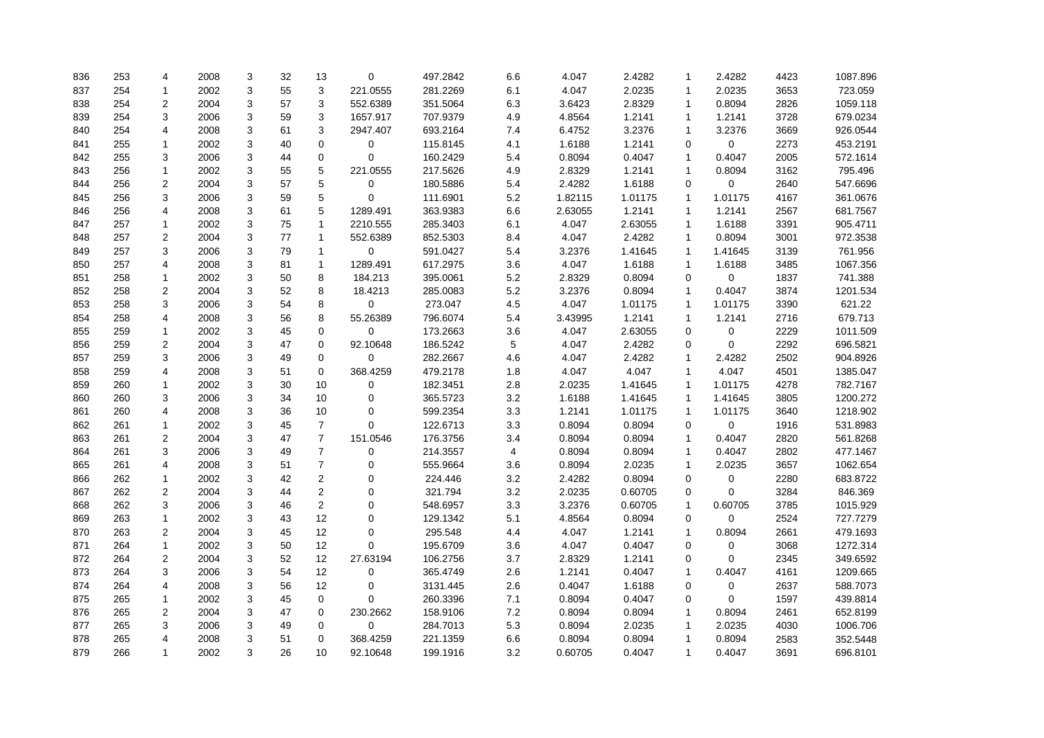| | | | | | | | | | | | | | | | |
|---|---|---|---|---|---|---|---|---|---|---|---|---|---|---|---|
| 836 | 253 | 4 | 2008 | 3 | 32 | 13 | 0 | 497.2842 | 6.6 | 4.047 | 2.4282 | 1 | 2.4282 | 4423 | 1087.896 |
| 837 | 254 | 1 | 2002 | 3 | 55 | 3 | 221.0555 | 281.2269 | 6.1 | 4.047 | 2.0235 | 1 | 2.0235 | 3653 | 723.059 |
| 838 | 254 | 2 | 2004 | 3 | 57 | 3 | 552.6389 | 351.5064 | 6.3 | 3.6423 | 2.8329 | 1 | 0.8094 | 2826 | 1059.118 |
| 839 | 254 | 3 | 2006 | 3 | 59 | 3 | 1657.917 | 707.9379 | 4.9 | 4.8564 | 1.2141 | 1 | 1.2141 | 3728 | 679.0234 |
| 840 | 254 | 4 | 2008 | 3 | 61 | 3 | 2947.407 | 693.2164 | 7.4 | 6.4752 | 3.2376 | 1 | 3.2376 | 3669 | 926.0544 |
| 841 | 255 | 1 | 2002 | 3 | 40 | 0 | 0 | 115.8145 | 4.1 | 1.6188 | 1.2141 | 0 | 0 | 2273 | 453.2191 |
| 842 | 255 | 3 | 2006 | 3 | 44 | 0 | 0 | 160.2429 | 5.4 | 0.8094 | 0.4047 | 1 | 0.4047 | 2005 | 572.1614 |
| 843 | 256 | 1 | 2002 | 3 | 55 | 5 | 221.0555 | 217.5626 | 4.9 | 2.8329 | 1.2141 | 1 | 0.8094 | 3162 | 795.496 |
| 844 | 256 | 2 | 2004 | 3 | 57 | 5 | 0 | 180.5886 | 5.4 | 2.4282 | 1.6188 | 0 | 0 | 2640 | 547.6696 |
| 845 | 256 | 3 | 2006 | 3 | 59 | 5 | 0 | 111.6901 | 5.2 | 1.82115 | 1.01175 | 1 | 1.01175 | 4167 | 361.0676 |
| 846 | 256 | 4 | 2008 | 3 | 61 | 5 | 1289.491 | 363.9383 | 6.6 | 2.63055 | 1.2141 | 1 | 1.2141 | 2567 | 681.7567 |
| 847 | 257 | 1 | 2002 | 3 | 75 | 1 | 2210.555 | 285.3403 | 6.1 | 4.047 | 2.63055 | 1 | 1.6188 | 3391 | 905.4711 |
| 848 | 257 | 2 | 2004 | 3 | 77 | 1 | 552.6389 | 852.5303 | 8.4 | 4.047 | 2.4282 | 1 | 0.8094 | 3001 | 972.3538 |
| 849 | 257 | 3 | 2006 | 3 | 79 | 1 | 0 | 591.0427 | 5.4 | 3.2376 | 1.41645 | 1 | 1.41645 | 3139 | 761.956 |
| 850 | 257 | 4 | 2008 | 3 | 81 | 1 | 1289.491 | 617.2975 | 3.6 | 4.047 | 1.6188 | 1 | 1.6188 | 3485 | 1067.356 |
| 851 | 258 | 1 | 2002 | 3 | 50 | 8 | 184.213 | 395.0061 | 5.2 | 2.8329 | 0.8094 | 0 | 0 | 1837 | 741.388 |
| 852 | 258 | 2 | 2004 | 3 | 52 | 8 | 18.4213 | 285.0083 | 5.2 | 3.2376 | 0.8094 | 1 | 0.4047 | 3874 | 1201.534 |
| 853 | 258 | 3 | 2006 | 3 | 54 | 8 | 0 | 273.047 | 4.5 | 4.047 | 1.01175 | 1 | 1.01175 | 3390 | 621.22 |
| 854 | 258 | 4 | 2008 | 3 | 56 | 8 | 55.26389 | 796.6074 | 5.4 | 3.43995 | 1.2141 | 1 | 1.2141 | 2716 | 679.713 |
| 855 | 259 | 1 | 2002 | 3 | 45 | 0 | 0 | 173.2663 | 3.6 | 4.047 | 2.63055 | 0 | 0 | 2229 | 1011.509 |
| 856 | 259 | 2 | 2004 | 3 | 47 | 0 | 92.10648 | 186.5242 | 5 | 4.047 | 2.4282 | 0 | 0 | 2292 | 696.5821 |
| 857 | 259 | 3 | 2006 | 3 | 49 | 0 | 0 | 282.2667 | 4.6 | 4.047 | 2.4282 | 1 | 2.4282 | 2502 | 904.8926 |
| 858 | 259 | 4 | 2008 | 3 | 51 | 0 | 368.4259 | 479.2178 | 1.8 | 4.047 | 4.047 | 1 | 4.047 | 4501 | 1385.047 |
| 859 | 260 | 1 | 2002 | 3 | 30 | 10 | 0 | 182.3451 | 2.8 | 2.0235 | 1.41645 | 1 | 1.01175 | 4278 | 782.7167 |
| 860 | 260 | 3 | 2006 | 3 | 34 | 10 | 0 | 365.5723 | 3.2 | 1.6188 | 1.41645 | 1 | 1.41645 | 3805 | 1200.272 |
| 861 | 260 | 4 | 2008 | 3 | 36 | 10 | 0 | 599.2354 | 3.3 | 1.2141 | 1.01175 | 1 | 1.01175 | 3640 | 1218.902 |
| 862 | 261 | 1 | 2002 | 3 | 45 | 7 | 0 | 122.6713 | 3.3 | 0.8094 | 0.8094 | 0 | 0 | 1916 | 531.8983 |
| 863 | 261 | 2 | 2004 | 3 | 47 | 7 | 151.0546 | 176.3756 | 3.4 | 0.8094 | 0.8094 | 1 | 0.4047 | 2820 | 561.8268 |
| 864 | 261 | 3 | 2006 | 3 | 49 | 7 | 0 | 214.3557 | 4 | 0.8094 | 0.8094 | 1 | 0.4047 | 2802 | 477.1467 |
| 865 | 261 | 4 | 2008 | 3 | 51 | 7 | 0 | 555.9664 | 3.6 | 0.8094 | 2.0235 | 1 | 2.0235 | 3657 | 1062.654 |
| 866 | 262 | 1 | 2002 | 3 | 42 | 2 | 0 | 224.446 | 3.2 | 2.4282 | 0.8094 | 0 | 0 | 2280 | 683.8722 |
| 867 | 262 | 2 | 2004 | 3 | 44 | 2 | 0 | 321.794 | 3.2 | 2.0235 | 0.60705 | 0 | 0 | 3284 | 846.369 |
| 868 | 262 | 3 | 2006 | 3 | 46 | 2 | 0 | 548.6957 | 3.3 | 3.2376 | 0.60705 | 1 | 0.60705 | 3785 | 1015.929 |
| 869 | 263 | 1 | 2002 | 3 | 43 | 12 | 0 | 129.1342 | 5.1 | 4.8564 | 0.8094 | 0 | 0 | 2524 | 727.7279 |
| 870 | 263 | 2 | 2004 | 3 | 45 | 12 | 0 | 295.548 | 4.4 | 4.047 | 1.2141 | 1 | 0.8094 | 2661 | 479.1693 |
| 871 | 264 | 1 | 2002 | 3 | 50 | 12 | 0 | 195.6709 | 3.6 | 4.047 | 0.4047 | 0 | 0 | 3068 | 1272.314 |
| 872 | 264 | 2 | 2004 | 3 | 52 | 12 | 27.63194 | 106.2756 | 3.7 | 2.8329 | 1.2141 | 0 | 0 | 2345 | 349.6592 |
| 873 | 264 | 3 | 2006 | 3 | 54 | 12 | 0 | 365.4749 | 2.6 | 1.2141 | 0.4047 | 1 | 0.4047 | 4161 | 1209.665 |
| 874 | 264 | 4 | 2008 | 3 | 56 | 12 | 0 | 3131.445 | 2.6 | 0.4047 | 1.6188 | 0 | 0 | 2637 | 588.7073 |
| 875 | 265 | 1 | 2002 | 3 | 45 | 0 | 0 | 260.3396 | 7.1 | 0.8094 | 0.4047 | 0 | 0 | 1597 | 439.8814 |
| 876 | 265 | 2 | 2004 | 3 | 47 | 0 | 230.2662 | 158.9106 | 7.2 | 0.8094 | 0.8094 | 1 | 0.8094 | 2461 | 652.8199 |
| 877 | 265 | 3 | 2006 | 3 | 49 | 0 | 0 | 284.7013 | 5.3 | 0.8094 | 2.0235 | 1 | 2.0235 | 4030 | 1006.706 |
| 878 | 265 | 4 | 2008 | 3 | 51 | 0 | 368.4259 | 221.1359 | 6.6 | 0.8094 | 0.8094 | 1 | 0.8094 | 2583 | 352.5448 |
| 879 | 266 | 1 | 2002 | 3 | 26 | 10 | 92.10648 | 199.1916 | 3.2 | 0.60705 | 0.4047 | 1 | 0.4047 | 3691 | 696.8101 |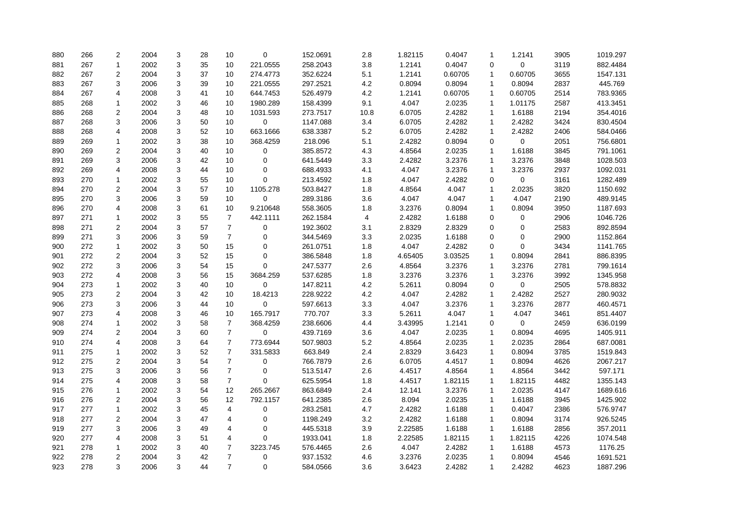| | | | | | | | | | | | | | | | |
|---|---|---|---|---|---|---|---|---|---|---|---|---|---|---|---|
| 880 | 266 | 2 | 2004 | 3 | 28 | 10 | 0 | 152.0691 | 2.8 | 1.82115 | 0.4047 | 1 | 1.2141 | 3905 | 1019.297 |
| 881 | 267 | 1 | 2002 | 3 | 35 | 10 | 221.0555 | 258.2043 | 3.8 | 1.2141 | 0.4047 | 0 | 0 | 3119 | 882.4484 |
| 882 | 267 | 2 | 2004 | 3 | 37 | 10 | 274.4773 | 352.6224 | 5.1 | 1.2141 | 0.60705 | 1 | 0.60705 | 3655 | 1547.131 |
| 883 | 267 | 3 | 2006 | 3 | 39 | 10 | 221.0555 | 297.2521 | 4.2 | 0.8094 | 0.8094 | 1 | 0.8094 | 2837 | 445.769 |
| 884 | 267 | 4 | 2008 | 3 | 41 | 10 | 644.7453 | 526.4979 | 4.2 | 1.2141 | 0.60705 | 1 | 0.60705 | 2514 | 783.9365 |
| 885 | 268 | 1 | 2002 | 3 | 46 | 10 | 1980.289 | 158.4399 | 9.1 | 4.047 | 2.0235 | 1 | 1.01175 | 2587 | 413.3451 |
| 886 | 268 | 2 | 2004 | 3 | 48 | 10 | 1031.593 | 273.7517 | 10.8 | 6.0705 | 2.4282 | 1 | 1.6188 | 2194 | 354.4016 |
| 887 | 268 | 3 | 2006 | 3 | 50 | 10 | 0 | 1147.088 | 3.4 | 6.0705 | 2.4282 | 1 | 2.4282 | 3424 | 830.4504 |
| 888 | 268 | 4 | 2008 | 3 | 52 | 10 | 663.1666 | 638.3387 | 5.2 | 6.0705 | 2.4282 | 1 | 2.4282 | 2406 | 584.0466 |
| 889 | 269 | 1 | 2002 | 3 | 38 | 10 | 368.4259 | 218.096 | 5.1 | 2.4282 | 0.8094 | 0 | 0 | 2051 | 756.6801 |
| 890 | 269 | 2 | 2004 | 3 | 40 | 10 | 0 | 385.8572 | 4.3 | 4.8564 | 2.0235 | 1 | 1.6188 | 3845 | 791.1061 |
| 891 | 269 | 3 | 2006 | 3 | 42 | 10 | 0 | 641.5449 | 3.3 | 2.4282 | 3.2376 | 1 | 3.2376 | 3848 | 1028.503 |
| 892 | 269 | 4 | 2008 | 3 | 44 | 10 | 0 | 688.4933 | 4.1 | 4.047 | 3.2376 | 1 | 3.2376 | 2937 | 1092.031 |
| 893 | 270 | 1 | 2002 | 3 | 55 | 10 | 0 | 213.4592 | 1.8 | 4.047 | 2.4282 | 0 | 0 | 3161 | 1282.489 |
| 894 | 270 | 2 | 2004 | 3 | 57 | 10 | 1105.278 | 503.8427 | 1.8 | 4.8564 | 4.047 | 1 | 2.0235 | 3820 | 1150.692 |
| 895 | 270 | 3 | 2006 | 3 | 59 | 10 | 0 | 289.3186 | 3.6 | 4.047 | 4.047 | 1 | 4.047 | 2190 | 489.9145 |
| 896 | 270 | 4 | 2008 | 3 | 61 | 10 | 9.210648 | 558.3605 | 1.8 | 3.2376 | 0.8094 | 1 | 0.8094 | 3950 | 1187.693 |
| 897 | 271 | 1 | 2002 | 3 | 55 | 7 | 442.1111 | 262.1584 | 4 | 2.4282 | 1.6188 | 0 | 0 | 2906 | 1046.726 |
| 898 | 271 | 2 | 2004 | 3 | 57 | 7 | 0 | 192.3602 | 3.1 | 2.8329 | 2.8329 | 0 | 0 | 2583 | 892.8594 |
| 899 | 271 | 3 | 2006 | 3 | 59 | 7 | 0 | 344.5469 | 3.3 | 2.0235 | 1.6188 | 0 | 0 | 2900 | 1152.864 |
| 900 | 272 | 1 | 2002 | 3 | 50 | 15 | 0 | 261.0751 | 1.8 | 4.047 | 2.4282 | 0 | 0 | 3434 | 1141.765 |
| 901 | 272 | 2 | 2004 | 3 | 52 | 15 | 0 | 386.5848 | 1.8 | 4.65405 | 3.03525 | 1 | 0.8094 | 2841 | 886.8395 |
| 902 | 272 | 3 | 2006 | 3 | 54 | 15 | 0 | 247.5377 | 2.6 | 4.8564 | 3.2376 | 1 | 3.2376 | 2781 | 799.1614 |
| 903 | 272 | 4 | 2008 | 3 | 56 | 15 | 3684.259 | 537.6285 | 1.8 | 3.2376 | 3.2376 | 1 | 3.2376 | 3992 | 1345.958 |
| 904 | 273 | 1 | 2002 | 3 | 40 | 10 | 0 | 147.8211 | 4.2 | 5.2611 | 0.8094 | 0 | 0 | 2505 | 578.8832 |
| 905 | 273 | 2 | 2004 | 3 | 42 | 10 | 18.4213 | 228.9222 | 4.2 | 4.047 | 2.4282 | 1 | 2.4282 | 2527 | 280.9032 |
| 906 | 273 | 3 | 2006 | 3 | 44 | 10 | 0 | 597.6613 | 3.3 | 4.047 | 3.2376 | 1 | 3.2376 | 2877 | 460.4571 |
| 907 | 273 | 4 | 2008 | 3 | 46 | 10 | 165.7917 | 770.707 | 3.3 | 5.2611 | 4.047 | 1 | 4.047 | 3461 | 851.4407 |
| 908 | 274 | 1 | 2002 | 3 | 58 | 7 | 368.4259 | 238.6606 | 4.4 | 3.43995 | 1.2141 | 0 | 0 | 2459 | 636.0199 |
| 909 | 274 | 2 | 2004 | 3 | 60 | 7 | 0 | 439.7169 | 3.6 | 4.047 | 2.0235 | 1 | 0.8094 | 4695 | 1405.911 |
| 910 | 274 | 4 | 2008 | 3 | 64 | 7 | 773.6944 | 507.9803 | 5.2 | 4.8564 | 2.0235 | 1 | 2.0235 | 2864 | 687.0081 |
| 911 | 275 | 1 | 2002 | 3 | 52 | 7 | 331.5833 | 663.849 | 2.4 | 2.8329 | 3.6423 | 1 | 0.8094 | 3785 | 1519.843 |
| 912 | 275 | 2 | 2004 | 3 | 54 | 7 | 0 | 766.7879 | 2.6 | 6.0705 | 4.4517 | 1 | 0.8094 | 4626 | 2067.217 |
| 913 | 275 | 3 | 2006 | 3 | 56 | 7 | 0 | 513.5147 | 2.6 | 4.4517 | 4.8564 | 1 | 4.8564 | 3442 | 597.171 |
| 914 | 275 | 4 | 2008 | 3 | 58 | 7 | 0 | 625.5954 | 1.8 | 4.4517 | 1.82115 | 1 | 1.82115 | 4482 | 1355.143 |
| 915 | 276 | 1 | 2002 | 3 | 54 | 12 | 265.2667 | 863.6849 | 2.4 | 12.141 | 3.2376 | 1 | 2.0235 | 4147 | 1689.616 |
| 916 | 276 | 2 | 2004 | 3 | 56 | 12 | 792.1157 | 641.2385 | 2.6 | 8.094 | 2.0235 | 1 | 1.6188 | 3945 | 1425.902 |
| 917 | 277 | 1 | 2002 | 3 | 45 | 4 | 0 | 283.2581 | 4.7 | 2.4282 | 1.6188 | 1 | 0.4047 | 2386 | 576.9747 |
| 918 | 277 | 2 | 2004 | 3 | 47 | 4 | 0 | 1198.249 | 3.2 | 2.4282 | 1.6188 | 1 | 0.8094 | 3174 | 926.5245 |
| 919 | 277 | 3 | 2006 | 3 | 49 | 4 | 0 | 445.5318 | 3.9 | 2.22585 | 1.6188 | 1 | 1.6188 | 2856 | 357.2011 |
| 920 | 277 | 4 | 2008 | 3 | 51 | 4 | 0 | 1933.041 | 1.8 | 2.22585 | 1.82115 | 1 | 1.82115 | 4226 | 1074.548 |
| 921 | 278 | 1 | 2002 | 3 | 40 | 7 | 3223.745 | 576.4465 | 2.6 | 4.047 | 2.4282 | 1 | 1.6188 | 4573 | 1176.25 |
| 922 | 278 | 2 | 2004 | 3 | 42 | 7 | 0 | 937.1532 | 4.6 | 3.2376 | 2.0235 | 1 | 0.8094 | 4546 | 1691.521 |
| 923 | 278 | 3 | 2006 | 3 | 44 | 7 | 0 | 584.0566 | 3.6 | 3.6423 | 2.4282 | 1 | 2.4282 | 4623 | 1887.296 |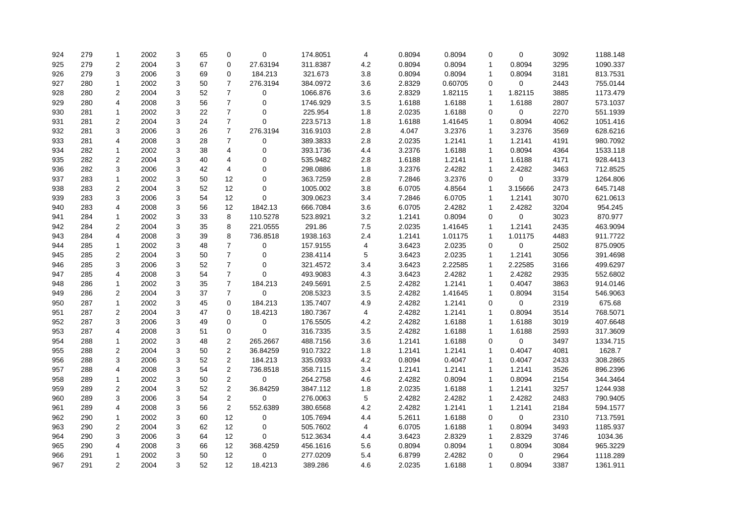| | | | | | | | | | | | | | | | |
|---|---|---|---|---|---|---|---|---|---|---|---|---|---|---|---|
| 924 | 279 | 1 | 2002 | 3 | 65 | 0 | 0 | 174.8051 | 4 | 0.8094 | 0.8094 | 0 | 0 | 3092 | 1188.148 |
| 925 | 279 | 2 | 2004 | 3 | 67 | 0 | 27.63194 | 311.8387 | 4.2 | 0.8094 | 0.8094 | 1 | 0.8094 | 3295 | 1090.337 |
| 926 | 279 | 3 | 2006 | 3 | 69 | 0 | 184.213 | 321.673 | 3.8 | 0.8094 | 0.8094 | 1 | 0.8094 | 3181 | 813.7531 |
| 927 | 280 | 1 | 2002 | 3 | 50 | 7 | 276.3194 | 384.0972 | 3.6 | 2.8329 | 0.60705 | 0 | 0 | 2443 | 755.0144 |
| 928 | 280 | 2 | 2004 | 3 | 52 | 7 | 0 | 1066.876 | 3.6 | 2.8329 | 1.82115 | 1 | 1.82115 | 3885 | 1173.479 |
| 929 | 280 | 4 | 2008 | 3 | 56 | 7 | 0 | 1746.929 | 3.5 | 1.6188 | 1.6188 | 1 | 1.6188 | 2807 | 573.1037 |
| 930 | 281 | 1 | 2002 | 3 | 22 | 7 | 0 | 225.954 | 1.8 | 2.0235 | 1.6188 | 0 | 0 | 2270 | 551.1939 |
| 931 | 281 | 2 | 2004 | 3 | 24 | 7 | 0 | 223.5713 | 1.8 | 1.6188 | 1.41645 | 1 | 0.8094 | 4062 | 1051.416 |
| 932 | 281 | 3 | 2006 | 3 | 26 | 7 | 276.3194 | 316.9103 | 2.8 | 4.047 | 3.2376 | 1 | 3.2376 | 3569 | 628.6216 |
| 933 | 281 | 4 | 2008 | 3 | 28 | 7 | 0 | 389.3833 | 2.8 | 2.0235 | 1.2141 | 1 | 1.2141 | 4191 | 980.7092 |
| 934 | 282 | 1 | 2002 | 3 | 38 | 4 | 0 | 393.1736 | 4.4 | 3.2376 | 1.6188 | 1 | 0.8094 | 4364 | 1533.118 |
| 935 | 282 | 2 | 2004 | 3 | 40 | 4 | 0 | 535.9482 | 2.8 | 1.6188 | 1.2141 | 1 | 1.6188 | 4171 | 928.4413 |
| 936 | 282 | 3 | 2006 | 3 | 42 | 4 | 0 | 298.0886 | 1.8 | 3.2376 | 2.4282 | 1 | 2.4282 | 3463 | 712.8525 |
| 937 | 283 | 1 | 2002 | 3 | 50 | 12 | 0 | 363.7259 | 2.8 | 7.2846 | 3.2376 | 0 | 0 | 3379 | 1264.806 |
| 938 | 283 | 2 | 2004 | 3 | 52 | 12 | 0 | 1005.002 | 3.8 | 6.0705 | 4.8564 | 1 | 3.15666 | 2473 | 645.7148 |
| 939 | 283 | 3 | 2006 | 3 | 54 | 12 | 0 | 309.0623 | 3.4 | 7.2846 | 6.0705 | 1 | 1.2141 | 3070 | 621.0613 |
| 940 | 283 | 4 | 2008 | 3 | 56 | 12 | 1842.13 | 666.7084 | 3.6 | 6.0705 | 2.4282 | 1 | 2.4282 | 3204 | 954.245 |
| 941 | 284 | 1 | 2002 | 3 | 33 | 8 | 110.5278 | 523.8921 | 3.2 | 1.2141 | 0.8094 | 0 | 0 | 3023 | 870.977 |
| 942 | 284 | 2 | 2004 | 3 | 35 | 8 | 221.0555 | 291.86 | 7.5 | 2.0235 | 1.41645 | 1 | 1.2141 | 2435 | 463.9094 |
| 943 | 284 | 4 | 2008 | 3 | 39 | 8 | 736.8518 | 1938.163 | 2.4 | 1.2141 | 1.01175 | 1 | 1.01175 | 4483 | 911.7722 |
| 944 | 285 | 1 | 2002 | 3 | 48 | 7 | 0 | 157.9155 | 4 | 3.6423 | 2.0235 | 0 | 0 | 2502 | 875.0905 |
| 945 | 285 | 2 | 2004 | 3 | 50 | 7 | 0 | 238.4114 | 5 | 3.6423 | 2.0235 | 1 | 1.2141 | 3056 | 391.4698 |
| 946 | 285 | 3 | 2006 | 3 | 52 | 7 | 0 | 321.4572 | 3.4 | 3.6423 | 2.22585 | 1 | 2.22585 | 3166 | 499.6297 |
| 947 | 285 | 4 | 2008 | 3 | 54 | 7 | 0 | 493.9083 | 4.3 | 3.6423 | 2.4282 | 1 | 2.4282 | 2935 | 552.6802 |
| 948 | 286 | 1 | 2002 | 3 | 35 | 7 | 184.213 | 249.5691 | 2.5 | 2.4282 | 1.2141 | 1 | 0.4047 | 3863 | 914.0146 |
| 949 | 286 | 2 | 2004 | 3 | 37 | 7 | 0 | 208.5323 | 3.5 | 2.4282 | 1.41645 | 1 | 0.8094 | 3154 | 546.9063 |
| 950 | 287 | 1 | 2002 | 3 | 45 | 0 | 184.213 | 135.7407 | 4.9 | 2.4282 | 1.2141 | 0 | 0 | 2319 | 675.68 |
| 951 | 287 | 2 | 2004 | 3 | 47 | 0 | 18.4213 | 180.7367 | 4 | 2.4282 | 1.2141 | 1 | 0.8094 | 3514 | 768.5071 |
| 952 | 287 | 3 | 2006 | 3 | 49 | 0 | 0 | 176.5505 | 4.2 | 2.4282 | 1.6188 | 1 | 1.6188 | 3019 | 407.6648 |
| 953 | 287 | 4 | 2008 | 3 | 51 | 0 | 0 | 316.7335 | 3.5 | 2.4282 | 1.6188 | 1 | 1.6188 | 2593 | 317.3609 |
| 954 | 288 | 1 | 2002 | 3 | 48 | 2 | 265.2667 | 488.7156 | 3.6 | 1.2141 | 1.6188 | 0 | 0 | 3497 | 1334.715 |
| 955 | 288 | 2 | 2004 | 3 | 50 | 2 | 36.84259 | 910.7322 | 1.8 | 1.2141 | 1.2141 | 1 | 0.4047 | 4081 | 1628.7 |
| 956 | 288 | 3 | 2006 | 3 | 52 | 2 | 184.213 | 335.0933 | 4.2 | 0.8094 | 0.4047 | 1 | 0.4047 | 2433 | 308.2865 |
| 957 | 288 | 4 | 2008 | 3 | 54 | 2 | 736.8518 | 358.7115 | 3.4 | 1.2141 | 1.2141 | 1 | 1.2141 | 3526 | 896.2396 |
| 958 | 289 | 1 | 2002 | 3 | 50 | 2 | 0 | 264.2758 | 4.6 | 2.4282 | 0.8094 | 1 | 0.8094 | 2154 | 344.3464 |
| 959 | 289 | 2 | 2004 | 3 | 52 | 2 | 36.84259 | 3847.112 | 1.8 | 2.0235 | 1.6188 | 1 | 1.2141 | 3257 | 1244.938 |
| 960 | 289 | 3 | 2006 | 3 | 54 | 2 | 0 | 276.0063 | 5 | 2.4282 | 2.4282 | 1 | 2.4282 | 2483 | 790.9405 |
| 961 | 289 | 4 | 2008 | 3 | 56 | 2 | 552.6389 | 380.6568 | 4.2 | 2.4282 | 1.2141 | 1 | 1.2141 | 2184 | 594.1577 |
| 962 | 290 | 1 | 2002 | 3 | 60 | 12 | 0 | 105.7694 | 4.4 | 5.2611 | 1.6188 | 0 | 0 | 2310 | 713.7591 |
| 963 | 290 | 2 | 2004 | 3 | 62 | 12 | 0 | 505.7602 | 4 | 6.0705 | 1.6188 | 1 | 0.8094 | 3493 | 1185.937 |
| 964 | 290 | 3 | 2006 | 3 | 64 | 12 | 0 | 512.3634 | 4.4 | 3.6423 | 2.8329 | 1 | 2.8329 | 3746 | 1034.36 |
| 965 | 290 | 4 | 2008 | 3 | 66 | 12 | 368.4259 | 456.1616 | 5.6 | 0.8094 | 0.8094 | 1 | 0.8094 | 3084 | 965.3229 |
| 966 | 291 | 1 | 2002 | 3 | 50 | 12 | 0 | 277.0209 | 5.4 | 6.8799 | 2.4282 | 0 | 0 | 2964 | 1118.289 |
| 967 | 291 | 2 | 2004 | 3 | 52 | 12 | 18.4213 | 389.286 | 4.6 | 2.0235 | 1.6188 | 1 | 0.8094 | 3387 | 1361.911 |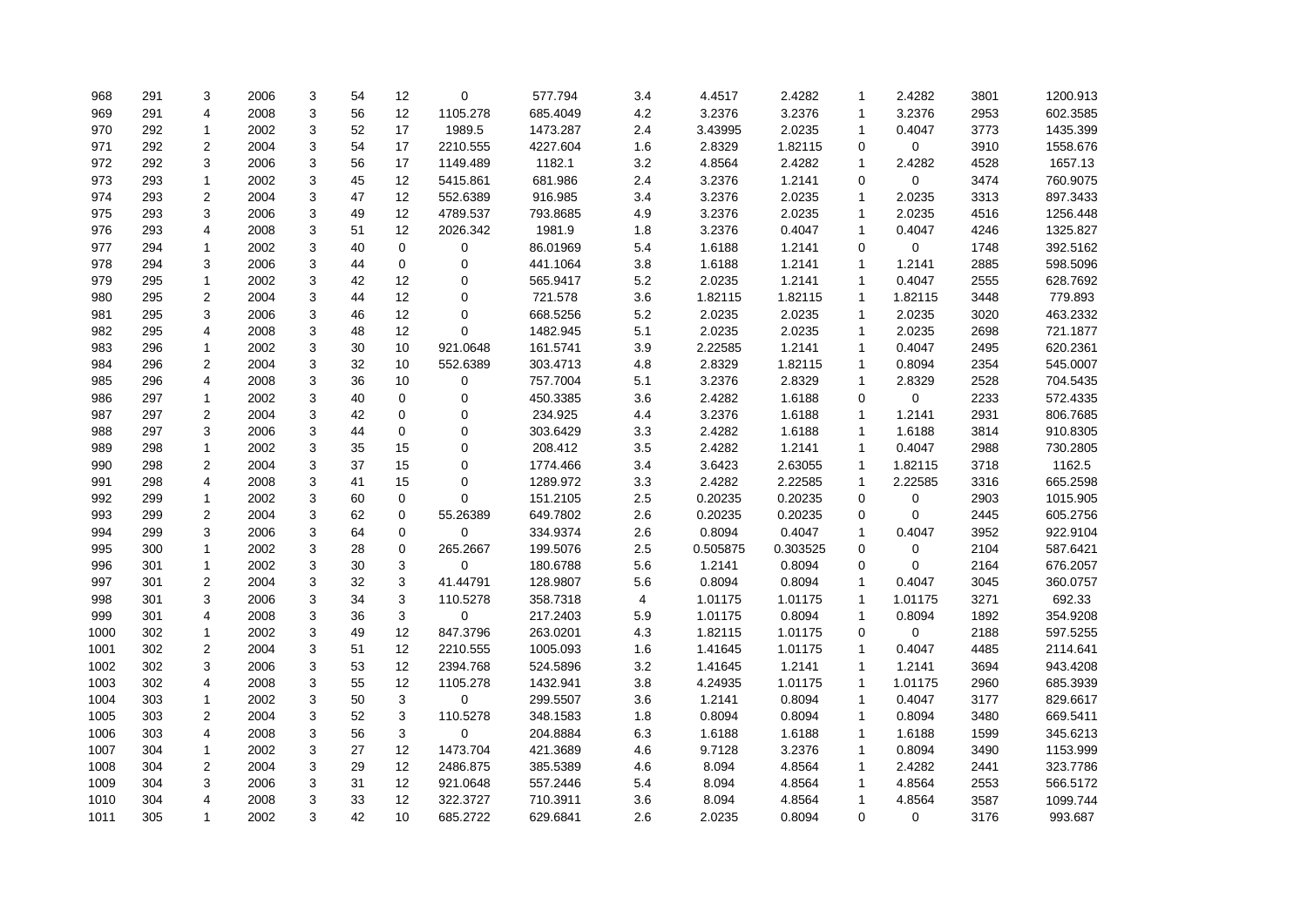| | | | | | | | | | | | | | | | |
|---|---|---|---|---|---|---|---|---|---|---|---|---|---|---|---|
| 968 | 291 | 3 | 2006 | 3 | 54 | 12 | 0 | 577.794 | 3.4 | 4.4517 | 2.4282 | 1 | 2.4282 | 3801 | 1200.913 |
| 969 | 291 | 4 | 2008 | 3 | 56 | 12 | 1105.278 | 685.4049 | 4.2 | 3.2376 | 3.2376 | 1 | 3.2376 | 2953 | 602.3585 |
| 970 | 292 | 1 | 2002 | 3 | 52 | 17 | 1989.5 | 1473.287 | 2.4 | 3.43995 | 2.0235 | 1 | 0.4047 | 3773 | 1435.399 |
| 971 | 292 | 2 | 2004 | 3 | 54 | 17 | 2210.555 | 4227.604 | 1.6 | 2.8329 | 1.82115 | 0 | 0 | 3910 | 1558.676 |
| 972 | 292 | 3 | 2006 | 3 | 56 | 17 | 1149.489 | 1182.1 | 3.2 | 4.8564 | 2.4282 | 1 | 2.4282 | 4528 | 1657.13 |
| 973 | 293 | 1 | 2002 | 3 | 45 | 12 | 5415.861 | 681.986 | 2.4 | 3.2376 | 1.2141 | 0 | 0 | 3474 | 760.9075 |
| 974 | 293 | 2 | 2004 | 3 | 47 | 12 | 552.6389 | 916.985 | 3.4 | 3.2376 | 2.0235 | 1 | 2.0235 | 3313 | 897.3433 |
| 975 | 293 | 3 | 2006 | 3 | 49 | 12 | 4789.537 | 793.8685 | 4.9 | 3.2376 | 2.0235 | 1 | 2.0235 | 4516 | 1256.448 |
| 976 | 293 | 4 | 2008 | 3 | 51 | 12 | 2026.342 | 1981.9 | 1.8 | 3.2376 | 0.4047 | 1 | 0.4047 | 4246 | 1325.827 |
| 977 | 294 | 1 | 2002 | 3 | 40 | 0 | 0 | 86.01969 | 5.4 | 1.6188 | 1.2141 | 0 | 0 | 1748 | 392.5162 |
| 978 | 294 | 3 | 2006 | 3 | 44 | 0 | 0 | 441.1064 | 3.8 | 1.6188 | 1.2141 | 1 | 1.2141 | 2885 | 598.5096 |
| 979 | 295 | 1 | 2002 | 3 | 42 | 12 | 0 | 565.9417 | 5.2 | 2.0235 | 1.2141 | 1 | 0.4047 | 2555 | 628.7692 |
| 980 | 295 | 2 | 2004 | 3 | 44 | 12 | 0 | 721.578 | 3.6 | 1.82115 | 1.82115 | 1 | 1.82115 | 3448 | 779.893 |
| 981 | 295 | 3 | 2006 | 3 | 46 | 12 | 0 | 668.5256 | 5.2 | 2.0235 | 2.0235 | 1 | 2.0235 | 3020 | 463.2332 |
| 982 | 295 | 4 | 2008 | 3 | 48 | 12 | 0 | 1482.945 | 5.1 | 2.0235 | 2.0235 | 1 | 2.0235 | 2698 | 721.1877 |
| 983 | 296 | 1 | 2002 | 3 | 30 | 10 | 921.0648 | 161.5741 | 3.9 | 2.22585 | 1.2141 | 1 | 0.4047 | 2495 | 620.2361 |
| 984 | 296 | 2 | 2004 | 3 | 32 | 10 | 552.6389 | 303.4713 | 4.8 | 2.8329 | 1.82115 | 1 | 0.8094 | 2354 | 545.0007 |
| 985 | 296 | 4 | 2008 | 3 | 36 | 10 | 0 | 757.7004 | 5.1 | 3.2376 | 2.8329 | 1 | 2.8329 | 2528 | 704.5435 |
| 986 | 297 | 1 | 2002 | 3 | 40 | 0 | 0 | 450.3385 | 3.6 | 2.4282 | 1.6188 | 0 | 0 | 2233 | 572.4335 |
| 987 | 297 | 2 | 2004 | 3 | 42 | 0 | 0 | 234.925 | 4.4 | 3.2376 | 1.6188 | 1 | 1.2141 | 2931 | 806.7685 |
| 988 | 297 | 3 | 2006 | 3 | 44 | 0 | 0 | 303.6429 | 3.3 | 2.4282 | 1.6188 | 1 | 1.6188 | 3814 | 910.8305 |
| 989 | 298 | 1 | 2002 | 3 | 35 | 15 | 0 | 208.412 | 3.5 | 2.4282 | 1.2141 | 1 | 0.4047 | 2988 | 730.2805 |
| 990 | 298 | 2 | 2004 | 3 | 37 | 15 | 0 | 1774.466 | 3.4 | 3.6423 | 2.63055 | 1 | 1.82115 | 3718 | 1162.5 |
| 991 | 298 | 4 | 2008 | 3 | 41 | 15 | 0 | 1289.972 | 3.3 | 2.4282 | 2.22585 | 1 | 2.22585 | 3316 | 665.2598 |
| 992 | 299 | 1 | 2002 | 3 | 60 | 0 | 0 | 151.2105 | 2.5 | 0.20235 | 0.20235 | 0 | 0 | 2903 | 1015.905 |
| 993 | 299 | 2 | 2004 | 3 | 62 | 0 | 55.26389 | 649.7802 | 2.6 | 0.20235 | 0.20235 | 0 | 0 | 2445 | 605.2756 |
| 994 | 299 | 3 | 2006 | 3 | 64 | 0 | 0 | 334.9374 | 2.6 | 0.8094 | 0.4047 | 1 | 0.4047 | 3952 | 922.9104 |
| 995 | 300 | 1 | 2002 | 3 | 28 | 0 | 265.2667 | 199.5076 | 2.5 | 0.505875 | 0.303525 | 0 | 0 | 2104 | 587.6421 |
| 996 | 301 | 1 | 2002 | 3 | 30 | 3 | 0 | 180.6788 | 5.6 | 1.2141 | 0.8094 | 0 | 0 | 2164 | 676.2057 |
| 997 | 301 | 2 | 2004 | 3 | 32 | 3 | 41.44791 | 128.9807 | 5.6 | 0.8094 | 0.8094 | 1 | 0.4047 | 3045 | 360.0757 |
| 998 | 301 | 3 | 2006 | 3 | 34 | 3 | 110.5278 | 358.7318 | 4 | 1.01175 | 1.01175 | 1 | 1.01175 | 3271 | 692.33 |
| 999 | 301 | 4 | 2008 | 3 | 36 | 3 | 0 | 217.2403 | 5.9 | 1.01175 | 0.8094 | 1 | 0.8094 | 1892 | 354.9208 |
| 1000 | 302 | 1 | 2002 | 3 | 49 | 12 | 847.3796 | 263.0201 | 4.3 | 1.82115 | 1.01175 | 0 | 0 | 2188 | 597.5255 |
| 1001 | 302 | 2 | 2004 | 3 | 51 | 12 | 2210.555 | 1005.093 | 1.6 | 1.41645 | 1.01175 | 1 | 0.4047 | 4485 | 2114.641 |
| 1002 | 302 | 3 | 2006 | 3 | 53 | 12 | 2394.768 | 524.5896 | 3.2 | 1.41645 | 1.2141 | 1 | 1.2141 | 3694 | 943.4208 |
| 1003 | 302 | 4 | 2008 | 3 | 55 | 12 | 1105.278 | 1432.941 | 3.8 | 4.24935 | 1.01175 | 1 | 1.01175 | 2960 | 685.3939 |
| 1004 | 303 | 1 | 2002 | 3 | 50 | 3 | 0 | 299.5507 | 3.6 | 1.2141 | 0.8094 | 1 | 0.4047 | 3177 | 829.6617 |
| 1005 | 303 | 2 | 2004 | 3 | 52 | 3 | 110.5278 | 348.1583 | 1.8 | 0.8094 | 0.8094 | 1 | 0.8094 | 3480 | 669.5411 |
| 1006 | 303 | 4 | 2008 | 3 | 56 | 3 | 0 | 204.8884 | 6.3 | 1.6188 | 1.6188 | 1 | 1.6188 | 1599 | 345.6213 |
| 1007 | 304 | 1 | 2002 | 3 | 27 | 12 | 1473.704 | 421.3689 | 4.6 | 9.7128 | 3.2376 | 1 | 0.8094 | 3490 | 1153.999 |
| 1008 | 304 | 2 | 2004 | 3 | 29 | 12 | 2486.875 | 385.5389 | 4.6 | 8.094 | 4.8564 | 1 | 2.4282 | 2441 | 323.7786 |
| 1009 | 304 | 3 | 2006 | 3 | 31 | 12 | 921.0648 | 557.2446 | 5.4 | 8.094 | 4.8564 | 1 | 4.8564 | 2553 | 566.5172 |
| 1010 | 304 | 4 | 2008 | 3 | 33 | 12 | 322.3727 | 710.3911 | 3.6 | 8.094 | 4.8564 | 1 | 4.8564 | 3587 | 1099.744 |
| 1011 | 305 | 1 | 2002 | 3 | 42 | 10 | 685.2722 | 629.6841 | 2.6 | 2.0235 | 0.8094 | 0 | 0 | 3176 | 993.687 |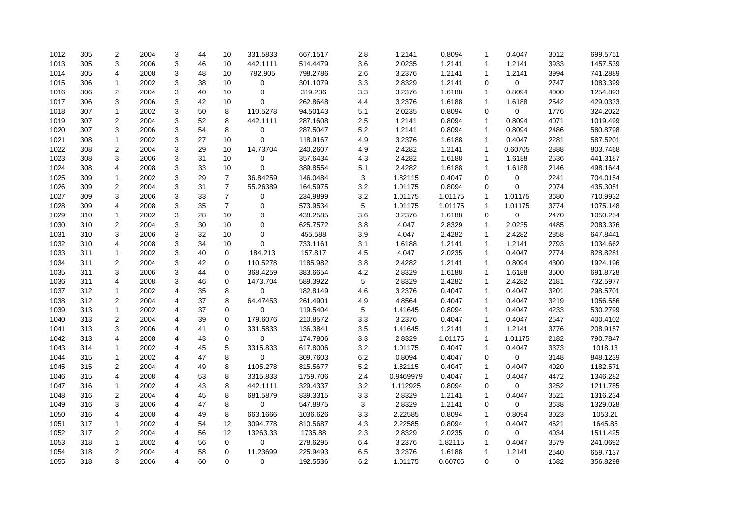|  |  |  |  |  |  |  |  |  |  |  |  |  |  |  |  |
|---|---|---|---|---|---|---|---|---|---|---|---|---|---|---|---|
| 1012 | 305 | 2 | 2004 | 3 | 44 | 10 | 331.5833 | 667.1517 | 2.8 | 1.2141 | 0.8094 | 1 | 0.4047 | 3012 | 699.5751 |
| 1013 | 305 | 3 | 2006 | 3 | 46 | 10 | 442.1111 | 514.4479 | 3.6 | 2.0235 | 1.2141 | 1 | 1.2141 | 3933 | 1457.539 |
| 1014 | 305 | 4 | 2008 | 3 | 48 | 10 | 782.905 | 798.2786 | 2.6 | 3.2376 | 1.2141 | 1 | 1.2141 | 3994 | 741.2889 |
| 1015 | 306 | 1 | 2002 | 3 | 38 | 10 | 0 | 301.1079 | 3.3 | 2.8329 | 1.2141 | 0 | 0 | 2747 | 1083.399 |
| 1016 | 306 | 2 | 2004 | 3 | 40 | 10 | 0 | 319.236 | 3.3 | 3.2376 | 1.6188 | 1 | 0.8094 | 4000 | 1254.893 |
| 1017 | 306 | 3 | 2006 | 3 | 42 | 10 | 0 | 262.8648 | 4.4 | 3.2376 | 1.6188 | 1 | 1.6188 | 2542 | 429.0333 |
| 1018 | 307 | 1 | 2002 | 3 | 50 | 8 | 110.5278 | 94.50143 | 5.1 | 2.0235 | 0.8094 | 0 | 0 | 1776 | 324.2022 |
| 1019 | 307 | 2 | 2004 | 3 | 52 | 8 | 442.1111 | 287.1608 | 2.5 | 1.2141 | 0.8094 | 1 | 0.8094 | 4071 | 1019.499 |
| 1020 | 307 | 3 | 2006 | 3 | 54 | 8 | 0 | 287.5047 | 5.2 | 1.2141 | 0.8094 | 1 | 0.8094 | 2486 | 580.8798 |
| 1021 | 308 | 1 | 2002 | 3 | 27 | 10 | 0 | 118.9167 | 4.9 | 3.2376 | 1.6188 | 1 | 0.4047 | 2281 | 587.5201 |
| 1022 | 308 | 2 | 2004 | 3 | 29 | 10 | 14.73704 | 240.2607 | 4.9 | 2.4282 | 1.2141 | 1 | 0.60705 | 2888 | 803.7468 |
| 1023 | 308 | 3 | 2006 | 3 | 31 | 10 | 0 | 357.6434 | 4.3 | 2.4282 | 1.6188 | 1 | 1.6188 | 2536 | 441.3187 |
| 1024 | 308 | 4 | 2008 | 3 | 33 | 10 | 0 | 389.8554 | 5.1 | 2.4282 | 1.6188 | 1 | 1.6188 | 2146 | 498.1644 |
| 1025 | 309 | 1 | 2002 | 3 | 29 | 7 | 36.84259 | 146.0484 | 3 | 1.82115 | 0.4047 | 0 | 0 | 2241 | 704.0154 |
| 1026 | 309 | 2 | 2004 | 3 | 31 | 7 | 55.26389 | 164.5975 | 3.2 | 1.01175 | 0.8094 | 0 | 0 | 2074 | 435.3051 |
| 1027 | 309 | 3 | 2006 | 3 | 33 | 7 | 0 | 234.9899 | 3.2 | 1.01175 | 1.01175 | 1 | 1.01175 | 3680 | 710.9932 |
| 1028 | 309 | 4 | 2008 | 3 | 35 | 7 | 0 | 573.9534 | 5 | 1.01175 | 1.01175 | 1 | 1.01175 | 3774 | 1075.148 |
| 1029 | 310 | 1 | 2002 | 3 | 28 | 10 | 0 | 438.2585 | 3.6 | 3.2376 | 1.6188 | 0 | 0 | 2470 | 1050.254 |
| 1030 | 310 | 2 | 2004 | 3 | 30 | 10 | 0 | 625.7572 | 3.8 | 4.047 | 2.8329 | 1 | 2.0235 | 4485 | 2083.376 |
| 1031 | 310 | 3 | 2006 | 3 | 32 | 10 | 0 | 455.588 | 3.9 | 4.047 | 2.4282 | 1 | 2.4282 | 2858 | 647.8441 |
| 1032 | 310 | 4 | 2008 | 3 | 34 | 10 | 0 | 733.1161 | 3.1 | 1.6188 | 1.2141 | 1 | 1.2141 | 2793 | 1034.662 |
| 1033 | 311 | 1 | 2002 | 3 | 40 | 0 | 184.213 | 157.817 | 4.5 | 4.047 | 2.0235 | 1 | 0.4047 | 2774 | 828.8281 |
| 1034 | 311 | 2 | 2004 | 3 | 42 | 0 | 110.5278 | 1185.982 | 3.8 | 2.4282 | 1.2141 | 1 | 0.8094 | 4300 | 1924.196 |
| 1035 | 311 | 3 | 2006 | 3 | 44 | 0 | 368.4259 | 383.6654 | 4.2 | 2.8329 | 1.6188 | 1 | 1.6188 | 3500 | 691.8728 |
| 1036 | 311 | 4 | 2008 | 3 | 46 | 0 | 1473.704 | 589.3922 | 5 | 2.8329 | 2.4282 | 1 | 2.4282 | 2181 | 732.5977 |
| 1037 | 312 | 1 | 2002 | 4 | 35 | 8 | 0 | 182.8149 | 4.6 | 3.2376 | 0.4047 | 1 | 0.4047 | 3201 | 298.5701 |
| 1038 | 312 | 2 | 2004 | 4 | 37 | 8 | 64.47453 | 261.4901 | 4.9 | 4.8564 | 0.4047 | 1 | 0.4047 | 3219 | 1056.556 |
| 1039 | 313 | 1 | 2002 | 4 | 37 | 0 | 0 | 119.5404 | 5 | 1.41645 | 0.8094 | 1 | 0.4047 | 4233 | 530.2799 |
| 1040 | 313 | 2 | 2004 | 4 | 39 | 0 | 179.6076 | 210.8572 | 3.3 | 3.2376 | 0.4047 | 1 | 0.4047 | 2547 | 400.4102 |
| 1041 | 313 | 3 | 2006 | 4 | 41 | 0 | 331.5833 | 136.3841 | 3.5 | 1.41645 | 1.2141 | 1 | 1.2141 | 3776 | 208.9157 |
| 1042 | 313 | 4 | 2008 | 4 | 43 | 0 | 0 | 174.7806 | 3.3 | 2.8329 | 1.01175 | 1 | 1.01175 | 2182 | 790.7847 |
| 1043 | 314 | 1 | 2002 | 4 | 45 | 5 | 3315.833 | 617.8006 | 3.2 | 1.01175 | 0.4047 | 1 | 0.4047 | 3373 | 1018.13 |
| 1044 | 315 | 1 | 2002 | 4 | 47 | 8 | 0 | 309.7603 | 6.2 | 0.8094 | 0.4047 | 0 | 0 | 3148 | 848.1239 |
| 1045 | 315 | 2 | 2004 | 4 | 49 | 8 | 1105.278 | 815.5677 | 5.2 | 1.82115 | 0.4047 | 1 | 0.4047 | 4020 | 1182.571 |
| 1046 | 315 | 4 | 2008 | 4 | 53 | 8 | 3315.833 | 1759.706 | 2.4 | 0.9469979 | 0.4047 | 1 | 0.4047 | 4472 | 1346.282 |
| 1047 | 316 | 1 | 2002 | 4 | 43 | 8 | 442.1111 | 329.4337 | 3.2 | 1.112925 | 0.8094 | 0 | 0 | 3252 | 1211.785 |
| 1048 | 316 | 2 | 2004 | 4 | 45 | 8 | 681.5879 | 839.3315 | 3.3 | 2.8329 | 1.2141 | 1 | 0.4047 | 3521 | 1316.234 |
| 1049 | 316 | 3 | 2006 | 4 | 47 | 8 | 0 | 547.8975 | 3 | 2.8329 | 1.2141 | 0 | 0 | 3638 | 1329.028 |
| 1050 | 316 | 4 | 2008 | 4 | 49 | 8 | 663.1666 | 1036.626 | 3.3 | 2.22585 | 0.8094 | 1 | 0.8094 | 3023 | 1053.21 |
| 1051 | 317 | 1 | 2002 | 4 | 54 | 12 | 3094.778 | 810.5687 | 4.3 | 2.22585 | 0.8094 | 1 | 0.4047 | 4621 | 1645.85 |
| 1052 | 317 | 2 | 2004 | 4 | 56 | 12 | 13263.33 | 1735.88 | 2.3 | 2.8329 | 2.0235 | 0 | 0 | 4034 | 1511.425 |
| 1053 | 318 | 1 | 2002 | 4 | 56 | 0 | 0 | 278.6295 | 6.4 | 3.2376 | 1.82115 | 1 | 0.4047 | 3579 | 241.0692 |
| 1054 | 318 | 2 | 2004 | 4 | 58 | 0 | 11.23699 | 225.9493 | 6.5 | 3.2376 | 1.6188 | 1 | 1.2141 | 2540 | 659.7137 |
| 1055 | 318 | 3 | 2006 | 4 | 60 | 0 | 0 | 192.5536 | 6.2 | 1.01175 | 0.60705 | 0 | 0 | 1682 | 356.8298 |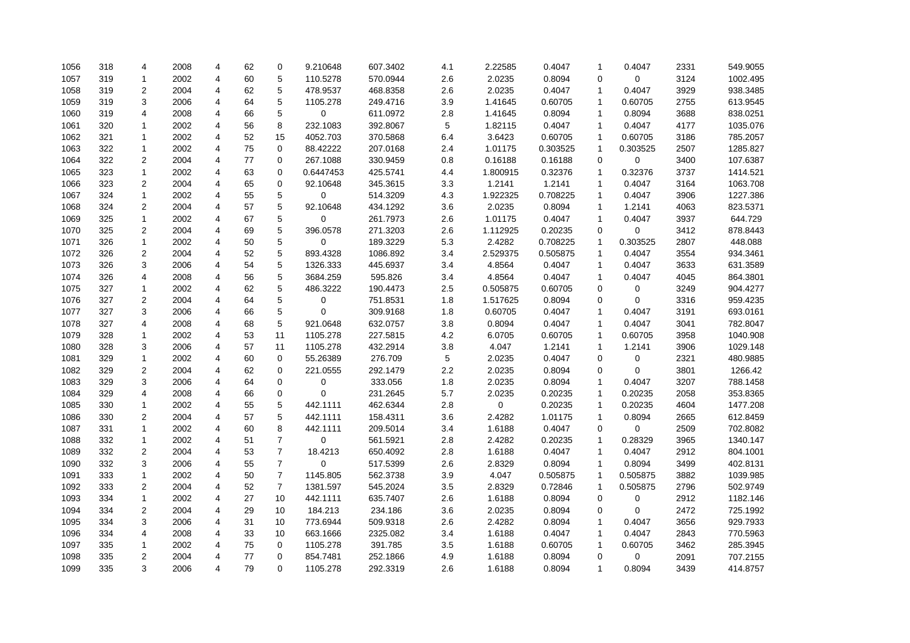| | | | | | | | | | | | | | | | | |
|---|---|---|---|---|---|---|---|---|---|---|---|---|---|---|---|---|
| 1056 | 318 | 4 | 2008 | 4 | 62 | 0 | 9.210648 | 607.3402 | 4.1 | 2.22585 | 0.4047 | 1 | 0.4047 | 2331 | 549.9055 |
| 1057 | 319 | 1 | 2002 | 4 | 60 | 5 | 110.5278 | 570.0944 | 2.6 | 2.0235 | 0.8094 | 0 | 0 | 3124 | 1002.495 |
| 1058 | 319 | 2 | 2004 | 4 | 62 | 5 | 478.9537 | 468.8358 | 2.6 | 2.0235 | 0.4047 | 1 | 0.4047 | 3929 | 938.3485 |
| 1059 | 319 | 3 | 2006 | 4 | 64 | 5 | 1105.278 | 249.4716 | 3.9 | 1.41645 | 0.60705 | 1 | 0.60705 | 2755 | 613.9545 |
| 1060 | 319 | 4 | 2008 | 4 | 66 | 5 | 0 | 611.0972 | 2.8 | 1.41645 | 0.8094 | 1 | 0.8094 | 3688 | 838.0251 |
| 1061 | 320 | 1 | 2002 | 4 | 56 | 8 | 232.1083 | 392.8067 | 5 | 1.82115 | 0.4047 | 1 | 0.4047 | 4177 | 1035.076 |
| 1062 | 321 | 1 | 2002 | 4 | 52 | 15 | 4052.703 | 370.5868 | 6.4 | 3.6423 | 0.60705 | 1 | 0.60705 | 3186 | 785.2057 |
| 1063 | 322 | 1 | 2002 | 4 | 75 | 0 | 88.42222 | 207.0168 | 2.4 | 1.01175 | 0.303525 | 1 | 0.303525 | 2507 | 1285.827 |
| 1064 | 322 | 2 | 2004 | 4 | 77 | 0 | 267.1088 | 330.9459 | 0.8 | 0.16188 | 0.16188 | 0 | 0 | 3400 | 107.6387 |
| 1065 | 323 | 1 | 2002 | 4 | 63 | 0 | 0.6447453 | 425.5741 | 4.4 | 1.800915 | 0.32376 | 1 | 0.32376 | 3737 | 1414.521 |
| 1066 | 323 | 2 | 2004 | 4 | 65 | 0 | 92.10648 | 345.3615 | 3.3 | 1.2141 | 1.2141 | 1 | 0.4047 | 3164 | 1063.708 |
| 1067 | 324 | 1 | 2002 | 4 | 55 | 5 | 0 | 514.3209 | 4.3 | 1.922325 | 0.708225 | 1 | 0.4047 | 3906 | 1227.386 |
| 1068 | 324 | 2 | 2004 | 4 | 57 | 5 | 92.10648 | 434.1292 | 3.6 | 2.0235 | 0.8094 | 1 | 1.2141 | 4063 | 823.5371 |
| 1069 | 325 | 1 | 2002 | 4 | 67 | 5 | 0 | 261.7973 | 2.6 | 1.01175 | 0.4047 | 1 | 0.4047 | 3937 | 644.729 |
| 1070 | 325 | 2 | 2004 | 4 | 69 | 5 | 396.0578 | 271.3203 | 2.6 | 1.112925 | 0.20235 | 0 | 0 | 3412 | 878.8443 |
| 1071 | 326 | 1 | 2002 | 4 | 50 | 5 | 0 | 189.3229 | 5.3 | 2.4282 | 0.708225 | 1 | 0.303525 | 2807 | 448.088 |
| 1072 | 326 | 2 | 2004 | 4 | 52 | 5 | 893.4328 | 1086.892 | 3.4 | 2.529375 | 0.505875 | 1 | 0.4047 | 3554 | 934.3461 |
| 1073 | 326 | 3 | 2006 | 4 | 54 | 5 | 1326.333 | 445.6937 | 3.4 | 4.8564 | 0.4047 | 1 | 0.4047 | 3633 | 631.3589 |
| 1074 | 326 | 4 | 2008 | 4 | 56 | 5 | 3684.259 | 595.826 | 3.4 | 4.8564 | 0.4047 | 1 | 0.4047 | 4045 | 864.3801 |
| 1075 | 327 | 1 | 2002 | 4 | 62 | 5 | 486.3222 | 190.4473 | 2.5 | 0.505875 | 0.60705 | 0 | 0 | 3249 | 904.4277 |
| 1076 | 327 | 2 | 2004 | 4 | 64 | 5 | 0 | 751.8531 | 1.8 | 1.517625 | 0.8094 | 0 | 0 | 3316 | 959.4235 |
| 1077 | 327 | 3 | 2006 | 4 | 66 | 5 | 0 | 309.9168 | 1.8 | 0.60705 | 0.4047 | 1 | 0.4047 | 3191 | 693.0161 |
| 1078 | 327 | 4 | 2008 | 4 | 68 | 5 | 921.0648 | 632.0757 | 3.8 | 0.8094 | 0.4047 | 1 | 0.4047 | 3041 | 782.8047 |
| 1079 | 328 | 1 | 2002 | 4 | 53 | 11 | 1105.278 | 227.5815 | 4.2 | 6.0705 | 0.60705 | 1 | 0.60705 | 3958 | 1040.908 |
| 1080 | 328 | 3 | 2006 | 4 | 57 | 11 | 1105.278 | 432.2914 | 3.8 | 4.047 | 1.2141 | 1 | 1.2141 | 3906 | 1029.148 |
| 1081 | 329 | 1 | 2002 | 4 | 60 | 0 | 55.26389 | 276.709 | 5 | 2.0235 | 0.4047 | 0 | 0 | 2321 | 480.9885 |
| 1082 | 329 | 2 | 2004 | 4 | 62 | 0 | 221.0555 | 292.1479 | 2.2 | 2.0235 | 0.8094 | 0 | 0 | 3801 | 1266.42 |
| 1083 | 329 | 3 | 2006 | 4 | 64 | 0 | 0 | 333.056 | 1.8 | 2.0235 | 0.8094 | 1 | 0.4047 | 3207 | 788.1458 |
| 1084 | 329 | 4 | 2008 | 4 | 66 | 0 | 0 | 231.2645 | 5.7 | 2.0235 | 0.20235 | 1 | 0.20235 | 2058 | 353.8365 |
| 1085 | 330 | 1 | 2002 | 4 | 55 | 5 | 442.1111 | 462.6344 | 2.8 | 0 | 0.20235 | 1 | 0.20235 | 4604 | 1477.208 |
| 1086 | 330 | 2 | 2004 | 4 | 57 | 5 | 442.1111 | 158.4311 | 3.6 | 2.4282 | 1.01175 | 1 | 0.8094 | 2665 | 612.8459 |
| 1087 | 331 | 1 | 2002 | 4 | 60 | 8 | 442.1111 | 209.5014 | 3.4 | 1.6188 | 0.4047 | 0 | 0 | 2509 | 702.8082 |
| 1088 | 332 | 1 | 2002 | 4 | 51 | 7 | 0 | 561.5921 | 2.8 | 2.4282 | 0.20235 | 1 | 0.28329 | 3965 | 1340.147 |
| 1089 | 332 | 2 | 2004 | 4 | 53 | 7 | 18.4213 | 650.4092 | 2.8 | 1.6188 | 0.4047 | 1 | 0.4047 | 2912 | 804.1001 |
| 1090 | 332 | 3 | 2006 | 4 | 55 | 7 | 0 | 517.5399 | 2.6 | 2.8329 | 0.8094 | 1 | 0.8094 | 3499 | 402.8131 |
| 1091 | 333 | 1 | 2002 | 4 | 50 | 7 | 1145.805 | 562.3738 | 3.9 | 4.047 | 0.505875 | 1 | 0.505875 | 3882 | 1039.985 |
| 1092 | 333 | 2 | 2004 | 4 | 52 | 7 | 1381.597 | 545.2024 | 3.5 | 2.8329 | 0.72846 | 1 | 0.505875 | 2796 | 502.9749 |
| 1093 | 334 | 1 | 2002 | 4 | 27 | 10 | 442.1111 | 635.7407 | 2.6 | 1.6188 | 0.8094 | 0 | 0 | 2912 | 1182.146 |
| 1094 | 334 | 2 | 2004 | 4 | 29 | 10 | 184.213 | 234.186 | 3.6 | 2.0235 | 0.8094 | 0 | 0 | 2472 | 725.1992 |
| 1095 | 334 | 3 | 2006 | 4 | 31 | 10 | 773.6944 | 509.9318 | 2.6 | 2.4282 | 0.8094 | 1 | 0.4047 | 3656 | 929.7933 |
| 1096 | 334 | 4 | 2008 | 4 | 33 | 10 | 663.1666 | 2325.082 | 3.4 | 1.6188 | 0.4047 | 1 | 0.4047 | 2843 | 770.5963 |
| 1097 | 335 | 1 | 2002 | 4 | 75 | 0 | 1105.278 | 391.785 | 3.5 | 1.6188 | 0.60705 | 1 | 0.60705 | 3462 | 285.3945 |
| 1098 | 335 | 2 | 2004 | 4 | 77 | 0 | 854.7481 | 252.1866 | 4.9 | 1.6188 | 0.8094 | 0 | 0 | 2091 | 707.2155 |
| 1099 | 335 | 3 | 2006 | 4 | 79 | 0 | 1105.278 | 292.3319 | 2.6 | 1.6188 | 0.8094 | 1 | 0.8094 | 3439 | 414.8757 |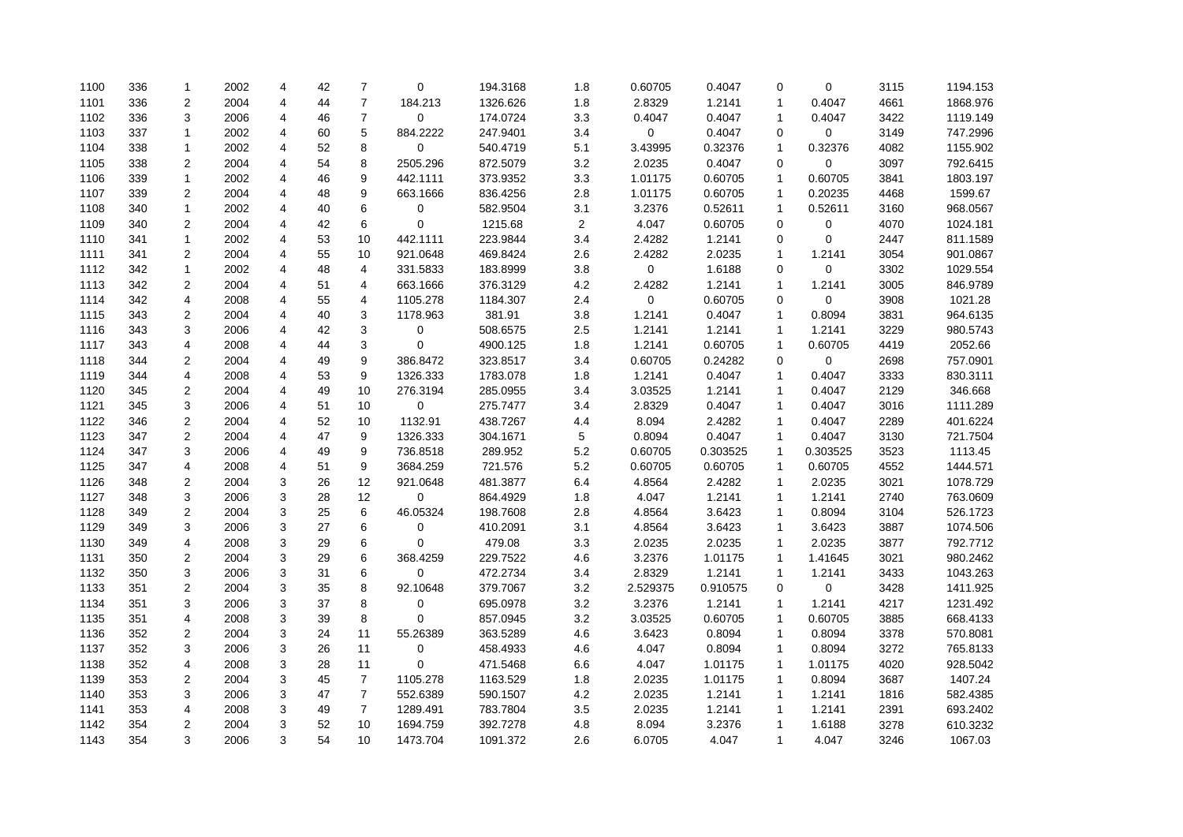|  |  |  |  |  |  |  |  |  |  |  |  |  |  |  |  |
|---|---|---|---|---|---|---|---|---|---|---|---|---|---|---|---|
| 1100 | 336 | 1 | 2002 | 4 | 42 | 7 | 0 | 194.3168 | 1.8 | 0.60705 | 0.4047 | 0 | 0 | 3115 | 1194.153 |
| 1101 | 336 | 2 | 2004 | 4 | 44 | 7 | 184.213 | 1326.626 | 1.8 | 2.8329 | 1.2141 | 1 | 0.4047 | 4661 | 1868.976 |
| 1102 | 336 | 3 | 2006 | 4 | 46 | 7 | 0 | 174.0724 | 3.3 | 0.4047 | 0.4047 | 1 | 0.4047 | 3422 | 1119.149 |
| 1103 | 337 | 1 | 2002 | 4 | 60 | 5 | 884.2222 | 247.9401 | 3.4 | 0 | 0.4047 | 0 | 0 | 3149 | 747.2996 |
| 1104 | 338 | 1 | 2002 | 4 | 52 | 8 | 0 | 540.4719 | 5.1 | 3.43995 | 0.32376 | 1 | 0.32376 | 4082 | 1155.902 |
| 1105 | 338 | 2 | 2004 | 4 | 54 | 8 | 2505.296 | 872.5079 | 3.2 | 2.0235 | 0.4047 | 0 | 0 | 3097 | 792.6415 |
| 1106 | 339 | 1 | 2002 | 4 | 46 | 9 | 442.1111 | 373.9352 | 3.3 | 1.01175 | 0.60705 | 1 | 0.60705 | 3841 | 1803.197 |
| 1107 | 339 | 2 | 2004 | 4 | 48 | 9 | 663.1666 | 836.4256 | 2.8 | 1.01175 | 0.60705 | 1 | 0.20235 | 4468 | 1599.67 |
| 1108 | 340 | 1 | 2002 | 4 | 40 | 6 | 0 | 582.9504 | 3.1 | 3.2376 | 0.52611 | 1 | 0.52611 | 3160 | 968.0567 |
| 1109 | 340 | 2 | 2004 | 4 | 42 | 6 | 0 | 1215.68 | 2 | 4.047 | 0.60705 | 0 | 0 | 4070 | 1024.181 |
| 1110 | 341 | 1 | 2002 | 4 | 53 | 10 | 442.1111 | 223.9844 | 3.4 | 2.4282 | 1.2141 | 0 | 0 | 2447 | 811.1589 |
| 1111 | 341 | 2 | 2004 | 4 | 55 | 10 | 921.0648 | 469.8424 | 2.6 | 2.4282 | 2.0235 | 1 | 1.2141 | 3054 | 901.0867 |
| 1112 | 342 | 1 | 2002 | 4 | 48 | 4 | 331.5833 | 183.8999 | 3.8 | 0 | 1.6188 | 0 | 0 | 3302 | 1029.554 |
| 1113 | 342 | 2 | 2004 | 4 | 51 | 4 | 663.1666 | 376.3129 | 4.2 | 2.4282 | 1.2141 | 1 | 1.2141 | 3005 | 846.9789 |
| 1114 | 342 | 4 | 2008 | 4 | 55 | 4 | 1105.278 | 1184.307 | 2.4 | 0 | 0.60705 | 0 | 0 | 3908 | 1021.28 |
| 1115 | 343 | 2 | 2004 | 4 | 40 | 3 | 1178.963 | 381.91 | 3.8 | 1.2141 | 0.4047 | 1 | 0.8094 | 3831 | 964.6135 |
| 1116 | 343 | 3 | 2006 | 4 | 42 | 3 | 0 | 508.6575 | 2.5 | 1.2141 | 1.2141 | 1 | 1.2141 | 3229 | 980.5743 |
| 1117 | 343 | 4 | 2008 | 4 | 44 | 3 | 0 | 4900.125 | 1.8 | 1.2141 | 0.60705 | 1 | 0.60705 | 4419 | 2052.66 |
| 1118 | 344 | 2 | 2004 | 4 | 49 | 9 | 386.8472 | 323.8517 | 3.4 | 0.60705 | 0.24282 | 0 | 0 | 2698 | 757.0901 |
| 1119 | 344 | 4 | 2008 | 4 | 53 | 9 | 1326.333 | 1783.078 | 1.8 | 1.2141 | 0.4047 | 1 | 0.4047 | 3333 | 830.3111 |
| 1120 | 345 | 2 | 2004 | 4 | 49 | 10 | 276.3194 | 285.0955 | 3.4 | 3.03525 | 1.2141 | 1 | 0.4047 | 2129 | 346.668 |
| 1121 | 345 | 3 | 2006 | 4 | 51 | 10 | 0 | 275.7477 | 3.4 | 2.8329 | 0.4047 | 1 | 0.4047 | 3016 | 1111.289 |
| 1122 | 346 | 2 | 2004 | 4 | 52 | 10 | 1132.91 | 438.7267 | 4.4 | 8.094 | 2.4282 | 1 | 0.4047 | 2289 | 401.6224 |
| 1123 | 347 | 2 | 2004 | 4 | 47 | 9 | 1326.333 | 304.1671 | 5 | 0.8094 | 0.4047 | 1 | 0.4047 | 3130 | 721.7504 |
| 1124 | 347 | 3 | 2006 | 4 | 49 | 9 | 736.8518 | 289.952 | 5.2 | 0.60705 | 0.303525 | 1 | 0.303525 | 3523 | 1113.45 |
| 1125 | 347 | 4 | 2008 | 4 | 51 | 9 | 3684.259 | 721.576 | 5.2 | 0.60705 | 0.60705 | 1 | 0.60705 | 4552 | 1444.571 |
| 1126 | 348 | 2 | 2004 | 3 | 26 | 12 | 921.0648 | 481.3877 | 6.4 | 4.8564 | 2.4282 | 1 | 2.0235 | 3021 | 1078.729 |
| 1127 | 348 | 3 | 2006 | 3 | 28 | 12 | 0 | 864.4929 | 1.8 | 4.047 | 1.2141 | 1 | 1.2141 | 2740 | 763.0609 |
| 1128 | 349 | 2 | 2004 | 3 | 25 | 6 | 46.05324 | 198.7608 | 2.8 | 4.8564 | 3.6423 | 1 | 0.8094 | 3104 | 526.1723 |
| 1129 | 349 | 3 | 2006 | 3 | 27 | 6 | 0 | 410.2091 | 3.1 | 4.8564 | 3.6423 | 1 | 3.6423 | 3887 | 1074.506 |
| 1130 | 349 | 4 | 2008 | 3 | 29 | 6 | 0 | 479.08 | 3.3 | 2.0235 | 2.0235 | 1 | 2.0235 | 3877 | 792.7712 |
| 1131 | 350 | 2 | 2004 | 3 | 29 | 6 | 368.4259 | 229.7522 | 4.6 | 3.2376 | 1.01175 | 1 | 1.41645 | 3021 | 980.2462 |
| 1132 | 350 | 3 | 2006 | 3 | 31 | 6 | 0 | 472.2734 | 3.4 | 2.8329 | 1.2141 | 1 | 1.2141 | 3433 | 1043.263 |
| 1133 | 351 | 2 | 2004 | 3 | 35 | 8 | 92.10648 | 379.7067 | 3.2 | 2.529375 | 0.910575 | 0 | 0 | 3428 | 1411.925 |
| 1134 | 351 | 3 | 2006 | 3 | 37 | 8 | 0 | 695.0978 | 3.2 | 3.2376 | 1.2141 | 1 | 1.2141 | 4217 | 1231.492 |
| 1135 | 351 | 4 | 2008 | 3 | 39 | 8 | 0 | 857.0945 | 3.2 | 3.03525 | 0.60705 | 1 | 0.60705 | 3885 | 668.4133 |
| 1136 | 352 | 2 | 2004 | 3 | 24 | 11 | 55.26389 | 363.5289 | 4.6 | 3.6423 | 0.8094 | 1 | 0.8094 | 3378 | 570.8081 |
| 1137 | 352 | 3 | 2006 | 3 | 26 | 11 | 0 | 458.4933 | 4.6 | 4.047 | 0.8094 | 1 | 0.8094 | 3272 | 765.8133 |
| 1138 | 352 | 4 | 2008 | 3 | 28 | 11 | 0 | 471.5468 | 6.6 | 4.047 | 1.01175 | 1 | 1.01175 | 4020 | 928.5042 |
| 1139 | 353 | 2 | 2004 | 3 | 45 | 7 | 1105.278 | 1163.529 | 1.8 | 2.0235 | 1.01175 | 1 | 0.8094 | 3687 | 1407.24 |
| 1140 | 353 | 3 | 2006 | 3 | 47 | 7 | 552.6389 | 590.1507 | 4.2 | 2.0235 | 1.2141 | 1 | 1.2141 | 1816 | 582.4385 |
| 1141 | 353 | 4 | 2008 | 3 | 49 | 7 | 1289.491 | 783.7804 | 3.5 | 2.0235 | 1.2141 | 1 | 1.2141 | 2391 | 693.2402 |
| 1142 | 354 | 2 | 2004 | 3 | 52 | 10 | 1694.759 | 392.7278 | 4.8 | 8.094 | 3.2376 | 1 | 1.6188 | 3278 | 610.3232 |
| 1143 | 354 | 3 | 2006 | 3 | 54 | 10 | 1473.704 | 1091.372 | 2.6 | 6.0705 | 4.047 | 1 | 4.047 | 3246 | 1067.03 |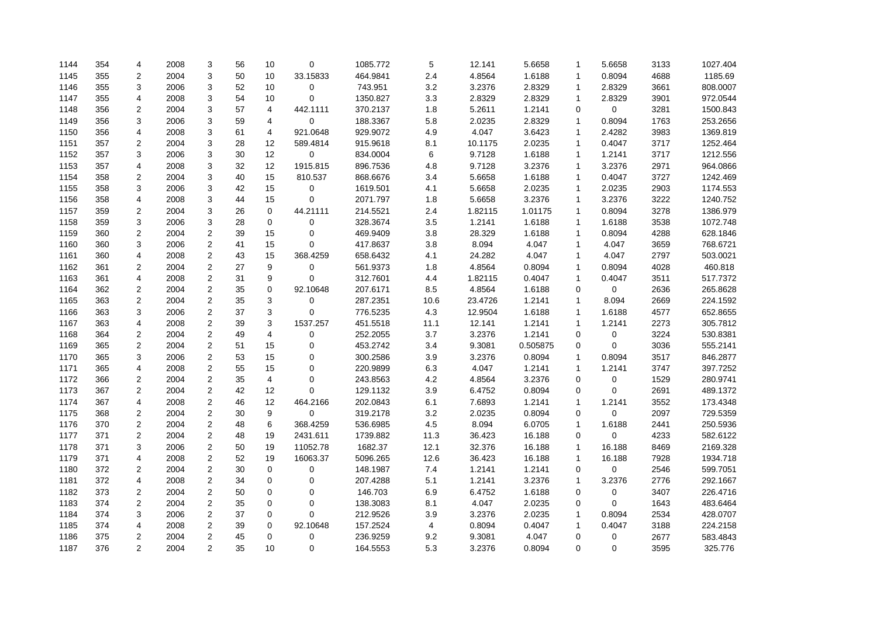|  |  |  |  |  |  |  |  |  |  |  |  |  |  |  |  |
|---|---|---|---|---|---|---|---|---|---|---|---|---|---|---|---|
| 1144 | 354 | 4 | 2008 | 3 | 56 | 10 | 0 | 1085.772 | 5 | 12.141 | 5.6658 | 1 | 5.6658 | 3133 | 1027.404 |
| 1145 | 355 | 2 | 2004 | 3 | 50 | 10 | 33.15833 | 464.9841 | 2.4 | 4.8564 | 1.6188 | 1 | 0.8094 | 4688 | 1185.69 |
| 1146 | 355 | 3 | 2006 | 3 | 52 | 10 | 0 | 743.951 | 3.2 | 3.2376 | 2.8329 | 1 | 2.8329 | 3661 | 808.0007 |
| 1147 | 355 | 4 | 2008 | 3 | 54 | 10 | 0 | 1350.827 | 3.3 | 2.8329 | 2.8329 | 1 | 2.8329 | 3901 | 972.0544 |
| 1148 | 356 | 2 | 2004 | 3 | 57 | 4 | 442.1111 | 370.2137 | 1.8 | 5.2611 | 1.2141 | 0 | 0 | 3281 | 1500.843 |
| 1149 | 356 | 3 | 2006 | 3 | 59 | 4 | 0 | 188.3367 | 5.8 | 2.0235 | 2.8329 | 1 | 0.8094 | 1763 | 253.2656 |
| 1150 | 356 | 4 | 2008 | 3 | 61 | 4 | 921.0648 | 929.9072 | 4.9 | 4.047 | 3.6423 | 1 | 2.4282 | 3983 | 1369.819 |
| 1151 | 357 | 2 | 2004 | 3 | 28 | 12 | 589.4814 | 915.9618 | 8.1 | 10.1175 | 2.0235 | 1 | 0.4047 | 3717 | 1252.464 |
| 1152 | 357 | 3 | 2006 | 3 | 30 | 12 | 0 | 834.0004 | 6 | 9.7128 | 1.6188 | 1 | 1.2141 | 3717 | 1212.556 |
| 1153 | 357 | 4 | 2008 | 3 | 32 | 12 | 1915.815 | 896.7536 | 4.8 | 9.7128 | 3.2376 | 1 | 3.2376 | 2971 | 964.0866 |
| 1154 | 358 | 2 | 2004 | 3 | 40 | 15 | 810.537 | 868.6676 | 3.4 | 5.6658 | 1.6188 | 1 | 0.4047 | 3727 | 1242.469 |
| 1155 | 358 | 3 | 2006 | 3 | 42 | 15 | 0 | 1619.501 | 4.1 | 5.6658 | 2.0235 | 1 | 2.0235 | 2903 | 1174.553 |
| 1156 | 358 | 4 | 2008 | 3 | 44 | 15 | 0 | 2071.797 | 1.8 | 5.6658 | 3.2376 | 1 | 3.2376 | 3222 | 1240.752 |
| 1157 | 359 | 2 | 2004 | 3 | 26 | 0 | 44.21111 | 214.5521 | 2.4 | 1.82115 | 1.01175 | 1 | 0.8094 | 3278 | 1386.979 |
| 1158 | 359 | 3 | 2006 | 3 | 28 | 0 | 0 | 328.3674 | 3.5 | 1.2141 | 1.6188 | 1 | 1.6188 | 3538 | 1072.748 |
| 1159 | 360 | 2 | 2004 | 2 | 39 | 15 | 0 | 469.9409 | 3.8 | 28.329 | 1.6188 | 1 | 0.8094 | 4288 | 628.1846 |
| 1160 | 360 | 3 | 2006 | 2 | 41 | 15 | 0 | 417.8637 | 3.8 | 8.094 | 4.047 | 1 | 4.047 | 3659 | 768.6721 |
| 1161 | 360 | 4 | 2008 | 2 | 43 | 15 | 368.4259 | 658.6432 | 4.1 | 24.282 | 4.047 | 1 | 4.047 | 2797 | 503.0021 |
| 1162 | 361 | 2 | 2004 | 2 | 27 | 9 | 0 | 561.9373 | 1.8 | 4.8564 | 0.8094 | 1 | 0.8094 | 4028 | 460.818 |
| 1163 | 361 | 4 | 2008 | 2 | 31 | 9 | 0 | 312.7601 | 4.4 | 1.82115 | 0.4047 | 1 | 0.4047 | 3511 | 517.7372 |
| 1164 | 362 | 2 | 2004 | 2 | 35 | 0 | 92.10648 | 207.6171 | 8.5 | 4.8564 | 1.6188 | 0 | 0 | 2636 | 265.8628 |
| 1165 | 363 | 2 | 2004 | 2 | 35 | 3 | 0 | 287.2351 | 10.6 | 23.4726 | 1.2141 | 1 | 8.094 | 2669 | 224.1592 |
| 1166 | 363 | 3 | 2006 | 2 | 37 | 3 | 0 | 776.5235 | 4.3 | 12.9504 | 1.6188 | 1 | 1.6188 | 4577 | 652.8655 |
| 1167 | 363 | 4 | 2008 | 2 | 39 | 3 | 1537.257 | 451.5518 | 11.1 | 12.141 | 1.2141 | 1 | 1.2141 | 2273 | 305.7812 |
| 1168 | 364 | 2 | 2004 | 2 | 49 | 4 | 0 | 252.2055 | 3.7 | 3.2376 | 1.2141 | 0 | 0 | 3224 | 530.8381 |
| 1169 | 365 | 2 | 2004 | 2 | 51 | 15 | 0 | 453.2742 | 3.4 | 9.3081 | 0.505875 | 0 | 0 | 3036 | 555.2141 |
| 1170 | 365 | 3 | 2006 | 2 | 53 | 15 | 0 | 300.2586 | 3.9 | 3.2376 | 0.8094 | 1 | 0.8094 | 3517 | 846.2877 |
| 1171 | 365 | 4 | 2008 | 2 | 55 | 15 | 0 | 220.9899 | 6.3 | 4.047 | 1.2141 | 1 | 1.2141 | 3747 | 397.7252 |
| 1172 | 366 | 2 | 2004 | 2 | 35 | 4 | 0 | 243.8563 | 4.2 | 4.8564 | 3.2376 | 0 | 0 | 1529 | 280.9741 |
| 1173 | 367 | 2 | 2004 | 2 | 42 | 12 | 0 | 129.1132 | 3.9 | 6.4752 | 0.8094 | 0 | 0 | 2691 | 489.1372 |
| 1174 | 367 | 4 | 2008 | 2 | 46 | 12 | 464.2166 | 202.0843 | 6.1 | 7.6893 | 1.2141 | 1 | 1.2141 | 3552 | 173.4348 |
| 1175 | 368 | 2 | 2004 | 2 | 30 | 9 | 0 | 319.2178 | 3.2 | 2.0235 | 0.8094 | 0 | 0 | 2097 | 729.5359 |
| 1176 | 370 | 2 | 2004 | 2 | 48 | 6 | 368.4259 | 536.6985 | 4.5 | 8.094 | 6.0705 | 1 | 1.6188 | 2441 | 250.5936 |
| 1177 | 371 | 2 | 2004 | 2 | 48 | 19 | 2431.611 | 1739.882 | 11.3 | 36.423 | 16.188 | 0 | 0 | 4233 | 582.6122 |
| 1178 | 371 | 3 | 2006 | 2 | 50 | 19 | 11052.78 | 1682.37 | 12.1 | 32.376 | 16.188 | 1 | 16.188 | 8469 | 2169.328 |
| 1179 | 371 | 4 | 2008 | 2 | 52 | 19 | 16063.37 | 5096.265 | 12.6 | 36.423 | 16.188 | 1 | 16.188 | 7928 | 1934.718 |
| 1180 | 372 | 2 | 2004 | 2 | 30 | 0 | 0 | 148.1987 | 7.4 | 1.2141 | 1.2141 | 0 | 0 | 2546 | 599.7051 |
| 1181 | 372 | 4 | 2008 | 2 | 34 | 0 | 0 | 207.4288 | 5.1 | 1.2141 | 3.2376 | 1 | 3.2376 | 2776 | 292.1667 |
| 1182 | 373 | 2 | 2004 | 2 | 50 | 0 | 0 | 146.703 | 6.9 | 6.4752 | 1.6188 | 0 | 0 | 3407 | 226.4716 |
| 1183 | 374 | 2 | 2004 | 2 | 35 | 0 | 0 | 138.3083 | 8.1 | 4.047 | 2.0235 | 0 | 0 | 1643 | 483.6464 |
| 1184 | 374 | 3 | 2006 | 2 | 37 | 0 | 0 | 212.9526 | 3.9 | 3.2376 | 2.0235 | 1 | 0.8094 | 2534 | 428.0707 |
| 1185 | 374 | 4 | 2008 | 2 | 39 | 0 | 92.10648 | 157.2524 | 4 | 0.8094 | 0.4047 | 1 | 0.4047 | 3188 | 224.2158 |
| 1186 | 375 | 2 | 2004 | 2 | 45 | 0 | 0 | 236.9259 | 9.2 | 9.3081 | 4.047 | 0 | 0 | 2677 | 583.4843 |
| 1187 | 376 | 2 | 2004 | 2 | 35 | 10 | 0 | 164.5553 | 5.3 | 3.2376 | 0.8094 | 0 | 0 | 3595 | 325.776 |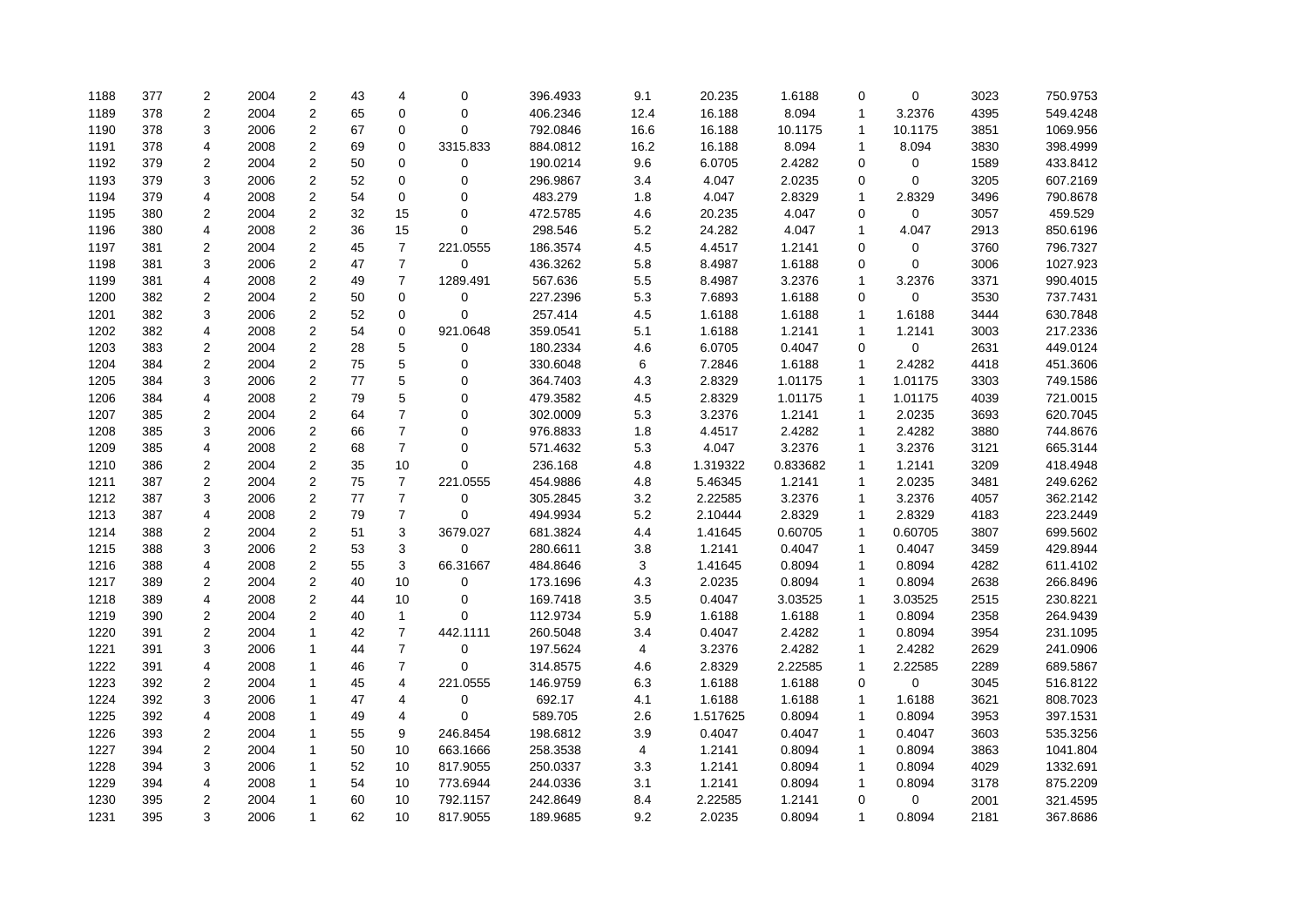| | | | | | | | | | | | | | | | |
|---|---|---|---|---|---|---|---|---|---|---|---|---|---|---|---|
| 1188 | 377 | 2 | 2004 | 2 | 43 | 4 | 0 | 396.4933 | 9.1 | 20.235 | 1.6188 | 0 | 0 | 3023 | 750.9753 |
| 1189 | 378 | 2 | 2004 | 2 | 65 | 0 | 0 | 406.2346 | 12.4 | 16.188 | 8.094 | 1 | 3.2376 | 4395 | 549.4248 |
| 1190 | 378 | 3 | 2006 | 2 | 67 | 0 | 0 | 792.0846 | 16.6 | 16.188 | 10.1175 | 1 | 10.1175 | 3851 | 1069.956 |
| 1191 | 378 | 4 | 2008 | 2 | 69 | 0 | 3315.833 | 884.0812 | 16.2 | 16.188 | 8.094 | 1 | 8.094 | 3830 | 398.4999 |
| 1192 | 379 | 2 | 2004 | 2 | 50 | 0 | 0 | 190.0214 | 9.6 | 6.0705 | 2.4282 | 0 | 0 | 1589 | 433.8412 |
| 1193 | 379 | 3 | 2006 | 2 | 52 | 0 | 0 | 296.9867 | 3.4 | 4.047 | 2.0235 | 0 | 0 | 3205 | 607.2169 |
| 1194 | 379 | 4 | 2008 | 2 | 54 | 0 | 0 | 483.279 | 1.8 | 4.047 | 2.8329 | 1 | 2.8329 | 3496 | 790.8678 |
| 1195 | 380 | 2 | 2004 | 2 | 32 | 15 | 0 | 472.5785 | 4.6 | 20.235 | 4.047 | 0 | 0 | 3057 | 459.529 |
| 1196 | 380 | 4 | 2008 | 2 | 36 | 15 | 0 | 298.546 | 5.2 | 24.282 | 4.047 | 1 | 4.047 | 2913 | 850.6196 |
| 1197 | 381 | 2 | 2004 | 2 | 45 | 7 | 221.0555 | 186.3574 | 4.5 | 4.4517 | 1.2141 | 0 | 0 | 3760 | 796.7327 |
| 1198 | 381 | 3 | 2006 | 2 | 47 | 7 | 0 | 436.3262 | 5.8 | 8.4987 | 1.6188 | 0 | 0 | 3006 | 1027.923 |
| 1199 | 381 | 4 | 2008 | 2 | 49 | 7 | 1289.491 | 567.636 | 5.5 | 8.4987 | 3.2376 | 1 | 3.2376 | 3371 | 990.4015 |
| 1200 | 382 | 2 | 2004 | 2 | 50 | 0 | 0 | 227.2396 | 5.3 | 7.6893 | 1.6188 | 0 | 0 | 3530 | 737.7431 |
| 1201 | 382 | 3 | 2006 | 2 | 52 | 0 | 0 | 257.414 | 4.5 | 1.6188 | 1.6188 | 1 | 1.6188 | 3444 | 630.7848 |
| 1202 | 382 | 4 | 2008 | 2 | 54 | 0 | 921.0648 | 359.0541 | 5.1 | 1.6188 | 1.2141 | 1 | 1.2141 | 3003 | 217.2336 |
| 1203 | 383 | 2 | 2004 | 2 | 28 | 5 | 0 | 180.2334 | 4.6 | 6.0705 | 0.4047 | 0 | 0 | 2631 | 449.0124 |
| 1204 | 384 | 2 | 2004 | 2 | 75 | 5 | 0 | 330.6048 | 6 | 7.2846 | 1.6188 | 1 | 2.4282 | 4418 | 451.3606 |
| 1205 | 384 | 3 | 2006 | 2 | 77 | 5 | 0 | 364.7403 | 4.3 | 2.8329 | 1.01175 | 1 | 1.01175 | 3303 | 749.1586 |
| 1206 | 384 | 4 | 2008 | 2 | 79 | 5 | 0 | 479.3582 | 4.5 | 2.8329 | 1.01175 | 1 | 1.01175 | 4039 | 721.0015 |
| 1207 | 385 | 2 | 2004 | 2 | 64 | 7 | 0 | 302.0009 | 5.3 | 3.2376 | 1.2141 | 1 | 2.0235 | 3693 | 620.7045 |
| 1208 | 385 | 3 | 2006 | 2 | 66 | 7 | 0 | 976.8833 | 1.8 | 4.4517 | 2.4282 | 1 | 2.4282 | 3880 | 744.8676 |
| 1209 | 385 | 4 | 2008 | 2 | 68 | 7 | 0 | 571.4632 | 5.3 | 4.047 | 3.2376 | 1 | 3.2376 | 3121 | 665.3144 |
| 1210 | 386 | 2 | 2004 | 2 | 35 | 10 | 0 | 236.168 | 4.8 | 1.319322 | 0.833682 | 1 | 1.2141 | 3209 | 418.4948 |
| 1211 | 387 | 2 | 2004 | 2 | 75 | 7 | 221.0555 | 454.9886 | 4.8 | 5.46345 | 1.2141 | 1 | 2.0235 | 3481 | 249.6262 |
| 1212 | 387 | 3 | 2006 | 2 | 77 | 7 | 0 | 305.2845 | 3.2 | 2.22585 | 3.2376 | 1 | 3.2376 | 4057 | 362.2142 |
| 1213 | 387 | 4 | 2008 | 2 | 79 | 7 | 0 | 494.9934 | 5.2 | 2.10444 | 2.8329 | 1 | 2.8329 | 4183 | 223.2449 |
| 1214 | 388 | 2 | 2004 | 2 | 51 | 3 | 3679.027 | 681.3824 | 4.4 | 1.41645 | 0.60705 | 1 | 0.60705 | 3807 | 699.5602 |
| 1215 | 388 | 3 | 2006 | 2 | 53 | 3 | 0 | 280.6611 | 3.8 | 1.2141 | 0.4047 | 1 | 0.4047 | 3459 | 429.8944 |
| 1216 | 388 | 4 | 2008 | 2 | 55 | 3 | 66.31667 | 484.8646 | 3 | 1.41645 | 0.8094 | 1 | 0.8094 | 4282 | 611.4102 |
| 1217 | 389 | 2 | 2004 | 2 | 40 | 10 | 0 | 173.1696 | 4.3 | 2.0235 | 0.8094 | 1 | 0.8094 | 2638 | 266.8496 |
| 1218 | 389 | 4 | 2008 | 2 | 44 | 10 | 0 | 169.7418 | 3.5 | 0.4047 | 3.03525 | 1 | 3.03525 | 2515 | 230.8221 |
| 1219 | 390 | 2 | 2004 | 2 | 40 | 1 | 0 | 112.9734 | 5.9 | 1.6188 | 1.6188 | 1 | 0.8094 | 2358 | 264.9439 |
| 1220 | 391 | 2 | 2004 | 1 | 42 | 7 | 442.1111 | 260.5048 | 3.4 | 0.4047 | 2.4282 | 1 | 0.8094 | 3954 | 231.1095 |
| 1221 | 391 | 3 | 2006 | 1 | 44 | 7 | 0 | 197.5624 | 4 | 3.2376 | 2.4282 | 1 | 2.4282 | 2629 | 241.0906 |
| 1222 | 391 | 4 | 2008 | 1 | 46 | 7 | 0 | 314.8575 | 4.6 | 2.8329 | 2.22585 | 1 | 2.22585 | 2289 | 689.5867 |
| 1223 | 392 | 2 | 2004 | 1 | 45 | 4 | 221.0555 | 146.9759 | 6.3 | 1.6188 | 1.6188 | 0 | 0 | 3045 | 516.8122 |
| 1224 | 392 | 3 | 2006 | 1 | 47 | 4 | 0 | 692.17 | 4.1 | 1.6188 | 1.6188 | 1 | 1.6188 | 3621 | 808.7023 |
| 1225 | 392 | 4 | 2008 | 1 | 49 | 4 | 0 | 589.705 | 2.6 | 1.517625 | 0.8094 | 1 | 0.8094 | 3953 | 397.1531 |
| 1226 | 393 | 2 | 2004 | 1 | 55 | 9 | 246.8454 | 198.6812 | 3.9 | 0.4047 | 0.4047 | 1 | 0.4047 | 3603 | 535.3256 |
| 1227 | 394 | 2 | 2004 | 1 | 50 | 10 | 663.1666 | 258.3538 | 4 | 1.2141 | 0.8094 | 1 | 0.8094 | 3863 | 1041.804 |
| 1228 | 394 | 3 | 2006 | 1 | 52 | 10 | 817.9055 | 250.0337 | 3.3 | 1.2141 | 0.8094 | 1 | 0.8094 | 4029 | 1332.691 |
| 1229 | 394 | 4 | 2008 | 1 | 54 | 10 | 773.6944 | 244.0336 | 3.1 | 1.2141 | 0.8094 | 1 | 0.8094 | 3178 | 875.2209 |
| 1230 | 395 | 2 | 2004 | 1 | 60 | 10 | 792.1157 | 242.8649 | 8.4 | 2.22585 | 1.2141 | 0 | 0 | 2001 | 321.4595 |
| 1231 | 395 | 3 | 2006 | 1 | 62 | 10 | 817.9055 | 189.9685 | 9.2 | 2.0235 | 0.8094 | 1 | 0.8094 | 2181 | 367.8686 |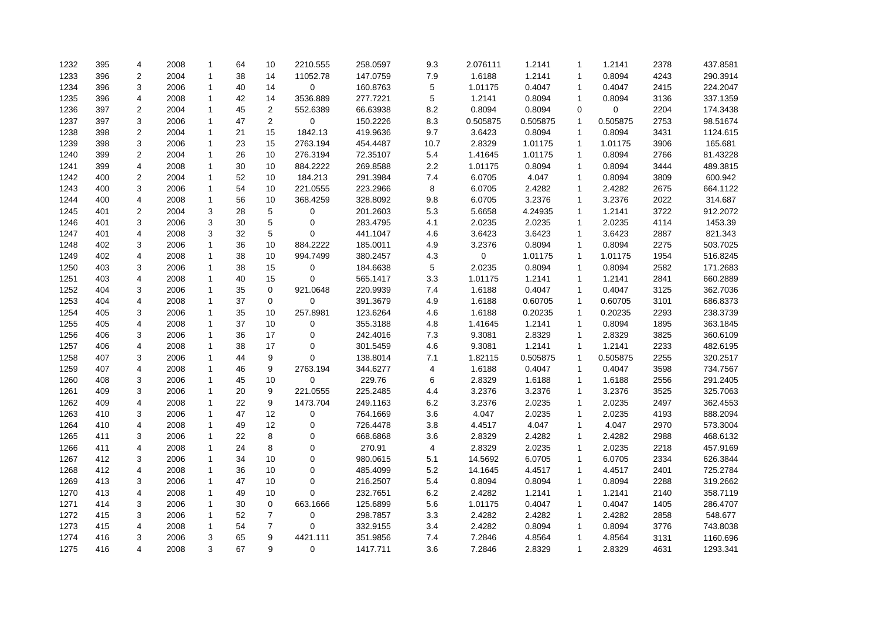| | | | | | | | | | | | | | | | |
|---|---|---|---|---|---|---|---|---|---|---|---|---|---|---|---|
| 1232 | 395 | 4 | 2008 | 1 | 64 | 10 | 2210.555 | 258.0597 | 9.3 | 2.076111 | 1.2141 | 1 | 1.2141 | 2378 | 437.8581 |
| 1233 | 396 | 2 | 2004 | 1 | 38 | 14 | 11052.78 | 147.0759 | 7.9 | 1.6188 | 1.2141 | 1 | 0.8094 | 4243 | 290.3914 |
| 1234 | 396 | 3 | 2006 | 1 | 40 | 14 | 0 | 160.8763 | 5 | 1.01175 | 0.4047 | 1 | 0.4047 | 2415 | 224.2047 |
| 1235 | 396 | 4 | 2008 | 1 | 42 | 14 | 3536.889 | 277.7221 | 5 | 1.2141 | 0.8094 | 1 | 0.8094 | 3136 | 337.1359 |
| 1236 | 397 | 2 | 2004 | 1 | 45 | 2 | 552.6389 | 66.63938 | 8.2 | 0.8094 | 0.8094 | 0 | 0 | 2204 | 174.3438 |
| 1237 | 397 | 3 | 2006 | 1 | 47 | 2 | 0 | 150.2226 | 8.3 | 0.505875 | 0.505875 | 1 | 0.505875 | 2753 | 98.51674 |
| 1238 | 398 | 2 | 2004 | 1 | 21 | 15 | 1842.13 | 419.9636 | 9.7 | 3.6423 | 0.8094 | 1 | 0.8094 | 3431 | 1124.615 |
| 1239 | 398 | 3 | 2006 | 1 | 23 | 15 | 2763.194 | 454.4487 | 10.7 | 2.8329 | 1.01175 | 1 | 1.01175 | 3906 | 165.681 |
| 1240 | 399 | 2 | 2004 | 1 | 26 | 10 | 276.3194 | 72.35107 | 5.4 | 1.41645 | 1.01175 | 1 | 0.8094 | 2766 | 81.43228 |
| 1241 | 399 | 4 | 2008 | 1 | 30 | 10 | 884.2222 | 269.8588 | 2.2 | 1.01175 | 0.8094 | 1 | 0.8094 | 3444 | 489.3815 |
| 1242 | 400 | 2 | 2004 | 1 | 52 | 10 | 184.213 | 291.3984 | 7.4 | 6.0705 | 4.047 | 1 | 0.8094 | 3809 | 600.942 |
| 1243 | 400 | 3 | 2006 | 1 | 54 | 10 | 221.0555 | 223.2966 | 8 | 6.0705 | 2.4282 | 1 | 2.4282 | 2675 | 664.1122 |
| 1244 | 400 | 4 | 2008 | 1 | 56 | 10 | 368.4259 | 328.8092 | 9.8 | 6.0705 | 3.2376 | 1 | 3.2376 | 2022 | 314.687 |
| 1245 | 401 | 2 | 2004 | 3 | 28 | 5 | 0 | 201.2603 | 5.3 | 5.6658 | 4.24935 | 1 | 1.2141 | 3722 | 912.2072 |
| 1246 | 401 | 3 | 2006 | 3 | 30 | 5 | 0 | 283.4795 | 4.1 | 2.0235 | 2.0235 | 1 | 2.0235 | 4114 | 1453.39 |
| 1247 | 401 | 4 | 2008 | 3 | 32 | 5 | 0 | 441.1047 | 4.6 | 3.6423 | 3.6423 | 1 | 3.6423 | 2887 | 821.343 |
| 1248 | 402 | 3 | 2006 | 1 | 36 | 10 | 884.2222 | 185.0011 | 4.9 | 3.2376 | 0.8094 | 1 | 0.8094 | 2275 | 503.7025 |
| 1249 | 402 | 4 | 2008 | 1 | 38 | 10 | 994.7499 | 380.2457 | 4.3 | 0 | 1.01175 | 1 | 1.01175 | 1954 | 516.8245 |
| 1250 | 403 | 3 | 2006 | 1 | 38 | 15 | 0 | 184.6638 | 5 | 2.0235 | 0.8094 | 1 | 0.8094 | 2582 | 171.2683 |
| 1251 | 403 | 4 | 2008 | 1 | 40 | 15 | 0 | 565.1417 | 3.3 | 1.01175 | 1.2141 | 1 | 1.2141 | 2841 | 660.2889 |
| 1252 | 404 | 3 | 2006 | 1 | 35 | 0 | 921.0648 | 220.9939 | 7.4 | 1.6188 | 0.4047 | 1 | 0.4047 | 3125 | 362.7036 |
| 1253 | 404 | 4 | 2008 | 1 | 37 | 0 | 0 | 391.3679 | 4.9 | 1.6188 | 0.60705 | 1 | 0.60705 | 3101 | 686.8373 |
| 1254 | 405 | 3 | 2006 | 1 | 35 | 10 | 257.8981 | 123.6264 | 4.6 | 1.6188 | 0.20235 | 1 | 0.20235 | 2293 | 238.3739 |
| 1255 | 405 | 4 | 2008 | 1 | 37 | 10 | 0 | 355.3188 | 4.8 | 1.41645 | 1.2141 | 1 | 0.8094 | 1895 | 363.1845 |
| 1256 | 406 | 3 | 2006 | 1 | 36 | 17 | 0 | 242.4016 | 7.3 | 9.3081 | 2.8329 | 1 | 2.8329 | 3825 | 360.6109 |
| 1257 | 406 | 4 | 2008 | 1 | 38 | 17 | 0 | 301.5459 | 4.6 | 9.3081 | 1.2141 | 1 | 1.2141 | 2233 | 482.6195 |
| 1258 | 407 | 3 | 2006 | 1 | 44 | 9 | 0 | 138.8014 | 7.1 | 1.82115 | 0.505875 | 1 | 0.505875 | 2255 | 320.2517 |
| 1259 | 407 | 4 | 2008 | 1 | 46 | 9 | 2763.194 | 344.6277 | 4 | 1.6188 | 0.4047 | 1 | 0.4047 | 3598 | 734.7567 |
| 1260 | 408 | 3 | 2006 | 1 | 45 | 10 | 0 | 229.76 | 6 | 2.8329 | 1.6188 | 1 | 1.6188 | 2556 | 291.2405 |
| 1261 | 409 | 3 | 2006 | 1 | 20 | 9 | 221.0555 | 225.2485 | 4.4 | 3.2376 | 3.2376 | 1 | 3.2376 | 3525 | 325.7063 |
| 1262 | 409 | 4 | 2008 | 1 | 22 | 9 | 1473.704 | 249.1163 | 6.2 | 3.2376 | 2.0235 | 1 | 2.0235 | 2497 | 362.4553 |
| 1263 | 410 | 3 | 2006 | 1 | 47 | 12 | 0 | 764.1669 | 3.6 | 4.047 | 2.0235 | 1 | 2.0235 | 4193 | 888.2094 |
| 1264 | 410 | 4 | 2008 | 1 | 49 | 12 | 0 | 726.4478 | 3.8 | 4.4517 | 4.047 | 1 | 4.047 | 2970 | 573.3004 |
| 1265 | 411 | 3 | 2006 | 1 | 22 | 8 | 0 | 668.6868 | 3.6 | 2.8329 | 2.4282 | 1 | 2.4282 | 2988 | 468.6132 |
| 1266 | 411 | 4 | 2008 | 1 | 24 | 8 | 0 | 270.91 | 4 | 2.8329 | 2.0235 | 1 | 2.0235 | 2218 | 457.9169 |
| 1267 | 412 | 3 | 2006 | 1 | 34 | 10 | 0 | 980.0615 | 5.1 | 14.5692 | 6.0705 | 1 | 6.0705 | 2334 | 626.3844 |
| 1268 | 412 | 4 | 2008 | 1 | 36 | 10 | 0 | 485.4099 | 5.2 | 14.1645 | 4.4517 | 1 | 4.4517 | 2401 | 725.2784 |
| 1269 | 413 | 3 | 2006 | 1 | 47 | 10 | 0 | 216.2507 | 5.4 | 0.8094 | 0.8094 | 1 | 0.8094 | 2288 | 319.2662 |
| 1270 | 413 | 4 | 2008 | 1 | 49 | 10 | 0 | 232.7651 | 6.2 | 2.4282 | 1.2141 | 1 | 1.2141 | 2140 | 358.7119 |
| 1271 | 414 | 3 | 2006 | 1 | 30 | 0 | 663.1666 | 125.6899 | 5.6 | 1.01175 | 0.4047 | 1 | 0.4047 | 1405 | 286.4707 |
| 1272 | 415 | 3 | 2006 | 1 | 52 | 7 | 0 | 298.7857 | 3.3 | 2.4282 | 2.4282 | 1 | 2.4282 | 2858 | 548.677 |
| 1273 | 415 | 4 | 2008 | 1 | 54 | 7 | 0 | 332.9155 | 3.4 | 2.4282 | 0.8094 | 1 | 0.8094 | 3776 | 743.8038 |
| 1274 | 416 | 3 | 2006 | 3 | 65 | 9 | 4421.111 | 351.9856 | 7.4 | 7.2846 | 4.8564 | 1 | 4.8564 | 3131 | 1160.696 |
| 1275 | 416 | 4 | 2008 | 3 | 67 | 9 | 0 | 1417.711 | 3.6 | 7.2846 | 2.8329 | 1 | 2.8329 | 4631 | 1293.341 |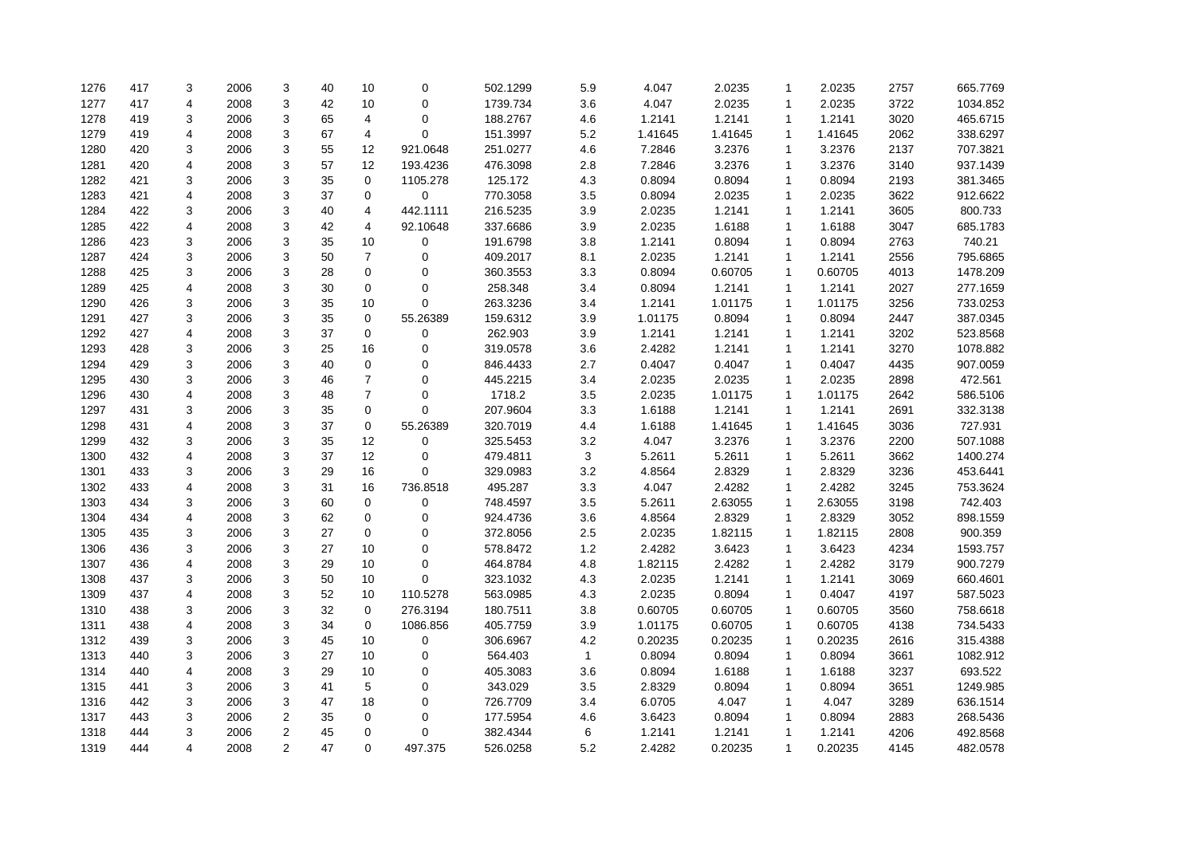| | | | | | | | | | | | | | | | |
|---|---|---|---|---|---|---|---|---|---|---|---|---|---|---|---|
| 1276 | 417 | 3 | 2006 | 3 | 40 | 10 | 0 | 502.1299 | 5.9 | 4.047 | 2.0235 | 1 | 2.0235 | 2757 | 665.7769 |
| 1277 | 417 | 4 | 2008 | 3 | 42 | 10 | 0 | 1739.734 | 3.6 | 4.047 | 2.0235 | 1 | 2.0235 | 3722 | 1034.852 |
| 1278 | 419 | 3 | 2006 | 3 | 65 | 4 | 0 | 188.2767 | 4.6 | 1.2141 | 1.2141 | 1 | 1.2141 | 3020 | 465.6715 |
| 1279 | 419 | 4 | 2008 | 3 | 67 | 4 | 0 | 151.3997 | 5.2 | 1.41645 | 1.41645 | 1 | 1.41645 | 2062 | 338.6297 |
| 1280 | 420 | 3 | 2006 | 3 | 55 | 12 | 921.0648 | 251.0277 | 4.6 | 7.2846 | 3.2376 | 1 | 3.2376 | 2137 | 707.3821 |
| 1281 | 420 | 4 | 2008 | 3 | 57 | 12 | 193.4236 | 476.3098 | 2.8 | 7.2846 | 3.2376 | 1 | 3.2376 | 3140 | 937.1439 |
| 1282 | 421 | 3 | 2006 | 3 | 35 | 0 | 1105.278 | 125.172 | 4.3 | 0.8094 | 0.8094 | 1 | 0.8094 | 2193 | 381.3465 |
| 1283 | 421 | 4 | 2008 | 3 | 37 | 0 | 0 | 770.3058 | 3.5 | 0.8094 | 2.0235 | 1 | 2.0235 | 3622 | 912.6622 |
| 1284 | 422 | 3 | 2006 | 3 | 40 | 4 | 442.1111 | 216.5235 | 3.9 | 2.0235 | 1.2141 | 1 | 1.2141 | 3605 | 800.733 |
| 1285 | 422 | 4 | 2008 | 3 | 42 | 4 | 92.10648 | 337.6686 | 3.9 | 2.0235 | 1.6188 | 1 | 1.6188 | 3047 | 685.1783 |
| 1286 | 423 | 3 | 2006 | 3 | 35 | 10 | 0 | 191.6798 | 3.8 | 1.2141 | 0.8094 | 1 | 0.8094 | 2763 | 740.21 |
| 1287 | 424 | 3 | 2006 | 3 | 50 | 7 | 0 | 409.2017 | 8.1 | 2.0235 | 1.2141 | 1 | 1.2141 | 2556 | 795.6865 |
| 1288 | 425 | 3 | 2006 | 3 | 28 | 0 | 0 | 360.3553 | 3.3 | 0.8094 | 0.60705 | 1 | 0.60705 | 4013 | 1478.209 |
| 1289 | 425 | 4 | 2008 | 3 | 30 | 0 | 0 | 258.348 | 3.4 | 0.8094 | 1.2141 | 1 | 1.2141 | 2027 | 277.1659 |
| 1290 | 426 | 3 | 2006 | 3 | 35 | 10 | 0 | 263.3236 | 3.4 | 1.2141 | 1.01175 | 1 | 1.01175 | 3256 | 733.0253 |
| 1291 | 427 | 3 | 2006 | 3 | 35 | 0 | 55.26389 | 159.6312 | 3.9 | 1.01175 | 0.8094 | 1 | 0.8094 | 2447 | 387.0345 |
| 1292 | 427 | 4 | 2008 | 3 | 37 | 0 | 0 | 262.903 | 3.9 | 1.2141 | 1.2141 | 1 | 1.2141 | 3202 | 523.8568 |
| 1293 | 428 | 3 | 2006 | 3 | 25 | 16 | 0 | 319.0578 | 3.6 | 2.4282 | 1.2141 | 1 | 1.2141 | 3270 | 1078.882 |
| 1294 | 429 | 3 | 2006 | 3 | 40 | 0 | 0 | 846.4433 | 2.7 | 0.4047 | 0.4047 | 1 | 0.4047 | 4435 | 907.0059 |
| 1295 | 430 | 3 | 2006 | 3 | 46 | 7 | 0 | 445.2215 | 3.4 | 2.0235 | 2.0235 | 1 | 2.0235 | 2898 | 472.561 |
| 1296 | 430 | 4 | 2008 | 3 | 48 | 7 | 0 | 1718.2 | 3.5 | 2.0235 | 1.01175 | 1 | 1.01175 | 2642 | 586.5106 |
| 1297 | 431 | 3 | 2006 | 3 | 35 | 0 | 0 | 207.9604 | 3.3 | 1.6188 | 1.2141 | 1 | 1.2141 | 2691 | 332.3138 |
| 1298 | 431 | 4 | 2008 | 3 | 37 | 0 | 55.26389 | 320.7019 | 4.4 | 1.6188 | 1.41645 | 1 | 1.41645 | 3036 | 727.931 |
| 1299 | 432 | 3 | 2006 | 3 | 35 | 12 | 0 | 325.5453 | 3.2 | 4.047 | 3.2376 | 1 | 3.2376 | 2200 | 507.1088 |
| 1300 | 432 | 4 | 2008 | 3 | 37 | 12 | 0 | 479.4811 | 3 | 5.2611 | 5.2611 | 1 | 5.2611 | 3662 | 1400.274 |
| 1301 | 433 | 3 | 2006 | 3 | 29 | 16 | 0 | 329.0983 | 3.2 | 4.8564 | 2.8329 | 1 | 2.8329 | 3236 | 453.6441 |
| 1302 | 433 | 4 | 2008 | 3 | 31 | 16 | 736.8518 | 495.287 | 3.3 | 4.047 | 2.4282 | 1 | 2.4282 | 3245 | 753.3624 |
| 1303 | 434 | 3 | 2006 | 3 | 60 | 0 | 0 | 748.4597 | 3.5 | 5.2611 | 2.63055 | 1 | 2.63055 | 3198 | 742.403 |
| 1304 | 434 | 4 | 2008 | 3 | 62 | 0 | 0 | 924.4736 | 3.6 | 4.8564 | 2.8329 | 1 | 2.8329 | 3052 | 898.1559 |
| 1305 | 435 | 3 | 2006 | 3 | 27 | 0 | 0 | 372.8056 | 2.5 | 2.0235 | 1.82115 | 1 | 1.82115 | 2808 | 900.359 |
| 1306 | 436 | 3 | 2006 | 3 | 27 | 10 | 0 | 578.8472 | 1.2 | 2.4282 | 3.6423 | 1 | 3.6423 | 4234 | 1593.757 |
| 1307 | 436 | 4 | 2008 | 3 | 29 | 10 | 0 | 464.8784 | 4.8 | 1.82115 | 2.4282 | 1 | 2.4282 | 3179 | 900.7279 |
| 1308 | 437 | 3 | 2006 | 3 | 50 | 10 | 0 | 323.1032 | 4.3 | 2.0235 | 1.2141 | 1 | 1.2141 | 3069 | 660.4601 |
| 1309 | 437 | 4 | 2008 | 3 | 52 | 10 | 110.5278 | 563.0985 | 4.3 | 2.0235 | 0.8094 | 1 | 0.4047 | 4197 | 587.5023 |
| 1310 | 438 | 3 | 2006 | 3 | 32 | 0 | 276.3194 | 180.7511 | 3.8 | 0.60705 | 0.60705 | 1 | 0.60705 | 3560 | 758.6618 |
| 1311 | 438 | 4 | 2008 | 3 | 34 | 0 | 1086.856 | 405.7759 | 3.9 | 1.01175 | 0.60705 | 1 | 0.60705 | 4138 | 734.5433 |
| 1312 | 439 | 3 | 2006 | 3 | 45 | 10 | 0 | 306.6967 | 4.2 | 0.20235 | 0.20235 | 1 | 0.20235 | 2616 | 315.4388 |
| 1313 | 440 | 3 | 2006 | 3 | 27 | 10 | 0 | 564.403 | 1 | 0.8094 | 0.8094 | 1 | 0.8094 | 3661 | 1082.912 |
| 1314 | 440 | 4 | 2008 | 3 | 29 | 10 | 0 | 405.3083 | 3.6 | 0.8094 | 1.6188 | 1 | 1.6188 | 3237 | 693.522 |
| 1315 | 441 | 3 | 2006 | 3 | 41 | 5 | 0 | 343.029 | 3.5 | 2.8329 | 0.8094 | 1 | 0.8094 | 3651 | 1249.985 |
| 1316 | 442 | 3 | 2006 | 3 | 47 | 18 | 0 | 726.7709 | 3.4 | 6.0705 | 4.047 | 1 | 4.047 | 3289 | 636.1514 |
| 1317 | 443 | 3 | 2006 | 2 | 35 | 0 | 0 | 177.5954 | 4.6 | 3.6423 | 0.8094 | 1 | 0.8094 | 2883 | 268.5436 |
| 1318 | 444 | 3 | 2006 | 2 | 45 | 0 | 0 | 382.4344 | 6 | 1.2141 | 1.2141 | 1 | 1.2141 | 4206 | 492.8568 |
| 1319 | 444 | 4 | 2008 | 2 | 47 | 0 | 497.375 | 526.0258 | 5.2 | 2.4282 | 0.20235 | 1 | 0.20235 | 4145 | 482.0578 |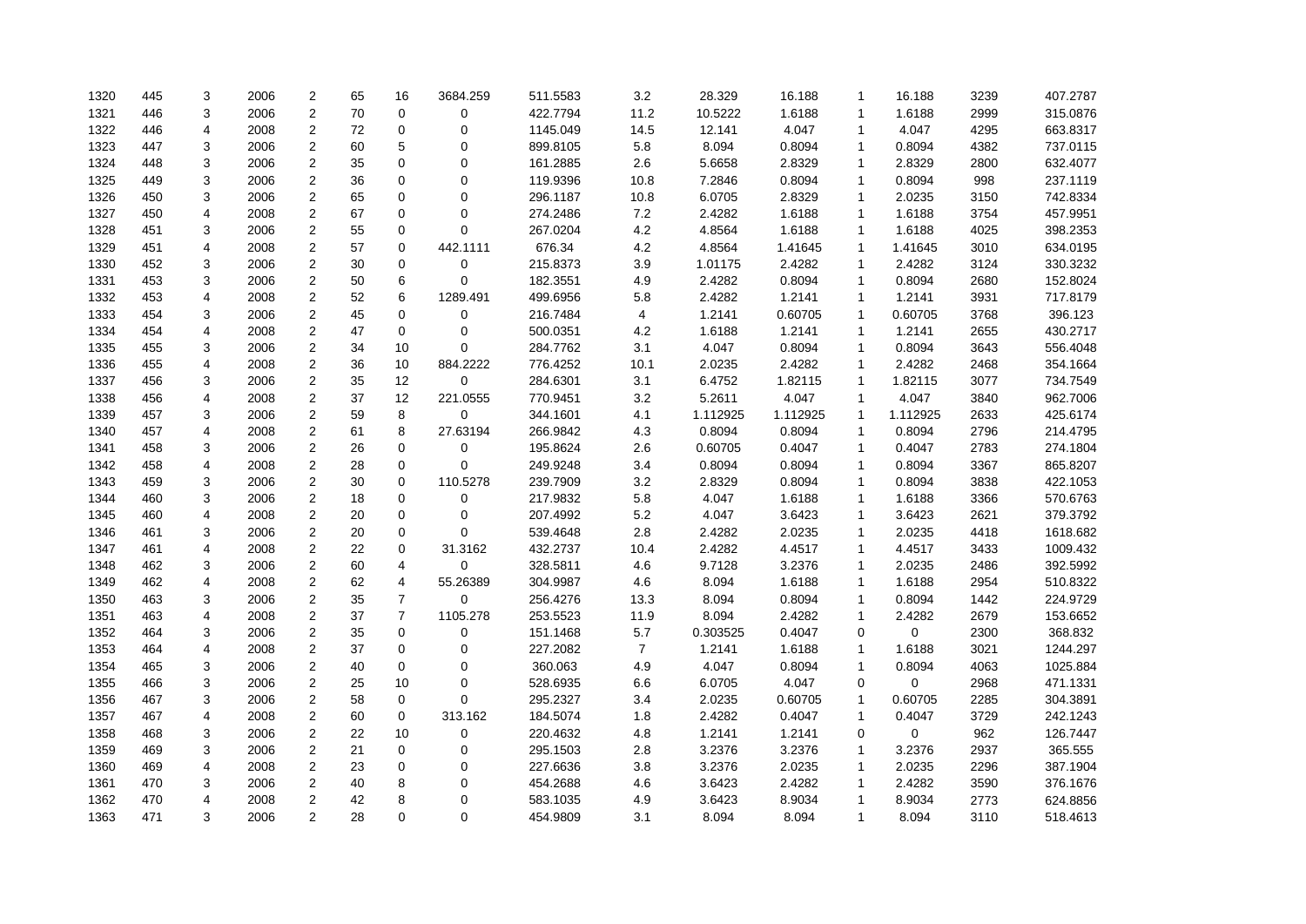| | | | | | | | | | | | | | | | |
|---|---|---|---|---|---|---|---|---|---|---|---|---|---|---|---|
| 1320 | 445 | 3 | 2006 | 2 | 65 | 16 | 3684.259 | 511.5583 | 3.2 | 28.329 | 16.188 | 1 | 16.188 | 3239 | 407.2787 |
| 1321 | 446 | 3 | 2006 | 2 | 70 | 0 | 0 | 422.7794 | 11.2 | 10.5222 | 1.6188 | 1 | 1.6188 | 2999 | 315.0876 |
| 1322 | 446 | 4 | 2008 | 2 | 72 | 0 | 0 | 1145.049 | 14.5 | 12.141 | 4.047 | 1 | 4.047 | 4295 | 663.8317 |
| 1323 | 447 | 3 | 2006 | 2 | 60 | 5 | 0 | 899.8105 | 5.8 | 8.094 | 0.8094 | 1 | 0.8094 | 4382 | 737.0115 |
| 1324 | 448 | 3 | 2006 | 2 | 35 | 0 | 0 | 161.2885 | 2.6 | 5.6658 | 2.8329 | 1 | 2.8329 | 2800 | 632.4077 |
| 1325 | 449 | 3 | 2006 | 2 | 36 | 0 | 0 | 119.9396 | 10.8 | 7.2846 | 0.8094 | 1 | 0.8094 | 998 | 237.1119 |
| 1326 | 450 | 3 | 2006 | 2 | 65 | 0 | 0 | 296.1187 | 10.8 | 6.0705 | 2.8329 | 1 | 2.0235 | 3150 | 742.8334 |
| 1327 | 450 | 4 | 2008 | 2 | 67 | 0 | 0 | 274.2486 | 7.2 | 2.4282 | 1.6188 | 1 | 1.6188 | 3754 | 457.9951 |
| 1328 | 451 | 3 | 2006 | 2 | 55 | 0 | 0 | 267.0204 | 4.2 | 4.8564 | 1.6188 | 1 | 1.6188 | 4025 | 398.2353 |
| 1329 | 451 | 4 | 2008 | 2 | 57 | 0 | 442.1111 | 676.34 | 4.2 | 4.8564 | 1.41645 | 1 | 1.41645 | 3010 | 634.0195 |
| 1330 | 452 | 3 | 2006 | 2 | 30 | 0 | 0 | 215.8373 | 3.9 | 1.01175 | 2.4282 | 1 | 2.4282 | 3124 | 330.3232 |
| 1331 | 453 | 3 | 2006 | 2 | 50 | 6 | 0 | 182.3551 | 4.9 | 2.4282 | 0.8094 | 1 | 0.8094 | 2680 | 152.8024 |
| 1332 | 453 | 4 | 2008 | 2 | 52 | 6 | 1289.491 | 499.6956 | 5.8 | 2.4282 | 1.2141 | 1 | 1.2141 | 3931 | 717.8179 |
| 1333 | 454 | 3 | 2006 | 2 | 45 | 0 | 0 | 216.7484 | 4 | 1.2141 | 0.60705 | 1 | 0.60705 | 3768 | 396.123 |
| 1334 | 454 | 4 | 2008 | 2 | 47 | 0 | 0 | 500.0351 | 4.2 | 1.6188 | 1.2141 | 1 | 1.2141 | 2655 | 430.2717 |
| 1335 | 455 | 3 | 2006 | 2 | 34 | 10 | 0 | 284.7762 | 3.1 | 4.047 | 0.8094 | 1 | 0.8094 | 3643 | 556.4048 |
| 1336 | 455 | 4 | 2008 | 2 | 36 | 10 | 884.2222 | 776.4252 | 10.1 | 2.0235 | 2.4282 | 1 | 2.4282 | 2468 | 354.1664 |
| 1337 | 456 | 3 | 2006 | 2 | 35 | 12 | 0 | 284.6301 | 3.1 | 6.4752 | 1.82115 | 1 | 1.82115 | 3077 | 734.7549 |
| 1338 | 456 | 4 | 2008 | 2 | 37 | 12 | 221.0555 | 770.9451 | 3.2 | 5.2611 | 4.047 | 1 | 4.047 | 3840 | 962.7006 |
| 1339 | 457 | 3 | 2006 | 2 | 59 | 8 | 0 | 344.1601 | 4.1 | 1.112925 | 1.112925 | 1 | 1.112925 | 2633 | 425.6174 |
| 1340 | 457 | 4 | 2008 | 2 | 61 | 8 | 27.63194 | 266.9842 | 4.3 | 0.8094 | 0.8094 | 1 | 0.8094 | 2796 | 214.4795 |
| 1341 | 458 | 3 | 2006 | 2 | 26 | 0 | 0 | 195.8624 | 2.6 | 0.60705 | 0.4047 | 1 | 0.4047 | 2783 | 274.1804 |
| 1342 | 458 | 4 | 2008 | 2 | 28 | 0 | 0 | 249.9248 | 3.4 | 0.8094 | 0.8094 | 1 | 0.8094 | 3367 | 865.8207 |
| 1343 | 459 | 3 | 2006 | 2 | 30 | 0 | 110.5278 | 239.7909 | 3.2 | 2.8329 | 0.8094 | 1 | 0.8094 | 3838 | 422.1053 |
| 1344 | 460 | 3 | 2006 | 2 | 18 | 0 | 0 | 217.9832 | 5.8 | 4.047 | 1.6188 | 1 | 1.6188 | 3366 | 570.6763 |
| 1345 | 460 | 4 | 2008 | 2 | 20 | 0 | 0 | 207.4992 | 5.2 | 4.047 | 3.6423 | 1 | 3.6423 | 2621 | 379.3792 |
| 1346 | 461 | 3 | 2006 | 2 | 20 | 0 | 0 | 539.4648 | 2.8 | 2.4282 | 2.0235 | 1 | 2.0235 | 4418 | 1618.682 |
| 1347 | 461 | 4 | 2008 | 2 | 22 | 0 | 31.3162 | 432.2737 | 10.4 | 2.4282 | 4.4517 | 1 | 4.4517 | 3433 | 1009.432 |
| 1348 | 462 | 3 | 2006 | 2 | 60 | 4 | 0 | 328.5811 | 4.6 | 9.7128 | 3.2376 | 1 | 2.0235 | 2486 | 392.5992 |
| 1349 | 462 | 4 | 2008 | 2 | 62 | 4 | 55.26389 | 304.9987 | 4.6 | 8.094 | 1.6188 | 1 | 1.6188 | 2954 | 510.8322 |
| 1350 | 463 | 3 | 2006 | 2 | 35 | 7 | 0 | 256.4276 | 13.3 | 8.094 | 0.8094 | 1 | 0.8094 | 1442 | 224.9729 |
| 1351 | 463 | 4 | 2008 | 2 | 37 | 7 | 1105.278 | 253.5523 | 11.9 | 8.094 | 2.4282 | 1 | 2.4282 | 2679 | 153.6652 |
| 1352 | 464 | 3 | 2006 | 2 | 35 | 0 | 0 | 151.1468 | 5.7 | 0.303525 | 0.4047 | 0 | 0 | 2300 | 368.832 |
| 1353 | 464 | 4 | 2008 | 2 | 37 | 0 | 0 | 227.2082 | 7 | 1.2141 | 1.6188 | 1 | 1.6188 | 3021 | 1244.297 |
| 1354 | 465 | 3 | 2006 | 2 | 40 | 0 | 0 | 360.063 | 4.9 | 4.047 | 0.8094 | 1 | 0.8094 | 4063 | 1025.884 |
| 1355 | 466 | 3 | 2006 | 2 | 25 | 10 | 0 | 528.6935 | 6.6 | 6.0705 | 4.047 | 0 | 0 | 2968 | 471.1331 |
| 1356 | 467 | 3 | 2006 | 2 | 58 | 0 | 0 | 295.2327 | 3.4 | 2.0235 | 0.60705 | 1 | 0.60705 | 2285 | 304.3891 |
| 1357 | 467 | 4 | 2008 | 2 | 60 | 0 | 313.162 | 184.5074 | 1.8 | 2.4282 | 0.4047 | 1 | 0.4047 | 3729 | 242.1243 |
| 1358 | 468 | 3 | 2006 | 2 | 22 | 10 | 0 | 220.4632 | 4.8 | 1.2141 | 1.2141 | 0 | 0 | 962 | 126.7447 |
| 1359 | 469 | 3 | 2006 | 2 | 21 | 0 | 0 | 295.1503 | 2.8 | 3.2376 | 3.2376 | 1 | 3.2376 | 2937 | 365.555 |
| 1360 | 469 | 4 | 2008 | 2 | 23 | 0 | 0 | 227.6636 | 3.8 | 3.2376 | 2.0235 | 1 | 2.0235 | 2296 | 387.1904 |
| 1361 | 470 | 3 | 2006 | 2 | 40 | 8 | 0 | 454.2688 | 4.6 | 3.6423 | 2.4282 | 1 | 2.4282 | 3590 | 376.1676 |
| 1362 | 470 | 4 | 2008 | 2 | 42 | 8 | 0 | 583.1035 | 4.9 | 3.6423 | 8.9034 | 1 | 8.9034 | 2773 | 624.8856 |
| 1363 | 471 | 3 | 2006 | 2 | 28 | 0 | 0 | 454.9809 | 3.1 | 8.094 | 8.094 | 1 | 8.094 | 3110 | 518.4613 |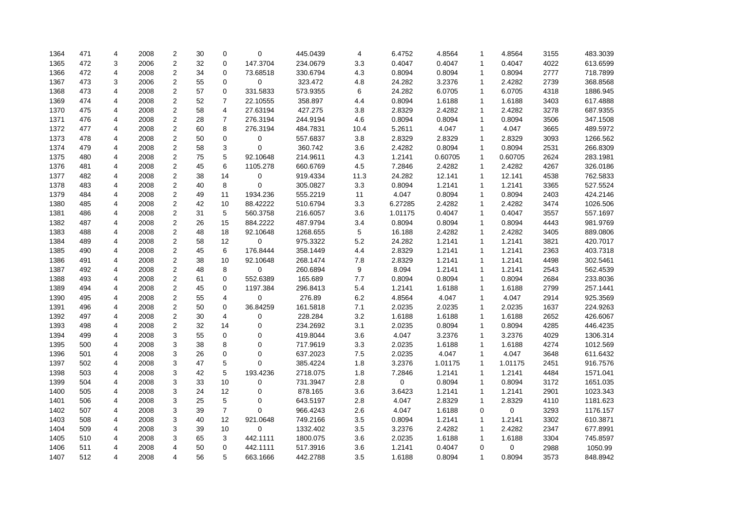| | | | | | | | | | | | | | | | |
|---|---|---|---|---|---|---|---|---|---|---|---|---|---|---|---|
| 1364 | 471 | 4 | 2008 | 2 | 30 | 0 | 0 | 445.0439 | 4 | 6.4752 | 4.8564 | 1 | 4.8564 | 3155 | 483.3039 |
| 1365 | 472 | 3 | 2006 | 2 | 32 | 0 | 147.3704 | 234.0679 | 3.3 | 0.4047 | 0.4047 | 1 | 0.4047 | 4022 | 613.6599 |
| 1366 | 472 | 4 | 2008 | 2 | 34 | 0 | 73.68518 | 330.6794 | 4.3 | 0.8094 | 0.8094 | 1 | 0.8094 | 2777 | 718.7899 |
| 1367 | 473 | 3 | 2006 | 2 | 55 | 0 | 0 | 323.472 | 4.8 | 24.282 | 3.2376 | 1 | 2.4282 | 2739 | 368.8568 |
| 1368 | 473 | 4 | 2008 | 2 | 57 | 0 | 331.5833 | 573.9355 | 6 | 24.282 | 6.0705 | 1 | 6.0705 | 4318 | 1886.945 |
| 1369 | 474 | 4 | 2008 | 2 | 52 | 7 | 22.10555 | 358.897 | 4.4 | 0.8094 | 1.6188 | 1 | 1.6188 | 3403 | 617.4888 |
| 1370 | 475 | 4 | 2008 | 2 | 58 | 4 | 27.63194 | 427.275 | 3.8 | 2.8329 | 2.4282 | 1 | 2.4282 | 3278 | 687.9355 |
| 1371 | 476 | 4 | 2008 | 2 | 28 | 7 | 276.3194 | 244.9194 | 4.6 | 0.8094 | 0.8094 | 1 | 0.8094 | 3506 | 347.1508 |
| 1372 | 477 | 4 | 2008 | 2 | 60 | 8 | 276.3194 | 484.7831 | 10.4 | 5.2611 | 4.047 | 1 | 4.047 | 3665 | 489.5972 |
| 1373 | 478 | 4 | 2008 | 2 | 50 | 0 | 0 | 557.6837 | 3.8 | 2.8329 | 2.8329 | 1 | 2.8329 | 3093 | 1266.562 |
| 1374 | 479 | 4 | 2008 | 2 | 58 | 3 | 0 | 360.742 | 3.6 | 2.4282 | 0.8094 | 1 | 0.8094 | 2531 | 266.8309 |
| 1375 | 480 | 4 | 2008 | 2 | 75 | 5 | 92.10648 | 214.9611 | 4.3 | 1.2141 | 0.60705 | 1 | 0.60705 | 2624 | 283.1981 |
| 1376 | 481 | 4 | 2008 | 2 | 45 | 6 | 1105.278 | 660.6769 | 4.5 | 7.2846 | 2.4282 | 1 | 2.4282 | 4267 | 326.0186 |
| 1377 | 482 | 4 | 2008 | 2 | 38 | 14 | 0 | 919.4334 | 11.3 | 24.282 | 12.141 | 1 | 12.141 | 4538 | 762.5833 |
| 1378 | 483 | 4 | 2008 | 2 | 40 | 8 | 0 | 305.0827 | 3.3 | 0.8094 | 1.2141 | 1 | 1.2141 | 3365 | 527.5524 |
| 1379 | 484 | 4 | 2008 | 2 | 49 | 11 | 1934.236 | 555.2219 | 11 | 4.047 | 0.8094 | 1 | 0.8094 | 2403 | 424.2146 |
| 1380 | 485 | 4 | 2008 | 2 | 42 | 10 | 88.42222 | 510.6794 | 3.3 | 6.27285 | 2.4282 | 1 | 2.4282 | 3474 | 1026.506 |
| 1381 | 486 | 4 | 2008 | 2 | 31 | 5 | 560.3758 | 216.6057 | 3.6 | 1.01175 | 0.4047 | 1 | 0.4047 | 3557 | 557.1697 |
| 1382 | 487 | 4 | 2008 | 2 | 26 | 15 | 884.2222 | 487.9794 | 3.4 | 0.8094 | 0.8094 | 1 | 0.8094 | 4443 | 981.9769 |
| 1383 | 488 | 4 | 2008 | 2 | 48 | 18 | 92.10648 | 1268.655 | 5 | 16.188 | 2.4282 | 1 | 2.4282 | 3405 | 889.0806 |
| 1384 | 489 | 4 | 2008 | 2 | 58 | 12 | 0 | 975.3322 | 5.2 | 24.282 | 1.2141 | 1 | 1.2141 | 3821 | 420.7017 |
| 1385 | 490 | 4 | 2008 | 2 | 45 | 6 | 176.8444 | 358.1449 | 4.4 | 2.8329 | 1.2141 | 1 | 1.2141 | 2363 | 403.7318 |
| 1386 | 491 | 4 | 2008 | 2 | 38 | 10 | 92.10648 | 268.1474 | 7.8 | 2.8329 | 1.2141 | 1 | 1.2141 | 4498 | 302.5461 |
| 1387 | 492 | 4 | 2008 | 2 | 48 | 8 | 0 | 260.6894 | 9 | 8.094 | 1.2141 | 1 | 1.2141 | 2543 | 562.4539 |
| 1388 | 493 | 4 | 2008 | 2 | 61 | 0 | 552.6389 | 165.689 | 7.7 | 0.8094 | 0.8094 | 1 | 0.8094 | 2684 | 233.8036 |
| 1389 | 494 | 4 | 2008 | 2 | 45 | 0 | 1197.384 | 296.8413 | 5.4 | 1.2141 | 1.6188 | 1 | 1.6188 | 2799 | 257.1441 |
| 1390 | 495 | 4 | 2008 | 2 | 55 | 4 | 0 | 276.89 | 6.2 | 4.8564 | 4.047 | 1 | 4.047 | 2914 | 925.3569 |
| 1391 | 496 | 4 | 2008 | 2 | 50 | 0 | 36.84259 | 161.5818 | 7.1 | 2.0235 | 2.0235 | 1 | 2.0235 | 1637 | 224.9263 |
| 1392 | 497 | 4 | 2008 | 2 | 30 | 4 | 0 | 228.284 | 3.2 | 1.6188 | 1.6188 | 1 | 1.6188 | 2652 | 426.6067 |
| 1393 | 498 | 4 | 2008 | 2 | 32 | 14 | 0 | 234.2692 | 3.1 | 2.0235 | 0.8094 | 1 | 0.8094 | 4285 | 446.4235 |
| 1394 | 499 | 4 | 2008 | 3 | 55 | 0 | 0 | 419.8044 | 3.6 | 4.047 | 3.2376 | 1 | 3.2376 | 4029 | 1306.314 |
| 1395 | 500 | 4 | 2008 | 3 | 38 | 8 | 0 | 717.9619 | 3.3 | 2.0235 | 1.6188 | 1 | 1.6188 | 4274 | 1012.569 |
| 1396 | 501 | 4 | 2008 | 3 | 26 | 0 | 0 | 637.2023 | 7.5 | 2.0235 | 4.047 | 1 | 4.047 | 3648 | 611.6432 |
| 1397 | 502 | 4 | 2008 | 3 | 47 | 5 | 0 | 385.4224 | 1.8 | 3.2376 | 1.01175 | 1 | 1.01175 | 2451 | 916.7576 |
| 1398 | 503 | 4 | 2008 | 3 | 42 | 5 | 193.4236 | 2718.075 | 1.8 | 7.2846 | 1.2141 | 1 | 1.2141 | 4484 | 1571.041 |
| 1399 | 504 | 4 | 2008 | 3 | 33 | 10 | 0 | 731.3947 | 2.8 | 0 | 0.8094 | 1 | 0.8094 | 3172 | 1651.035 |
| 1400 | 505 | 4 | 2008 | 3 | 24 | 12 | 0 | 878.165 | 3.6 | 3.6423 | 1.2141 | 1 | 1.2141 | 2901 | 1023.343 |
| 1401 | 506 | 4 | 2008 | 3 | 25 | 5 | 0 | 643.5197 | 2.8 | 4.047 | 2.8329 | 1 | 2.8329 | 4110 | 1181.623 |
| 1402 | 507 | 4 | 2008 | 3 | 39 | 7 | 0 | 966.4243 | 2.6 | 4.047 | 1.6188 | 0 | 0 | 3293 | 1176.157 |
| 1403 | 508 | 4 | 2008 | 3 | 40 | 12 | 921.0648 | 749.2166 | 3.5 | 0.8094 | 1.2141 | 1 | 1.2141 | 3302 | 610.3871 |
| 1404 | 509 | 4 | 2008 | 3 | 39 | 10 | 0 | 1332.402 | 3.5 | 3.2376 | 2.4282 | 1 | 2.4282 | 2347 | 677.8991 |
| 1405 | 510 | 4 | 2008 | 3 | 65 | 3 | 442.1111 | 1800.075 | 3.6 | 2.0235 | 1.6188 | 1 | 1.6188 | 3304 | 745.8597 |
| 1406 | 511 | 4 | 2008 | 4 | 50 | 0 | 442.1111 | 517.3916 | 3.6 | 1.2141 | 0.4047 | 0 | 0 | 2988 | 1050.99 |
| 1407 | 512 | 4 | 2008 | 4 | 56 | 5 | 663.1666 | 442.2788 | 3.5 | 1.6188 | 0.8094 | 1 | 0.8094 | 3573 | 848.8942 |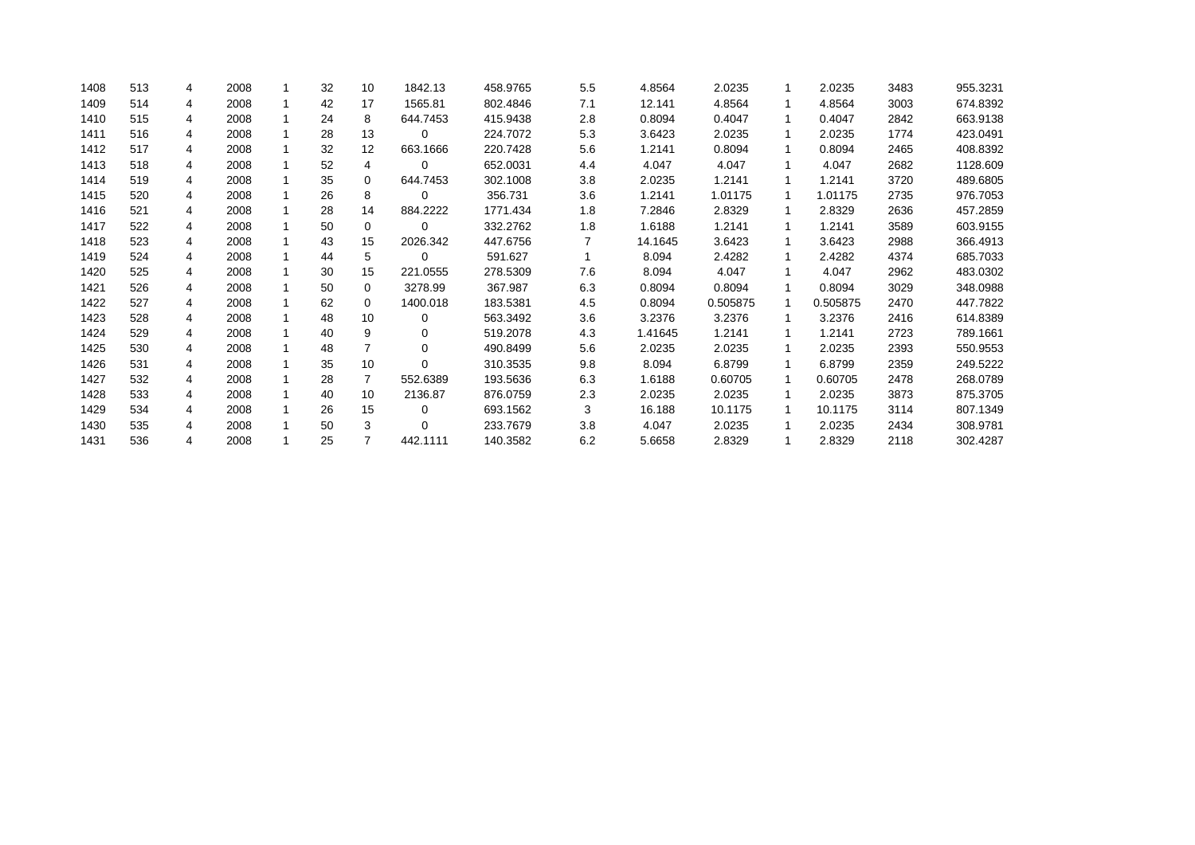| | | | | | | | | | | | | | | | |
|---|---|---|---|---|---|---|---|---|---|---|---|---|---|---|---|
| 1408 | 513 | 4 | 2008 | 1 | 32 | 10 | 1842.13 | 458.9765 | 5.5 | 4.8564 | 2.0235 | 1 | 2.0235 | 3483 | 955.3231 |
| 1409 | 514 | 4 | 2008 | 1 | 42 | 17 | 1565.81 | 802.4846 | 7.1 | 12.141 | 4.8564 | 1 | 4.8564 | 3003 | 674.8392 |
| 1410 | 515 | 4 | 2008 | 1 | 24 | 8 | 644.7453 | 415.9438 | 2.8 | 0.8094 | 0.4047 | 1 | 0.4047 | 2842 | 663.9138 |
| 1411 | 516 | 4 | 2008 | 1 | 28 | 13 | 0 | 224.7072 | 5.3 | 3.6423 | 2.0235 | 1 | 2.0235 | 1774 | 423.0491 |
| 1412 | 517 | 4 | 2008 | 1 | 32 | 12 | 663.1666 | 220.7428 | 5.6 | 1.2141 | 0.8094 | 1 | 0.8094 | 2465 | 408.8392 |
| 1413 | 518 | 4 | 2008 | 1 | 52 | 4 | 0 | 652.0031 | 4.4 | 4.047 | 4.047 | 1 | 4.047 | 2682 | 1128.609 |
| 1414 | 519 | 4 | 2008 | 1 | 35 | 0 | 644.7453 | 302.1008 | 3.8 | 2.0235 | 1.2141 | 1 | 1.2141 | 3720 | 489.6805 |
| 1415 | 520 | 4 | 2008 | 1 | 26 | 8 | 0 | 356.731 | 3.6 | 1.2141 | 1.01175 | 1 | 1.01175 | 2735 | 976.7053 |
| 1416 | 521 | 4 | 2008 | 1 | 28 | 14 | 884.2222 | 1771.434 | 1.8 | 7.2846 | 2.8329 | 1 | 2.8329 | 2636 | 457.2859 |
| 1417 | 522 | 4 | 2008 | 1 | 50 | 0 | 0 | 332.2762 | 1.8 | 1.6188 | 1.2141 | 1 | 1.2141 | 3589 | 603.9155 |
| 1418 | 523 | 4 | 2008 | 1 | 43 | 15 | 2026.342 | 447.6756 | 7 | 14.1645 | 3.6423 | 1 | 3.6423 | 2988 | 366.4913 |
| 1419 | 524 | 4 | 2008 | 1 | 44 | 5 | 0 | 591.627 | 1 | 8.094 | 2.4282 | 1 | 2.4282 | 4374 | 685.7033 |
| 1420 | 525 | 4 | 2008 | 1 | 30 | 15 | 221.0555 | 278.5309 | 7.6 | 8.094 | 4.047 | 1 | 4.047 | 2962 | 483.0302 |
| 1421 | 526 | 4 | 2008 | 1 | 50 | 0 | 3278.99 | 367.987 | 6.3 | 0.8094 | 0.8094 | 1 | 0.8094 | 3029 | 348.0988 |
| 1422 | 527 | 4 | 2008 | 1 | 62 | 0 | 1400.018 | 183.5381 | 4.5 | 0.8094 | 0.505875 | 1 | 0.505875 | 2470 | 447.7822 |
| 1423 | 528 | 4 | 2008 | 1 | 48 | 10 | 0 | 563.3492 | 3.6 | 3.2376 | 3.2376 | 1 | 3.2376 | 2416 | 614.8389 |
| 1424 | 529 | 4 | 2008 | 1 | 40 | 9 | 0 | 519.2078 | 4.3 | 1.41645 | 1.2141 | 1 | 1.2141 | 2723 | 789.1661 |
| 1425 | 530 | 4 | 2008 | 1 | 48 | 7 | 0 | 490.8499 | 5.6 | 2.0235 | 2.0235 | 1 | 2.0235 | 2393 | 550.9553 |
| 1426 | 531 | 4 | 2008 | 1 | 35 | 10 | 0 | 310.3535 | 9.8 | 8.094 | 6.8799 | 1 | 6.8799 | 2359 | 249.5222 |
| 1427 | 532 | 4 | 2008 | 1 | 28 | 7 | 552.6389 | 193.5636 | 6.3 | 1.6188 | 0.60705 | 1 | 0.60705 | 2478 | 268.0789 |
| 1428 | 533 | 4 | 2008 | 1 | 40 | 10 | 2136.87 | 876.0759 | 2.3 | 2.0235 | 2.0235 | 1 | 2.0235 | 3873 | 875.3705 |
| 1429 | 534 | 4 | 2008 | 1 | 26 | 15 | 0 | 693.1562 | 3 | 16.188 | 10.1175 | 1 | 10.1175 | 3114 | 807.1349 |
| 1430 | 535 | 4 | 2008 | 1 | 50 | 3 | 0 | 233.7679 | 3.8 | 4.047 | 2.0235 | 1 | 2.0235 | 2434 | 308.9781 |
| 1431 | 536 | 4 | 2008 | 1 | 25 | 7 | 442.1111 | 140.3582 | 6.2 | 5.6658 | 2.8329 | 1 | 2.8329 | 2118 | 302.4287 |